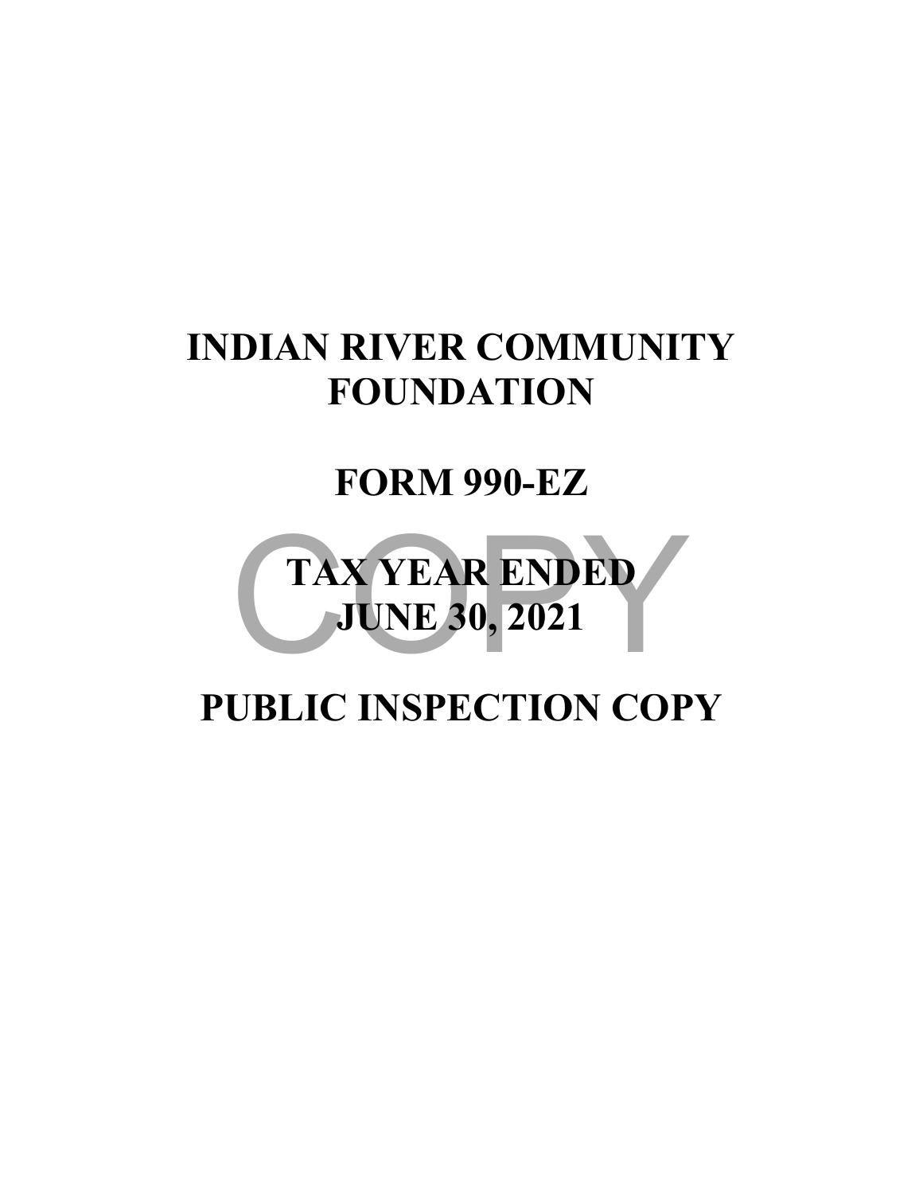# INDIAN RIVER COMMUNITY FOUNDATION

# FORM 990-EZ

# TAX YEAR ENDED JUNE 30, 2021

# PUBLIC INSPECTION COPY

COPY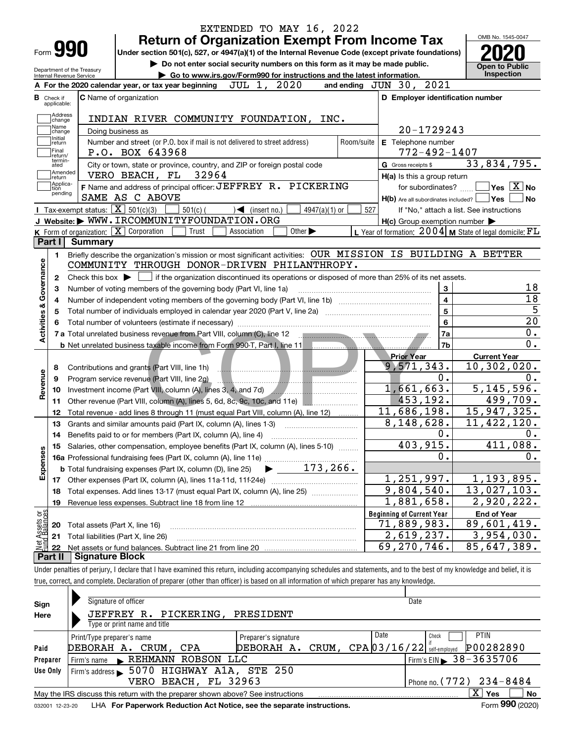EXTENDED TO MAY 16, 2022

# Form 990 — Return of Organization Exempt From Income Tax (2020)

Under section 501(c), 527, or 4947(a)(1) of the Internal Revenue Code (except private foundations)

▶ Do not enter social security numbers on this form as it may be made public.

▶ Go to www.irs.gov/Form990 for instructions and the latest information.

Department of the Treasury
Internal Revenue Service

OMB No. 1545-0047

**Open to Public Inspection**

**A** For the 2020 calendar year, or tax year beginning JUL 1, 2020 and ending JUN 30, 2021

**B** Check if applicable: Address change, Name change, Initial return, Final return/terminated, Amended return, Application pending

**C** Name of organization: INDIAN RIVER COMMUNITY FOUNDATION, INC.

Doing business as

Number and street (or P.O. box if mail is not delivered to street address): P.O. BOX 643968 — Room/suite

City or town, state or province, country, and ZIP or foreign postal code: VERO BEACH, FL 32964

**D** Employer identification number: 20-1729243

**E** Telephone number: 772-492-1407

**G** Gross receipts $ 33,834,795.

**F** Name and address of principal officer: JEFFREY R. PICKERING, SAME AS C ABOVE

**H(a)** Is this a group return for subordinates? Yes [ ] No [X]

**H(b)** Are all subordinates included? Yes [ ] No [ ] — If "No," attach a list. See instructions

**H(c)** Group exemption number ▶

**I** Tax-exempt status: [X] 501(c)(3) [ ] 501(c) ( ) ◀ (insert no.) [ ] 4947(a)(1) or [ ] 527

**J** Website: ▶ WWW.IRCOMMUNITYFOUNDATION.ORG

**K** Form of organization: [X] Corporation [ ] Trust [ ] Association [ ] Other ▶

**L** Year of formation: 2004 **M** State of legal domicile: FL

## Part I Summary

**Activities & Governance**

1 Briefly describe the organization's mission or most significant activities: OUR MISSION IS BUILDING A BETTER COMMUNITY THROUGH DONOR-DRIVEN PHILANTHROPY.

2 Check this box ▶ [ ] if the organization discontinued its operations or disposed of more than 25% of its net assets.

| Line | Description | No. | Value |
|---|---|---|---|
| 3 | Number of voting members of the governing body (Part VI, line 1a) | 3 | 18 |
| 4 | Number of independent voting members of the governing body (Part VI, line 1b) | 4 | 18 |
| 5 | Total number of individuals employed in calendar year 2020 (Part V, line 2a) | 5 | 5 |
| 6 | Total number of volunteers (estimate if necessary) | 6 | 20 |
| 7a | Total unrelated business revenue from Part VIII, column (C), line 12 | 7a | 0. |
| 7b | Net unrelated business taxable income from Form 990-T, Part I, line 11 | 7b | 0. |

| | Line | Description | Prior Year | Current Year |
|---|---|---|---|---|
| Revenue | 8 | Contributions and grants (Part VIII, line 1h) | 9,571,343. | 10,302,020. |
| | 9 | Program service revenue (Part VIII, line 2g) | 0. | 0. |
| | 10 | Investment income (Part VIII, column (A), lines 3, 4, and 7d) | 1,661,663. | 5,145,596. |
| | 11 | Other revenue (Part VIII, column (A), lines 5, 6d, 8c, 9c, 10c, and 11e) | 453,192. | 499,709. |
| | 12 | Total revenue - add lines 8 through 11 (must equal Part VIII, column (A), line 12) | 11,686,198. | 15,947,325. |
| Expenses | 13 | Grants and similar amounts paid (Part IX, column (A), lines 1-3) | 8,148,628. | 11,422,120. |
| | 14 | Benefits paid to or for members (Part IX, column (A), line 4) | 0. | 0. |
| | 15 | Salaries, other compensation, employee benefits (Part IX, column (A), lines 5-10) | 403,915. | 411,088. |
| | 16a | Professional fundraising fees (Part IX, column (A), line 11e) | 0. | 0. |
| | b | Total fundraising expenses (Part IX, column (D), line 25) ▶ 173,266. | | |
| | 17 | Other expenses (Part IX, column (A), lines 11a-11d, 11f-24e) | 1,251,997. | 1,193,895. |
| | 18 | Total expenses. Add lines 13-17 (must equal Part IX, column (A), line 25) | 9,804,540. | 13,027,103. |
| | 19 | Revenue less expenses. Subtract line 18 from line 12 | 1,881,658. | 2,920,222. |

| | Line | Description | Beginning of Current Year | End of Year |
|---|---|---|---|---|
| Net Assets or Fund Balances | 20 | Total assets (Part X, line 16) | 71,889,983. | 89,601,419. |
| | 21 | Total liabilities (Part X, line 26) | 2,619,237. | 3,954,030. |
| | 22 | Net assets or fund balances. Subtract line 21 from line 20 | 69,270,746. | 85,647,389. |

## Part II Signature Block

Under penalties of perjury, I declare that I have examined this return, including accompanying schedules and statements, and to the best of my knowledge and belief, it is true, correct, and complete. Declaration of preparer (other than officer) is based on all information of which preparer has any knowledge.

**Sign Here**

Signature of officer — Date

JEFFREY R. PICKERING, PRESIDENT
Type or print name and title

**Paid Preparer Use Only**

| Print/Type preparer's name | Preparer's signature | Date | Check if self-employed | PTIN |
|---|---|---|---|---|
| DEBORAH A. CRUM, CPA | DEBORAH A. CRUM, CPA | 03/16/22 | [ ] | P00282890 |

Firm's name ▶ REHMANN ROBSON LLC — Firm's EIN ▶ 38-3635706

Firm's address ▶ 5070 HIGHWAY A1A, STE 250, VERO BEACH, FL 32963 — Phone no. (772) 234-8484

May the IRS discuss this return with the preparer shown above? See instructions [X] Yes [ ] No

032001 12-23-20 LHA For Paperwork Reduction Act Notice, see the separate instructions. Form 990 (2020)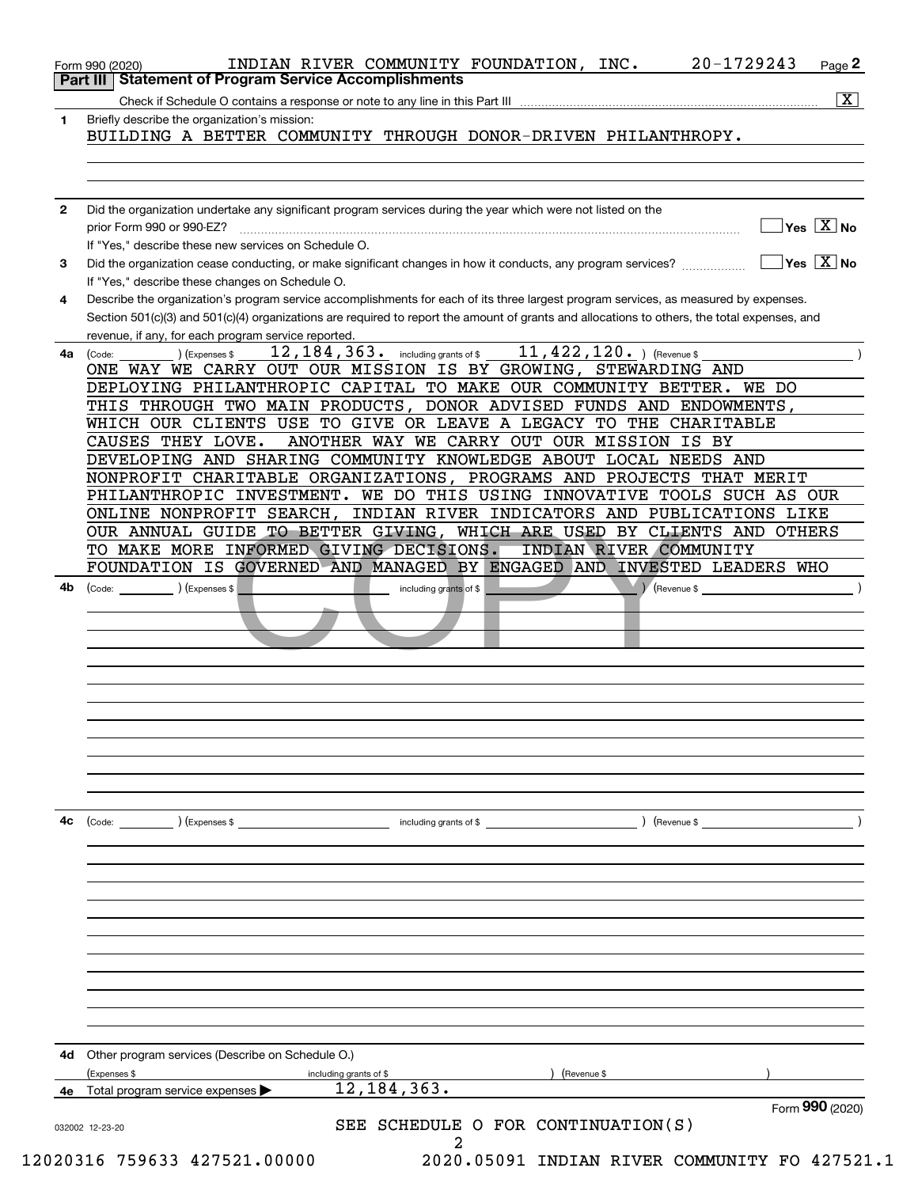Form 990 (2020) INDIAN RIVER COMMUNITY FOUNDATION, INC. 20-1729243 Page 2

## Part III Statement of Program Service Accomplishments

Check if Schedule O contains a response or note to any line in this Part III .......... [X]

**1** Briefly describe the organization's mission:

BUILDING A BETTER COMMUNITY THROUGH DONOR-DRIVEN PHILANTHROPY.

**2** Did the organization undertake any significant program services during the year which were not listed on the prior Form 990 or 990-EZ? .......... [ ] Yes [X] No

If "Yes," describe these new services on Schedule O.

**3** Did the organization cease conducting, or make significant changes in how it conducts, any program services? .......... [ ] Yes [X] No

If "Yes," describe these changes on Schedule O.

**4** Describe the organization's program service accomplishments for each of its three largest program services, as measured by expenses. Section 501(c)(3) and 501(c)(4) organizations are required to report the amount of grants and allocations to others, the total expenses, and revenue, if any, for each program service reported.

**4a** (Code: ) (Expenses $ 12,184,363. including grants of $ 11,422,120. ) (Revenue $ )

ONE WAY WE CARRY OUT OUR MISSION IS BY GROWING, STEWARDING AND DEPLOYING PHILANTHROPIC CAPITAL TO MAKE OUR COMMUNITY BETTER. WE DO THIS THROUGH TWO MAIN PRODUCTS, DONOR ADVISED FUNDS AND ENDOWMENTS, WHICH OUR CLIENTS USE TO GIVE OR LEAVE A LEGACY TO THE CHARITABLE CAUSES THEY LOVE. ANOTHER WAY WE CARRY OUT OUR MISSION IS BY DEVELOPING AND SHARING COMMUNITY KNOWLEDGE ABOUT LOCAL NEEDS AND NONPROFIT CHARITABLE ORGANIZATIONS, PROGRAMS AND PROJECTS THAT MERIT PHILANTHROPIC INVESTMENT. WE DO THIS USING INNOVATIVE TOOLS SUCH AS OUR ONLINE NONPROFIT SEARCH, INDIAN RIVER INDICATORS AND PUBLICATIONS LIKE OUR ANNUAL GUIDE TO BETTER GIVING, WHICH ARE USED BY CLIENTS AND OTHERS TO MAKE MORE INFORMED GIVING DECISIONS. INDIAN RIVER COMMUNITY FOUNDATION IS GOVERNED AND MANAGED BY ENGAGED AND INVESTED LEADERS WHO

**4b** (Code: ) (Expenses $ including grants of $ ) (Revenue $ )

**4c** (Code: ) (Expenses $ including grants of $ ) (Revenue $ )

**4d** Other program services (Describe on Schedule O.)

(Expenses $ including grants of $ ) (Revenue $ )

**4e** Total program service expenses ▶ 12,184,363.

SEE SCHEDULE O FOR CONTINUATION(S)

Form **990** (2020)

032002 12-23-20

12020316 759633 427521.00000 2020.05091 INDIAN RIVER COMMUNITY FO 427521.1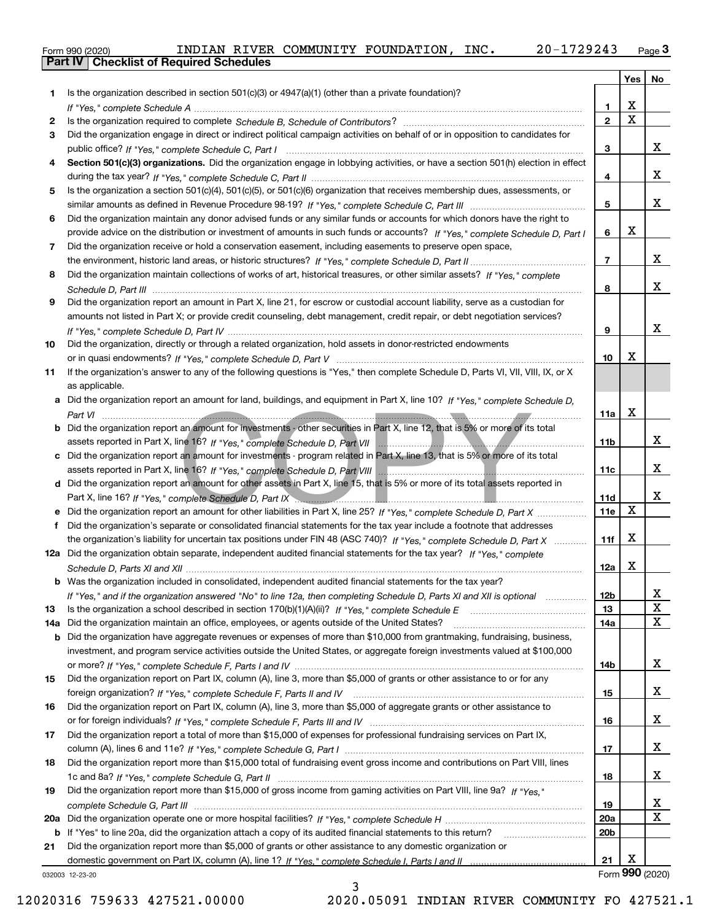Form 990 (2020) INDIAN RIVER COMMUNITY FOUNDATION, INC. 20-1729243 Page 3

**Part IV | Checklist of Required Schedules**

| | | | Yes | No |
|---|---|---|---|---|
| 1 | Is the organization described in section 501(c)(3) or 4947(a)(1) (other than a private foundation)? *If "Yes," complete Schedule A* | 1 | X | |
| 2 | Is the organization required to complete *Schedule B, Schedule of Contributors*? | 2 | X | |
| 3 | Did the organization engage in direct or indirect political campaign activities on behalf of or in opposition to candidates for public office? *If "Yes," complete Schedule C, Part I* | 3 | | X |
| 4 | **Section 501(c)(3) organizations.** Did the organization engage in lobbying activities, or have a section 501(h) election in effect during the tax year? *If "Yes," complete Schedule C, Part II* | 4 | | X |
| 5 | Is the organization a section 501(c)(4), 501(c)(5), or 501(c)(6) organization that receives membership dues, assessments, or similar amounts as defined in Revenue Procedure 98-19? *If "Yes," complete Schedule C, Part III* | 5 | | X |
| 6 | Did the organization maintain any donor advised funds or any similar funds or accounts for which donors have the right to provide advice on the distribution or investment of amounts in such funds or accounts? *If "Yes," complete Schedule D, Part I* | 6 | X | |
| 7 | Did the organization receive or hold a conservation easement, including easements to preserve open space, the environment, historic land areas, or historic structures? *If "Yes," complete Schedule D, Part II* | 7 | | X |
| 8 | Did the organization maintain collections of works of art, historical treasures, or other similar assets? *If "Yes," complete Schedule D, Part III* | 8 | | X |
| 9 | Did the organization report an amount in Part X, line 21, for escrow or custodial account liability, serve as a custodian for amounts not listed in Part X; or provide credit counseling, debt management, credit repair, or debt negotiation services? *If "Yes," complete Schedule D, Part IV* | 9 | | X |
| 10 | Did the organization, directly or through a related organization, hold assets in donor-restricted endowments or in quasi endowments? *If "Yes," complete Schedule D, Part V* | 10 | X | |
| 11 | If the organization's answer to any of the following questions is "Yes," then complete Schedule D, Parts VI, VII, VIII, IX, or X as applicable. | | | |
| a | Did the organization report an amount for land, buildings, and equipment in Part X, line 10? *If "Yes," complete Schedule D, Part VI* | 11a | X | |
| b | Did the organization report an amount for investments - other securities in Part X, line 12, that is 5% or more of its total assets reported in Part X, line 16? *If "Yes," complete Schedule D, Part VII* | 11b | | X |
| c | Did the organization report an amount for investments - program related in Part X, line 13, that is 5% or more of its total assets reported in Part X, line 16? *If "Yes," complete Schedule D, Part VIII* | 11c | | X |
| d | Did the organization report an amount for other assets in Part X, line 15, that is 5% or more of its total assets reported in Part X, line 16? *If "Yes," complete Schedule D, Part IX* | 11d | | X |
| e | Did the organization report an amount for other liabilities in Part X, line 25? *If "Yes," complete Schedule D, Part X* | 11e | X | |
| f | Did the organization's separate or consolidated financial statements for the tax year include a footnote that addresses the organization's liability for uncertain tax positions under FIN 48 (ASC 740)? *If "Yes," complete Schedule D, Part X* | 11f | X | |
| 12a | Did the organization obtain separate, independent audited financial statements for the tax year? *If "Yes," complete Schedule D, Parts XI and XII* | 12a | X | |
| b | Was the organization included in consolidated, independent audited financial statements for the tax year? *If "Yes," and if the organization answered "No" to line 12a, then completing Schedule D, Parts XI and XII is optional* | 12b | | X |
| 13 | Is the organization a school described in section 170(b)(1)(A)(ii)? *If "Yes," complete Schedule E* | 13 | | X |
| 14a | Did the organization maintain an office, employees, or agents outside of the United States? | 14a | | X |
| b | Did the organization have aggregate revenues or expenses of more than $10,000 from grantmaking, fundraising, business, investment, and program service activities outside the United States, or aggregate foreign investments valued at $100,000 or more? *If "Yes," complete Schedule F, Parts I and IV* | 14b | | X |
| 15 | Did the organization report on Part IX, column (A), line 3, more than $5,000 of grants or other assistance to or for any foreign organization? *If "Yes," complete Schedule F, Parts II and IV* | 15 | | X |
| 16 | Did the organization report on Part IX, column (A), line 3, more than $5,000 of aggregate grants or other assistance to or for foreign individuals? *If "Yes," complete Schedule F, Parts III and IV* | 16 | | X |
| 17 | Did the organization report a total of more than $15,000 of expenses for professional fundraising services on Part IX, column (A), lines 6 and 11e? *If "Yes," complete Schedule G, Part I* | 17 | | X |
| 18 | Did the organization report more than $15,000 total of fundraising event gross income and contributions on Part VIII, lines 1c and 8a? *If "Yes," complete Schedule G, Part II* | 18 | | X |
| 19 | Did the organization report more than $15,000 of gross income from gaming activities on Part VIII, line 9a? *If "Yes," complete Schedule G, Part III* | 19 | | X |
| 20a | Did the organization operate one or more hospital facilities? *If "Yes," complete Schedule H* | 20a | | X |
| b | If "Yes" to line 20a, did the organization attach a copy of its audited financial statements to this return? | 20b | | |
| 21 | Did the organization report more than $5,000 of grants or other assistance to any domestic organization or domestic government on Part IX, column (A), line 1? *If "Yes," complete Schedule I, Parts I and II* | 21 | X | |

032003 12-23-20 Form 990 (2020)

12020316 759633 427521.00000 2020.05091 INDIAN RIVER COMMUNITY FO 427521.1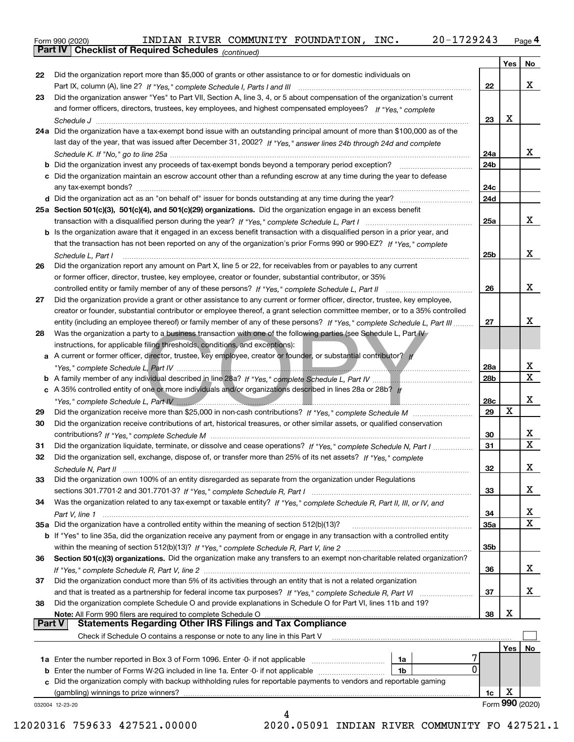Form 990 (2020) INDIAN RIVER COMMUNITY FOUNDATION, INC. 20-1729243 Page 4

## Part IV Checklist of Required Schedules *(continued)*

| | | | Yes | No |
|---|---|---|---|---|
| 22 | Did the organization report more than $5,000 of grants or other assistance to or for domestic individuals on Part IX, column (A), line 2? *If "Yes," complete Schedule I, Parts I and III* | 22 | | X |
| 23 | Did the organization answer "Yes" to Part VII, Section A, line 3, 4, or 5 about compensation of the organization's current and former officers, directors, trustees, key employees, and highest compensated employees? *If "Yes," complete Schedule J* | 23 | X | |
| 24a | Did the organization have a tax-exempt bond issue with an outstanding principal amount of more than $100,000 as of the last day of the year, that was issued after December 31, 2002? *If "Yes," answer lines 24b through 24d and complete Schedule K. If "No," go to line 25a* | 24a | | X |
| b | Did the organization invest any proceeds of tax-exempt bonds beyond a temporary period exception? | 24b | | |
| c | Did the organization maintain an escrow account other than a refunding escrow at any time during the year to defease any tax-exempt bonds? | 24c | | |
| d | Did the organization act as an "on behalf of" issuer for bonds outstanding at any time during the year? | 24d | | |
| 25a | **Section 501(c)(3), 501(c)(4), and 501(c)(29) organizations.** Did the organization engage in an excess benefit transaction with a disqualified person during the year? *If "Yes," complete Schedule L, Part I* | 25a | | X |
| b | Is the organization aware that it engaged in an excess benefit transaction with a disqualified person in a prior year, and that the transaction has not been reported on any of the organization's prior Forms 990 or 990-EZ? *If "Yes," complete Schedule L, Part I* | 25b | | X |
| 26 | Did the organization report any amount on Part X, line 5 or 22, for receivables from or payables to any current or former officer, director, trustee, key employee, creator or founder, substantial contributor, or 35% controlled entity or family member of any of these persons? *If "Yes," complete Schedule L, Part II* | 26 | | X |
| 27 | Did the organization provide a grant or other assistance to any current or former officer, director, trustee, key employee, creator or founder, substantial contributor or employee thereof, a grant selection committee member, or to a 35% controlled entity (including an employee thereof) or family member of any of these persons? *If "Yes," complete Schedule L, Part III* | 27 | | X |
| 28 | Was the organization a party to a business transaction with one of the following parties (see Schedule L, Part IV instructions, for applicable filing thresholds, conditions, and exceptions): | | | |
| a | A current or former officer, director, trustee, key employee, creator or founder, or substantial contributor? *If "Yes," complete Schedule L, Part IV* | 28a | | X |
| b | A family member of any individual described in line 28a? *If "Yes," complete Schedule L, Part IV* | 28b | | X |
| c | A 35% controlled entity of one or more individuals and/or organizations described in lines 28a or 28b? *If "Yes," complete Schedule L, Part IV* | 28c | | X |
| 29 | Did the organization receive more than $25,000 in non-cash contributions? *If "Yes," complete Schedule M* | 29 | X | |
| 30 | Did the organization receive contributions of art, historical treasures, or other similar assets, or qualified conservation contributions? *If "Yes," complete Schedule M* | 30 | | X |
| 31 | Did the organization liquidate, terminate, or dissolve and cease operations? *If "Yes," complete Schedule N, Part I* | 31 | | X |
| 32 | Did the organization sell, exchange, dispose of, or transfer more than 25% of its net assets? *If "Yes," complete Schedule N, Part II* | 32 | | X |
| 33 | Did the organization own 100% of an entity disregarded as separate from the organization under Regulations sections 301.7701-2 and 301.7701-3? *If "Yes," complete Schedule R, Part I* | 33 | | X |
| 34 | Was the organization related to any tax-exempt or taxable entity? *If "Yes," complete Schedule R, Part II, III, or IV, and Part V, line 1* | 34 | | X |
| 35a | Did the organization have a controlled entity within the meaning of section 512(b)(13)? | 35a | | X |
| b | If "Yes" to line 35a, did the organization receive any payment from or engage in any transaction with a controlled entity within the meaning of section 512(b)(13)? *If "Yes," complete Schedule R, Part V, line 2* | 35b | | |
| 36 | **Section 501(c)(3) organizations.** Did the organization make any transfers to an exempt non-charitable related organization? *If "Yes," complete Schedule R, Part V, line 2* | 36 | | X |
| 37 | Did the organization conduct more than 5% of its activities through an entity that is not a related organization and that is treated as a partnership for federal income tax purposes? *If "Yes," complete Schedule R, Part VI* | 37 | | X |
| 38 | Did the organization complete Schedule O and provide explanations in Schedule O for Part VI, lines 11b and 19? **Note:** All Form 990 filers are required to complete Schedule O | 38 | X | |

## Part V Statements Regarding Other IRS Filings and Tax Compliance

Check if Schedule O contains a response or note to any line in this Part V ☐

| | | | | | Yes | No |
|---|---|---|---|---|---|---|
| 1a | Enter the number reported in Box 3 of Form 1096. Enter -0- if not applicable | 1a | 7 | | | |
| b | Enter the number of Forms W-2G included in line 1a. Enter -0- if not applicable | 1b | 0 | | | |
| c | Did the organization comply with backup withholding rules for reportable payments to vendors and reportable gaming (gambling) winnings to prize winners? | | | 1c | X | |

032004 12-23-20 Form 990 (2020)

12020316 759633 427521.00000 2020.05091 INDIAN RIVER COMMUNITY FO 427521.1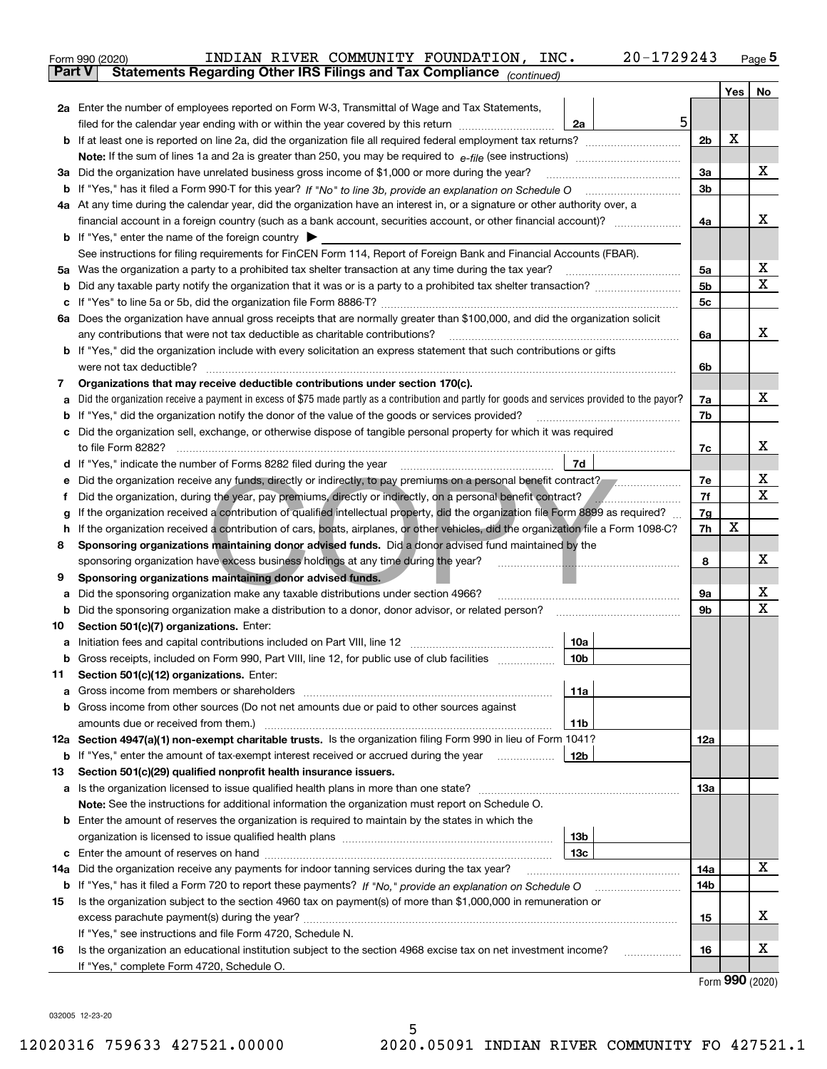Form 990 (2020) INDIAN RIVER COMMUNITY FOUNDATION, INC. 20-1729243 Page 5

## Part V Statements Regarding Other IRS Filings and Tax Compliance *(continued)*

| | | | | Yes | No |
|---|---|---|---|---|---|
| **2a** | Enter the number of employees reported on Form W-3, Transmittal of Wage and Tax Statements, filed for the calendar year ending with or within the year covered by this return | 2a | 5 | | |
| **b** | If at least one is reported on line 2a, did the organization file all required federal employment tax returns? | | 2b | X | |
| | **Note:** If the sum of lines 1a and 2a is greater than 250, you may be required to *e-file* (see instructions) | | | | |
| **3a** | Did the organization have unrelated business gross income of $1,000 or more during the year? | | 3a | | X |
| **b** | If "Yes," has it filed a Form 990-T for this year? *If "No" to line 3b, provide an explanation on Schedule O* | | 3b | | |
| **4a** | At any time during the calendar year, did the organization have an interest in, or a signature or other authority over, a financial account in a foreign country (such as a bank account, securities account, or other financial account)? | | 4a | | X |
| **b** | If "Yes," enter the name of the foreign country ▶ | | | | |
| | See instructions for filing requirements for FinCEN Form 114, Report of Foreign Bank and Financial Accounts (FBAR). | | | | |
| **5a** | Was the organization a party to a prohibited tax shelter transaction at any time during the tax year? | | 5a | | X |
| **b** | Did any taxable party notify the organization that it was or is a party to a prohibited tax shelter transaction? | | 5b | | X |
| **c** | If "Yes" to line 5a or 5b, did the organization file Form 8886-T? | | 5c | | |
| **6a** | Does the organization have annual gross receipts that are normally greater than $100,000, and did the organization solicit any contributions that were not tax deductible as charitable contributions? | | 6a | | X |
| **b** | If "Yes," did the organization include with every solicitation an express statement that such contributions or gifts were not tax deductible? | | 6b | | |
| **7** | **Organizations that may receive deductible contributions under section 170(c).** | | | | |
| **a** | Did the organization receive a payment in excess of $75 made partly as a contribution and partly for goods and services provided to the payor? | | 7a | | X |
| **b** | If "Yes," did the organization notify the donor of the value of the goods or services provided? | | 7b | | |
| **c** | Did the organization sell, exchange, or otherwise dispose of tangible personal property for which it was required to file Form 8282? | | 7c | | X |
| **d** | If "Yes," indicate the number of Forms 8282 filed during the year | 7d | | | |
| **e** | Did the organization receive any funds, directly or indirectly, to pay premiums on a personal benefit contract? | | 7e | | X |
| **f** | Did the organization, during the year, pay premiums, directly or indirectly, on a personal benefit contract? | | 7f | | X |
| **g** | If the organization received a contribution of qualified intellectual property, did the organization file Form 8899 as required? | | 7g | | |
| **h** | If the organization received a contribution of cars, boats, airplanes, or other vehicles, did the organization file a Form 1098-C? | | 7h | X | |
| **8** | **Sponsoring organizations maintaining donor advised funds.** Did a donor advised fund maintained by the sponsoring organization have excess business holdings at any time during the year? | | 8 | | X |
| **9** | **Sponsoring organizations maintaining donor advised funds.** | | | | |
| **a** | Did the sponsoring organization make any taxable distributions under section 4966? | | 9a | | X |
| **b** | Did the sponsoring organization make a distribution to a donor, donor advisor, or related person? | | 9b | | X |
| **10** | **Section 501(c)(7) organizations.** Enter: | | | | |
| **a** | Initiation fees and capital contributions included on Part VIII, line 12 | 10a | | | |
| **b** | Gross receipts, included on Form 990, Part VIII, line 12, for public use of club facilities | 10b | | | |
| **11** | **Section 501(c)(12) organizations.** Enter: | | | | |
| **a** | Gross income from members or shareholders | 11a | | | |
| **b** | Gross income from other sources (Do not net amounts due or paid to other sources against amounts due or received from them.) | 11b | | | |
| **12a** | **Section 4947(a)(1) non-exempt charitable trusts.** Is the organization filing Form 990 in lieu of Form 1041? | | 12a | | |
| **b** | If "Yes," enter the amount of tax-exempt interest received or accrued during the year | 12b | | | |
| **13** | **Section 501(c)(29) qualified nonprofit health insurance issuers.** | | | | |
| **a** | Is the organization licensed to issue qualified health plans in more than one state? | | 13a | | |
| | **Note:** See the instructions for additional information the organization must report on Schedule O. | | | | |
| **b** | Enter the amount of reserves the organization is required to maintain by the states in which the organization is licensed to issue qualified health plans | 13b | | | |
| **c** | Enter the amount of reserves on hand | 13c | | | |
| **14a** | Did the organization receive any payments for indoor tanning services during the tax year? | | 14a | | X |
| **b** | If "Yes," has it filed a Form 720 to report these payments? *If "No," provide an explanation on Schedule O* | | 14b | | |
| **15** | Is the organization subject to the section 4960 tax on payment(s) of more than $1,000,000 in remuneration or excess parachute payment(s) during the year? | | 15 | | X |
| | If "Yes," see instructions and file Form 4720, Schedule N. | | | | |
| **16** | Is the organization an educational institution subject to the section 4968 excise tax on net investment income? | | 16 | | X |
| | If "Yes," complete Form 4720, Schedule O. | | | | |

Form **990** (2020)

032005 12-23-20

12020316 759633 427521.00000 2020.05091 INDIAN RIVER COMMUNITY FO 427521.1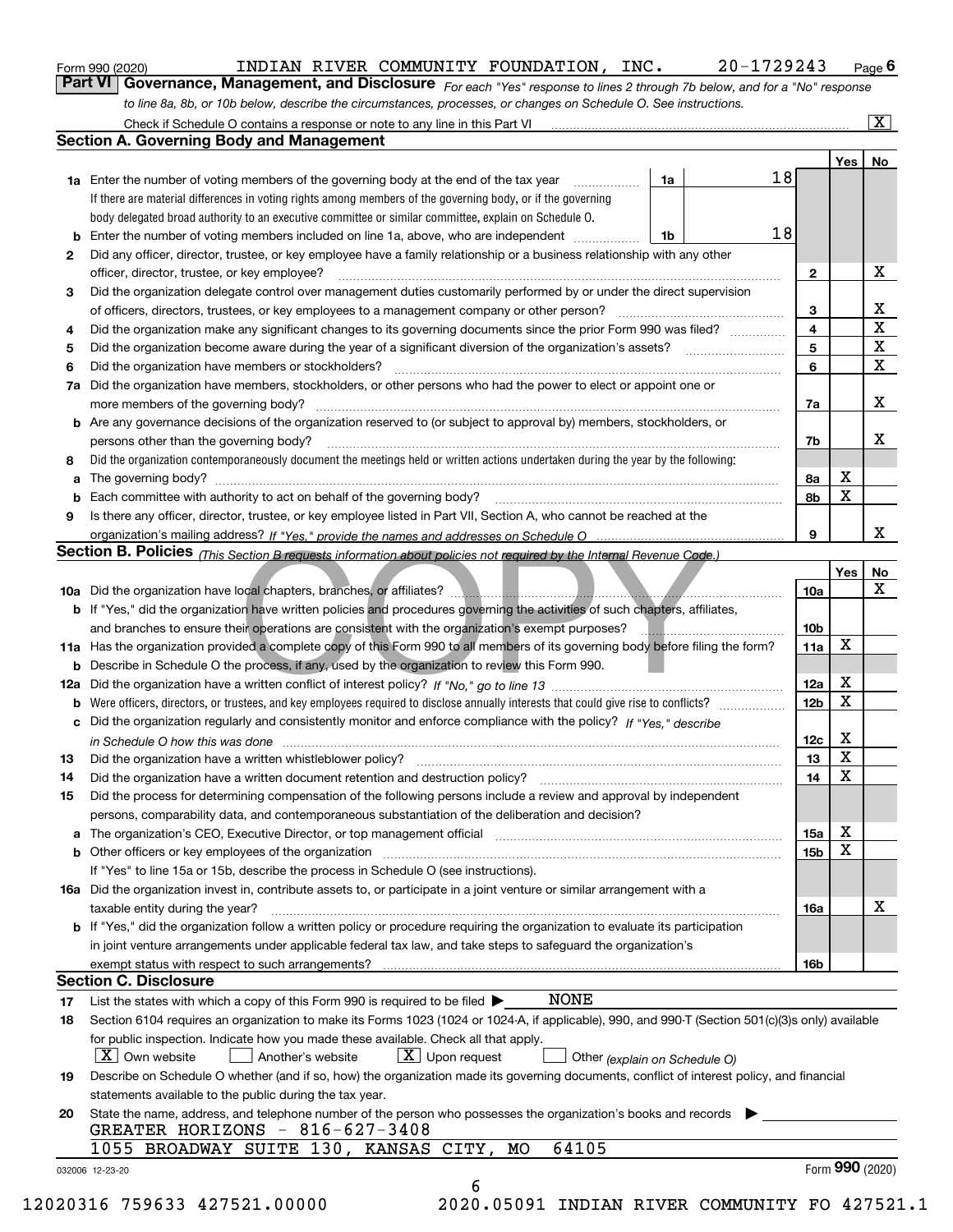Form 990 (2020) INDIAN RIVER COMMUNITY FOUNDATION, INC. 20-1729243 Page 6

**Part VI Governance, Management, and Disclosure** *For each "Yes" response to lines 2 through 7b below, and for a "No" response to line 8a, 8b, or 10b below, describe the circumstances, processes, or changes on Schedule O. See instructions.*

Check if Schedule O contains a response or note to any line in this Part VI [X]

## Section A. Governing Body and Management

| | | | | | Yes | No |
|---|---|---|---|---|---|---|
| 1a | Enter the number of voting members of the governing body at the end of the tax year. If there are material differences in voting rights among members of the governing body, or if the governing body delegated broad authority to an executive committee or similar committee, explain on Schedule O. | 1a | 18 | | | |
| b | Enter the number of voting members included on line 1a, above, who are independent | 1b | 18 | | | |
| 2 | Did any officer, director, trustee, or key employee have a family relationship or a business relationship with any other officer, director, trustee, or key employee? | | | 2 | | X |
| 3 | Did the organization delegate control over management duties customarily performed by or under the direct supervision of officers, directors, trustees, or key employees to a management company or other person? | | | 3 | | X |
| 4 | Did the organization make any significant changes to its governing documents since the prior Form 990 was filed? | | | 4 | | X |
| 5 | Did the organization become aware during the year of a significant diversion of the organization's assets? | | | 5 | | X |
| 6 | Did the organization have members or stockholders? | | | 6 | | X |
| 7a | Did the organization have members, stockholders, or other persons who had the power to elect or appoint one or more members of the governing body? | | | 7a | | X |
| b | Are any governance decisions of the organization reserved to (or subject to approval by) members, stockholders, or persons other than the governing body? | | | 7b | | X |
| 8 | Did the organization contemporaneously document the meetings held or written actions undertaken during the year by the following: | | | | | |
| a | The governing body? | | | 8a | X | |
| b | Each committee with authority to act on behalf of the governing body? | | | 8b | X | |
| 9 | Is there any officer, director, trustee, or key employee listed in Part VII, Section A, who cannot be reached at the organization's mailing address? *If "Yes," provide the names and addresses on Schedule O* | | | 9 | | X |

## Section B. Policies *(This Section B requests information about policies not required by the Internal Revenue Code.)*

| | | | Yes | No |
|---|---|---|---|---|
| 10a | Did the organization have local chapters, branches, or affiliates? | 10a | | X |
| b | If "Yes," did the organization have written policies and procedures governing the activities of such chapters, affiliates, and branches to ensure their operations are consistent with the organization's exempt purposes? | 10b | | |
| 11a | Has the organization provided a complete copy of this Form 990 to all members of its governing body before filing the form? | 11a | X | |
| b | Describe in Schedule O the process, if any, used by the organization to review this Form 990. | | | |
| 12a | Did the organization have a written conflict of interest policy? *If "No," go to line 13* | 12a | X | |
| b | Were officers, directors, or trustees, and key employees required to disclose annually interests that could give rise to conflicts? | 12b | X | |
| c | Did the organization regularly and consistently monitor and enforce compliance with the policy? *If "Yes," describe in Schedule O how this was done* | 12c | X | |
| 13 | Did the organization have a written whistleblower policy? | 13 | X | |
| 14 | Did the organization have a written document retention and destruction policy? | 14 | X | |
| 15 | Did the process for determining compensation of the following persons include a review and approval by independent persons, comparability data, and contemporaneous substantiation of the deliberation and decision? | | | |
| a | The organization's CEO, Executive Director, or top management official | 15a | X | |
| b | Other officers or key employees of the organization | 15b | X | |
| | If "Yes" to line 15a or 15b, describe the process in Schedule O (see instructions). | | | |
| 16a | Did the organization invest in, contribute assets to, or participate in a joint venture or similar arrangement with a taxable entity during the year? | 16a | | X |
| b | If "Yes," did the organization follow a written policy or procedure requiring the organization to evaluate its participation in joint venture arrangements under applicable federal tax law, and take steps to safeguard the organization's exempt status with respect to such arrangements? | 16b | | |

## Section C. Disclosure

17 List the states with which a copy of this Form 990 is required to be filed ▶ NONE

18 Section 6104 requires an organization to make its Forms 1023 (1024 or 1024-A, if applicable), 990, and 990-T (Section 501(c)(3)s only) available for public inspection. Indicate how you made these available. Check all that apply.

[X] Own website [ ] Another's website [X] Upon request [ ] Other *(explain on Schedule O)*

19 Describe on Schedule O whether (and if so, how) the organization made its governing documents, conflict of interest policy, and financial statements available to the public during the tax year.

20 State the name, address, and telephone number of the person who possesses the organization's books and records ▶

GREATER HORIZONS - 816-627-3408
1055 BROADWAY SUITE 130, KANSAS CITY, MO 64105

032006 12-23-20 Form **990** (2020)

12020316 759633 427521.00000 2020.05091 INDIAN RIVER COMMUNITY FO 427521.1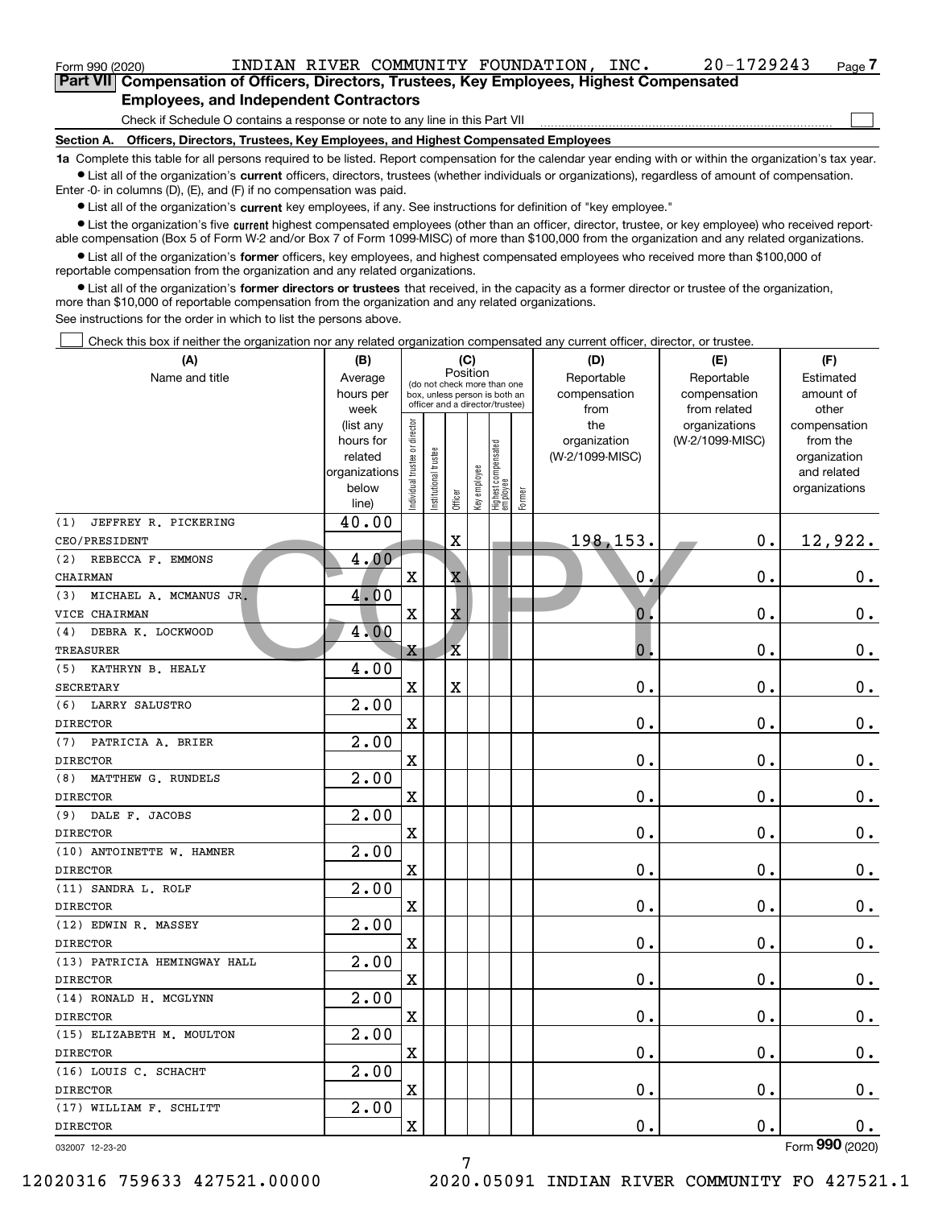Form 990 (2020) INDIAN RIVER COMMUNITY FOUNDATION, INC. 20-1729243 Page 7

## Part VII Compensation of Officers, Directors, Trustees, Key Employees, Highest Compensated Employees, and Independent Contractors

Check if Schedule O contains a response or note to any line in this Part VII

### Section A. Officers, Directors, Trustees, Key Employees, and Highest Compensated Employees

**1a** Complete this table for all persons required to be listed. Report compensation for the calendar year ending with or within the organization's tax year.

- List all of the organization's **current** officers, directors, trustees (whether individuals or organizations), regardless of amount of compensation. Enter -0- in columns (D), (E), and (F) if no compensation was paid.
- List all of the organization's **current** key employees, if any. See instructions for definition of "key employee."
- List the organization's five **current** highest compensated employees (other than an officer, director, trustee, or key employee) who received reportable compensation (Box 5 of Form W-2 and/or Box 7 of Form 1099-MISC) of more than $100,000 from the organization and any related organizations.
- List all of the organization's **former** officers, key employees, and highest compensated employees who received more than $100,000 of reportable compensation from the organization and any related organizations.
- List all of the organization's **former directors or trustees** that received, in the capacity as a former director or trustee of the organization, more than $10,000 of reportable compensation from the organization and any related organizations.

See instructions for the order in which to list the persons above.

Check this box if neither the organization nor any related organization compensated any current officer, director, or trustee.

| (A) Name and title | (B) Average hours per week (list any hours for related organizations below line) | (C) Position: Individual trustee or director | Institutional trustee | Officer | Key employee | Highest compensated employee | Former | (D) Reportable compensation from the organization (W-2/1099-MISC) | (E) Reportable compensation from related organizations (W-2/1099-MISC) | (F) Estimated amount of other compensation from the organization and related organizations |
|---|---|---|---|---|---|---|---|---|---|---|
| (1) JEFFREY R. PICKERING<br>CEO/PRESIDENT | 40.00 | | | X | | | | 198,153. | 0. | 12,922. |
| (2) REBECCA F. EMMONS<br>CHAIRMAN | 4.00 | X | | X | | | | 0. | 0. | 0. |
| (3) MICHAEL A. MCMANUS JR.<br>VICE CHAIRMAN | 4.00 | X | | X | | | | 0. | 0. | 0. |
| (4) DEBRA K. LOCKWOOD<br>TREASURER | 4.00 | X | | X | | | | 0. | 0. | 0. |
| (5) KATHRYN B. HEALY<br>SECRETARY | 4.00 | X | | X | | | | 0. | 0. | 0. |
| (6) LARRY SALUSTRO<br>DIRECTOR | 2.00 | X | | | | | | 0. | 0. | 0. |
| (7) PATRICIA A. BRIER<br>DIRECTOR | 2.00 | X | | | | | | 0. | 0. | 0. |
| (8) MATTHEW G. RUNDELS<br>DIRECTOR | 2.00 | X | | | | | | 0. | 0. | 0. |
| (9) DALE F. JACOBS<br>DIRECTOR | 2.00 | X | | | | | | 0. | 0. | 0. |
| (10) ANTOINETTE W. HAMNER<br>DIRECTOR | 2.00 | X | | | | | | 0. | 0. | 0. |
| (11) SANDRA L. ROLF<br>DIRECTOR | 2.00 | X | | | | | | 0. | 0. | 0. |
| (12) EDWIN R. MASSEY<br>DIRECTOR | 2.00 | X | | | | | | 0. | 0. | 0. |
| (13) PATRICIA HEMINGWAY HALL<br>DIRECTOR | 2.00 | X | | | | | | 0. | 0. | 0. |
| (14) RONALD H. MCGLYNN<br>DIRECTOR | 2.00 | X | | | | | | 0. | 0. | 0. |
| (15) ELIZABETH M. MOULTON<br>DIRECTOR | 2.00 | X | | | | | | 0. | 0. | 0. |
| (16) LOUIS C. SCHACHT<br>DIRECTOR | 2.00 | X | | | | | | 0. | 0. | 0. |
| (17) WILLIAM F. SCHLITT<br>DIRECTOR | 2.00 | X | | | | | | 0. | 0. | 0. |

032007 12-23-20

Form 990 (2020)

12020316 759633 427521.00000 2020.05091 INDIAN RIVER COMMUNITY FO 427521.1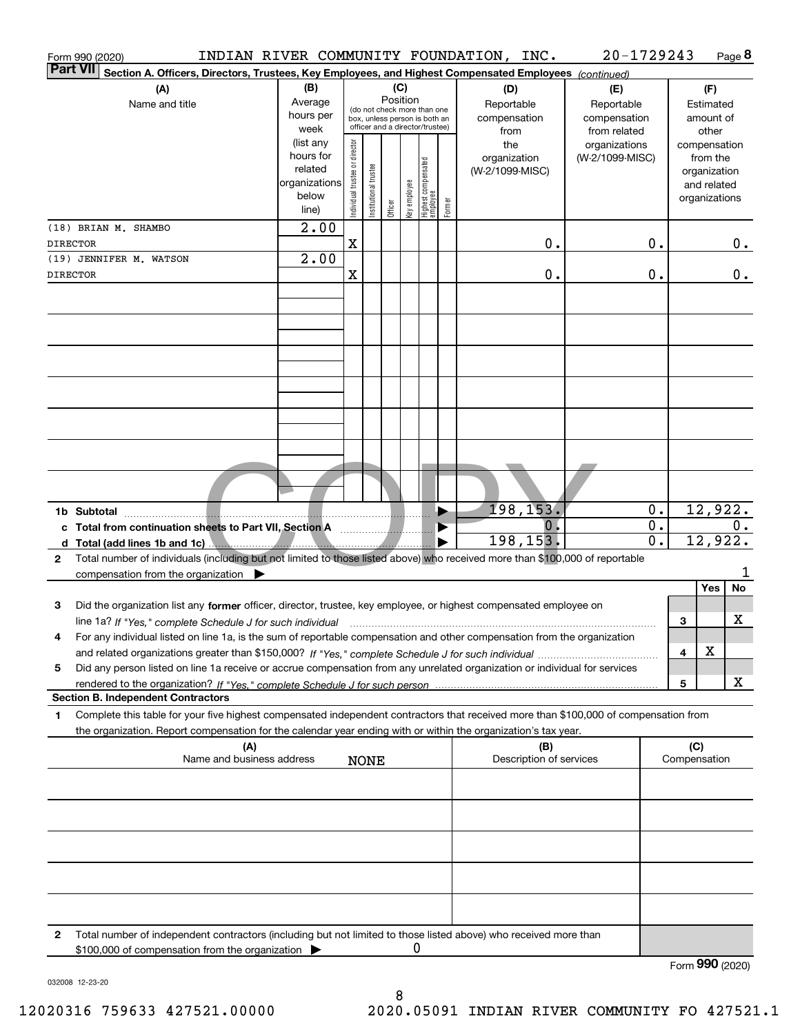Form 990 (2020) INDIAN RIVER COMMUNITY FOUNDATION, INC. 20-1729243 Page 8

**Part VII Section A. Officers, Directors, Trustees, Key Employees, and Highest Compensated Employees** *(continued)*

| (A) Name and title | (B) Average hours per week (list any hours for related organizations below line) | (C) Position: Individual trustee or director | Institutional trustee | Officer | Key employee | Highest compensated employee | Former | (D) Reportable compensation from the organization (W-2/1099-MISC) | (E) Reportable compensation from related organizations (W-2/1099-MISC) | (F) Estimated amount of other compensation from the organization and related organizations |
|---|---|---|---|---|---|---|---|---|---|---|
| (18) BRIAN M. SHAMBO<br>DIRECTOR | 2.00 | X | | | | | | 0. | 0. | 0. |
| (19) JENNIFER M. WATSON<br>DIRECTOR | 2.00 | X | | | | | | 0. | 0. | 0. |

| | | (D) | (E) | (F) |
|---|---|---|---|---|
| 1b | Subtotal | 198,153. | 0. | 12,922. |
| c | Total from continuation sheets to Part VII, Section A | 0. | 0. | 0. |
| d | Total (add lines 1b and 1c) | 198,153. | 0. | 12,922. |

2 Total number of individuals (including but not limited to those listed above) who received more than $100,000 of reportable compensation from the organization ▶ 1

| | | | Yes | No |
|---|---|---|---|---|
| 3 | Did the organization list any **former** officer, director, trustee, key employee, or highest compensated employee on line 1a? *If "Yes," complete Schedule J for such individual* | 3 | | X |
| 4 | For any individual listed on line 1a, is the sum of reportable compensation and other compensation from the organization and related organizations greater than $150,000? *If "Yes," complete Schedule J for such individual* | 4 | X | |
| 5 | Did any person listed on line 1a receive or accrue compensation from any unrelated organization or individual for services rendered to the organization? *If "Yes," complete Schedule J for such person* | 5 | | X |

**Section B. Independent Contractors**

1 Complete this table for your five highest compensated independent contractors that received more than $100,000 of compensation from the organization. Report compensation for the calendar year ending with or within the organization's tax year.

| (A) Name and business address | (B) Description of services | (C) Compensation |
|---|---|---|
| NONE | | |

2 Total number of independent contractors (including but not limited to those listed above) who received more than $100,000 of compensation from the organization ▶ 0

Form **990** (2020)

032008 12-23-20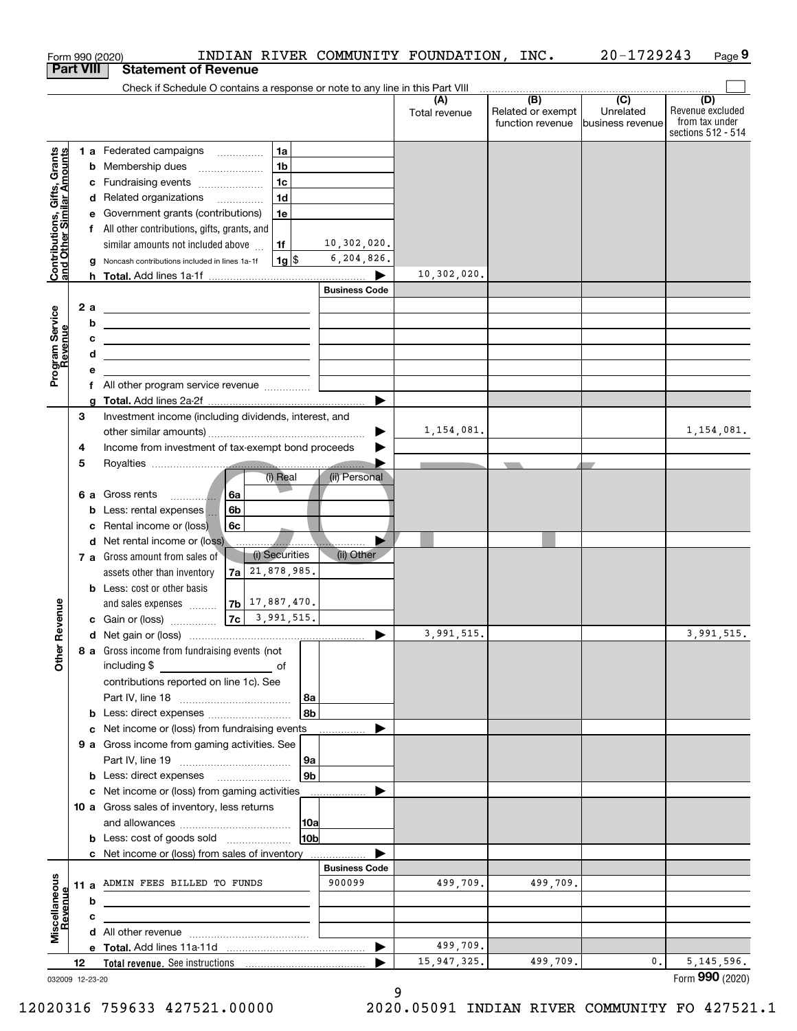Form 990 (2020) INDIAN RIVER COMMUNITY FOUNDATION, INC. 20-1729243

## Part VIII Statement of Revenue

Check if Schedule O contains a response or note to any line in this Part VIII

| | | | (A) Total revenue | (B) Related or exempt function revenue | (C) Unrelated business revenue | (D) Revenue excluded from tax under sections 512 - 514 |
|---|---|---|---|---|---|---|
| **Contributions, Gifts, Grants and Other Similar Amounts** | 1 a Federated campaigns | 1a | | | | |
| | b Membership dues | 1b | | | | |
| | c Fundraising events | 1c | | | | |
| | d Related organizations | 1d | | | | |
| | e Government grants (contributions) | 1e | | | | |
| | f All other contributions, gifts, grants, and similar amounts not included above | 1f 10,302,020. | | | | |
| | g Noncash contributions included in lines 1a-1f | 1g $ 6,204,826. | | | | |
| | h **Total.** Add lines 1a-1f | | 10,302,020. | | | |
| **Program Service Revenue** | | Business Code | | | | |
| | 2 a | | | | | |
| | b | | | | | |
| | c | | | | | |
| | d | | | | | |
| | e | | | | | |
| | f All other program service revenue | | | | | |
| | g **Total.** Add lines 2a-2f | | | | | |
| **Other Revenue** | 3 Investment income (including dividends, interest, and other similar amounts) | | 1,154,081. | | | 1,154,081. |
| | 4 Income from investment of tax-exempt bond proceeds | | | | | |
| | 5 Royalties | | | | | |
| | | (i) Real / (ii) Personal | | | | |
| | 6 a Gross rents | 6a | | | | |
| | b Less: rental expenses | 6b | | | | |
| | c Rental income or (loss) | 6c | | | | |
| | d Net rental income or (loss) | | | | | |
| | | (i) Securities / (ii) Other | | | | |
| | 7 a Gross amount from sales of assets other than inventory | 7a 21,878,985. | | | | |
| | b Less: cost or other basis and sales expenses | 7b 17,887,470. | | | | |
| | c Gain or (loss) | 7c 3,991,515. | | | | |
| | d Net gain or (loss) | | 3,991,515. | | | 3,991,515. |
| | 8 a Gross income from fundraising events (not including $ ______ of contributions reported on line 1c). See Part IV, line 18 | 8a | | | | |
| | b Less: direct expenses | 8b | | | | |
| | c Net income or (loss) from fundraising events | | | | | |
| | 9 a Gross income from gaming activities. See Part IV, line 19 | 9a | | | | |
| | b Less: direct expenses | 9b | | | | |
| | c Net income or (loss) from gaming activities | | | | | |
| | 10 a Gross sales of inventory, less returns and allowances | 10a | | | | |
| | b Less: cost of goods sold | 10b | | | | |
| | c Net income or (loss) from sales of inventory | | | | | |
| **Miscellaneous Revenue** | | Business Code | | | | |
| | 11 a ADMIN FEES BILLED TO FUNDS | 900099 | 499,709. | 499,709. | | |
| | b | | | | | |
| | c | | | | | |
| | d All other revenue | | | | | |
| | e **Total.** Add lines 11a-11d | | 499,709. | | | |
| | 12 **Total revenue.** See instructions | | 15,947,325. | 499,709. | 0. | 5,145,596. |

032009 12-23-20 Form **990** (2020)

12020316 759633 427521.00000 2020.05091 INDIAN RIVER COMMUNITY FO 427521.1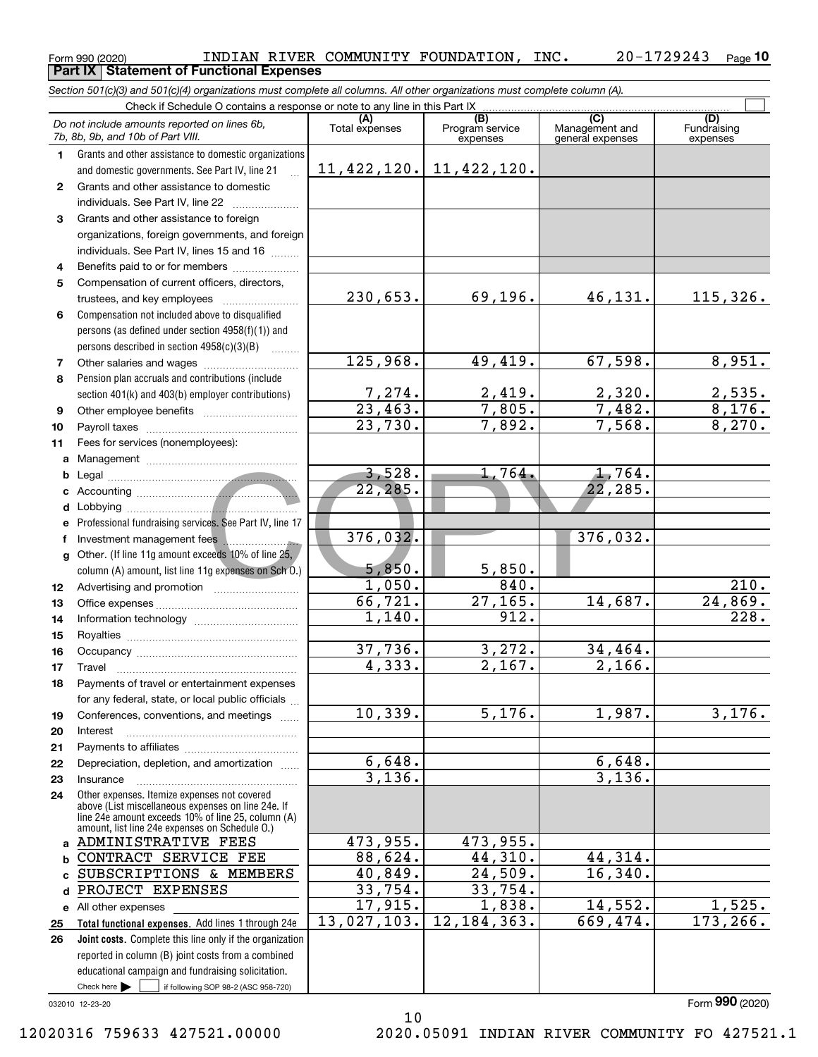Form 990 (2020) INDIAN RIVER COMMUNITY FOUNDATION, INC. 20-1729243 Page 10

**Part IX Statement of Functional Expenses**

*Section 501(c)(3) and 501(c)(4) organizations must complete all columns. All other organizations must complete column (A).*

Check if Schedule O contains a response or note to any line in this Part IX

| *Do not include amounts reported on lines 6b, 7b, 8b, 9b, and 10b of Part VIII.* | (A) Total expenses | (B) Program service expenses | (C) Management and general expenses | (D) Fundraising expenses |
|---|---|---|---|---|
| 1 Grants and other assistance to domestic organizations and domestic governments. See Part IV, line 21 | 11,422,120. | 11,422,120. | | |
| 2 Grants and other assistance to domestic individuals. See Part IV, line 22 | | | | |
| 3 Grants and other assistance to foreign organizations, foreign governments, and foreign individuals. See Part IV, lines 15 and 16 | | | | |
| 4 Benefits paid to or for members | | | | |
| 5 Compensation of current officers, directors, trustees, and key employees | 230,653. | 69,196. | 46,131. | 115,326. |
| 6 Compensation not included above to disqualified persons (as defined under section 4958(f)(1)) and persons described in section 4958(c)(3)(B) | | | | |
| 7 Other salaries and wages | 125,968. | 49,419. | 67,598. | 8,951. |
| 8 Pension plan accruals and contributions (include section 401(k) and 403(b) employer contributions) | 7,274. | 2,419. | 2,320. | 2,535. |
| 9 Other employee benefits | 23,463. | 7,805. | 7,482. | 8,176. |
| 10 Payroll taxes | 23,730. | 7,892. | 7,568. | 8,270. |
| 11 Fees for services (nonemployees): | | | | |
| a Management | | | | |
| b Legal | 3,528. | 1,764. | 1,764. | |
| c Accounting | 22,285. | | 22,285. | |
| d Lobbying | | | | |
| e Professional fundraising services. See Part IV, line 17 | | | | |
| f Investment management fees | 376,032. | | 376,032. | |
| g Other. (If line 11g amount exceeds 10% of line 25, column (A) amount, list line 11g expenses on Sch O.) | 5,850. | 5,850. | | |
| 12 Advertising and promotion | 1,050. | 840. | | 210. |
| 13 Office expenses | 66,721. | 27,165. | 14,687. | 24,869. |
| 14 Information technology | 1,140. | 912. | | 228. |
| 15 Royalties | | | | |
| 16 Occupancy | 37,736. | 3,272. | 34,464. | |
| 17 Travel | 4,333. | 2,167. | 2,166. | |
| 18 Payments of travel or entertainment expenses for any federal, state, or local public officials | | | | |
| 19 Conferences, conventions, and meetings | 10,339. | 5,176. | 1,987. | 3,176. |
| 20 Interest | | | | |
| 21 Payments to affiliates | | | | |
| 22 Depreciation, depletion, and amortization | 6,648. | | 6,648. | |
| 23 Insurance | 3,136. | | 3,136. | |
| 24 Other expenses. Itemize expenses not covered above (List miscellaneous expenses on line 24e. If line 24e amount exceeds 10% of line 25, column (A) amount, list line 24e expenses on Schedule O.) | | | | |
| a ADMINISTRATIVE FEES | 473,955. | 473,955. | | |
| b CONTRACT SERVICE FEE | 88,624. | 44,310. | 44,314. | |
| c SUBSCRIPTIONS & MEMBERS | 40,849. | 24,509. | 16,340. | |
| d PROJECT EXPENSES | 33,754. | 33,754. | | |
| e All other expenses | 17,915. | 1,838. | 14,552. | 1,525. |
| 25 **Total functional expenses.** Add lines 1 through 24e | 13,027,103. | 12,184,363. | 669,474. | 173,266. |
| 26 **Joint costs.** Complete this line only if the organization reported in column (B) joint costs from a combined educational campaign and fundraising solicitation. Check here ☐ if following SOP 98-2 (ASC 958-720) | | | | |

032010 12-23-20

Form **990** (2020)

12020316 759633 427521.00000 2020.05091 INDIAN RIVER COMMUNITY FO 427521.1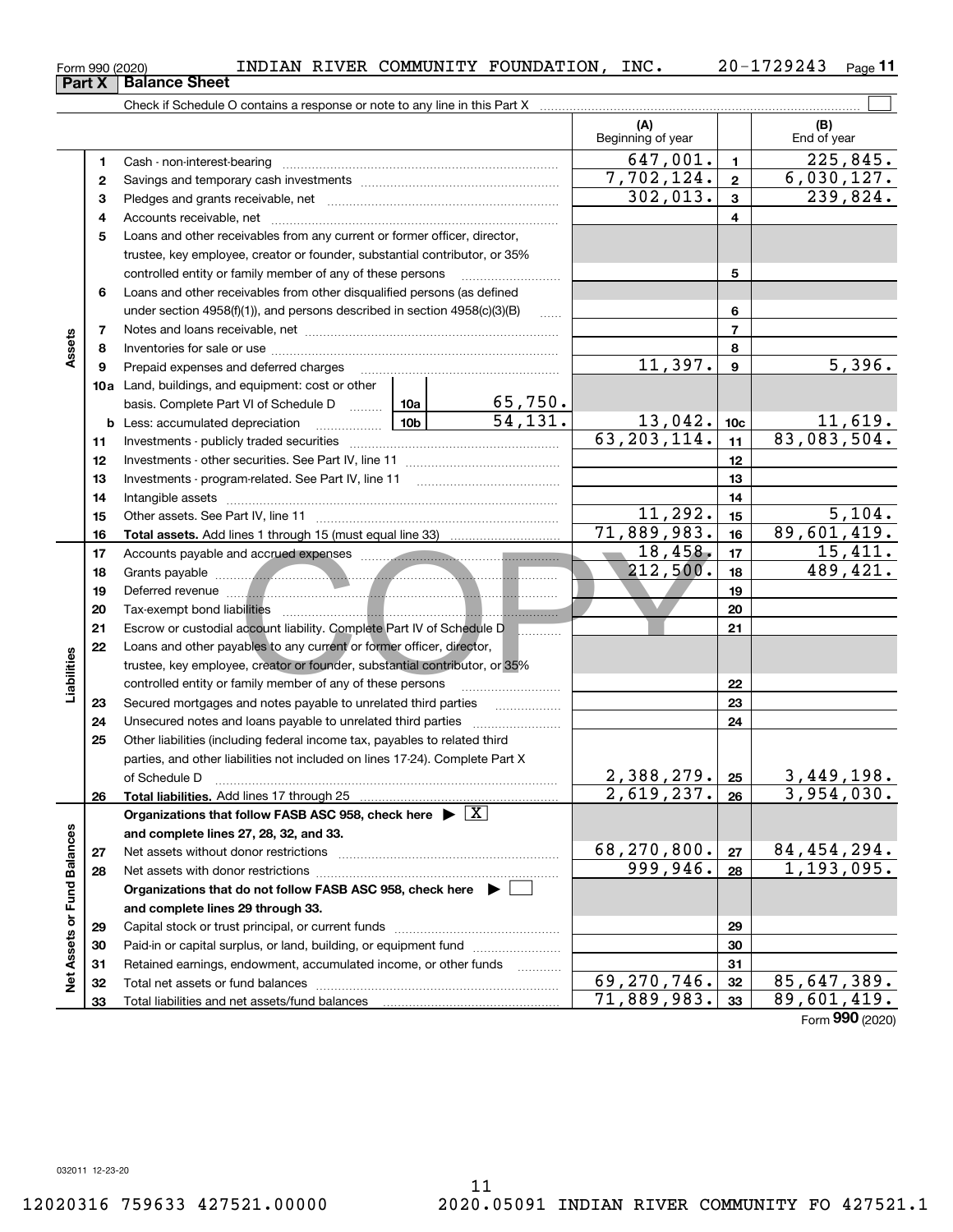Form 990 (2020) INDIAN RIVER COMMUNITY FOUNDATION, INC. 20-1729243

## Part X Balance Sheet

Check if Schedule O contains a response or note to any line in this Part X

| | | | | | (A) Beginning of year | | (B) End of year |
|---|---|---|---|---|---|---|---|
| Assets | 1 | Cash - non-interest-bearing | | | 647,001. | 1 | 225,845. |
| | 2 | Savings and temporary cash investments | | | 7,702,124. | 2 | 6,030,127. |
| | 3 | Pledges and grants receivable, net | | | 302,013. | 3 | 239,824. |
| | 4 | Accounts receivable, net | | | | 4 | |
| | 5 | Loans and other receivables from any current or former officer, director, trustee, key employee, creator or founder, substantial contributor, or 35% controlled entity or family member of any of these persons | | | | 5 | |
| | 6 | Loans and other receivables from other disqualified persons (as defined under section 4958(f)(1)), and persons described in section 4958(c)(3)(B) | | | | 6 | |
| | 7 | Notes and loans receivable, net | | | | 7 | |
| | 8 | Inventories for sale or use | | | | 8 | |
| | 9 | Prepaid expenses and deferred charges | | | 11,397. | 9 | 5,396. |
| | 10a | Land, buildings, and equipment: cost or other basis. Complete Part VI of Schedule D | 10a | 65,750. | | | |
| | b | Less: accumulated depreciation | 10b | 54,131. | 13,042. | 10c | 11,619. |
| | 11 | Investments - publicly traded securities | | | 63,203,114. | 11 | 83,083,504. |
| | 12 | Investments - other securities. See Part IV, line 11 | | | | 12 | |
| | 13 | Investments - program-related. See Part IV, line 11 | | | | 13 | |
| | 14 | Intangible assets | | | | 14 | |
| | 15 | Other assets. See Part IV, line 11 | | | 11,292. | 15 | 5,104. |
| | 16 | **Total assets.** Add lines 1 through 15 (must equal line 33) | | | 71,889,983. | 16 | 89,601,419. |
| Liabilities | 17 | Accounts payable and accrued expenses | | | 18,458. | 17 | 15,411. |
| | 18 | Grants payable | | | 212,500. | 18 | 489,421. |
| | 19 | Deferred revenue | | | | 19 | |
| | 20 | Tax-exempt bond liabilities | | | | 20 | |
| | 21 | Escrow or custodial account liability. Complete Part IV of Schedule D | | | | 21 | |
| | 22 | Loans and other payables to any current or former officer, director, trustee, key employee, creator or founder, substantial contributor, or 35% controlled entity or family member of any of these persons | | | | 22 | |
| | 23 | Secured mortgages and notes payable to unrelated third parties | | | | 23 | |
| | 24 | Unsecured notes and loans payable to unrelated third parties | | | | 24 | |
| | 25 | Other liabilities (including federal income tax, payables to related third parties, and other liabilities not included on lines 17-24). Complete Part X of Schedule D | | | 2,388,279. | 25 | 3,449,198. |
| | 26 | **Total liabilities.** Add lines 17 through 25 | | | 2,619,237. | 26 | 3,954,030. |
| Net Assets or Fund Balances | | **Organizations that follow FASB ASC 958, check here** ▶ [X] **and complete lines 27, 28, 32, and 33.** | | | | | |
| | 27 | Net assets without donor restrictions | | | 68,270,800. | 27 | 84,454,294. |
| | 28 | Net assets with donor restrictions | | | 999,946. | 28 | 1,193,095. |
| | | **Organizations that do not follow FASB ASC 958, check here** ▶ [ ] **and complete lines 29 through 33.** | | | | | |
| | 29 | Capital stock or trust principal, or current funds | | | | 29 | |
| | 30 | Paid-in or capital surplus, or land, building, or equipment fund | | | | 30 | |
| | 31 | Retained earnings, endowment, accumulated income, or other funds | | | | 31 | |
| | 32 | Total net assets or fund balances | | | 69,270,746. | 32 | 85,647,389. |
| | 33 | Total liabilities and net assets/fund balances | | | 71,889,983. | 33 | 89,601,419. |

Form **990** (2020)

032011 12-23-20

12020316 759633 427521.00000 2020.05091 INDIAN RIVER COMMUNITY FO 427521.1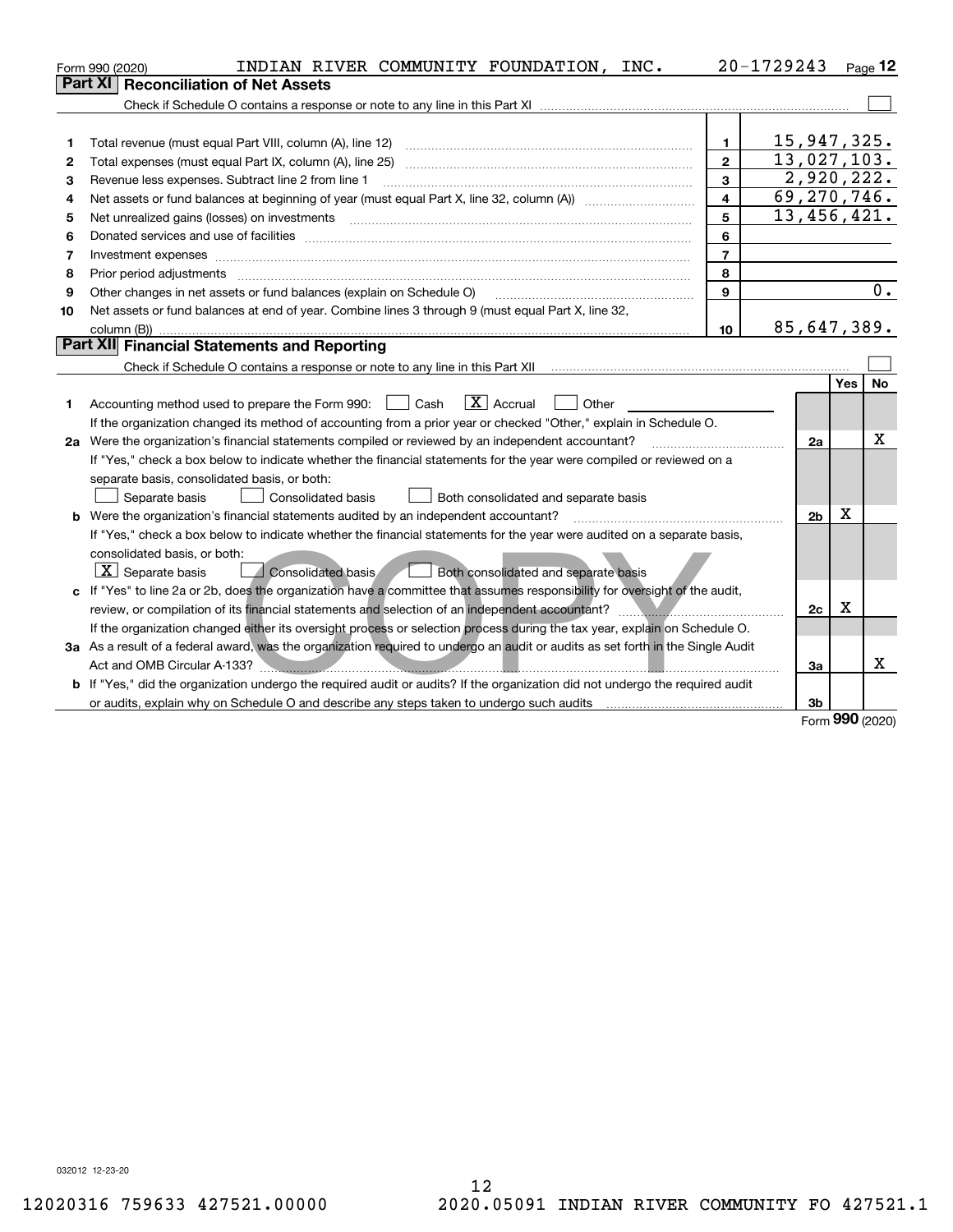Form 990 (2020) INDIAN RIVER COMMUNITY FOUNDATION, INC. 20-1729243 Page 12

## Part XI Reconciliation of Net Assets

Check if Schedule O contains a response or note to any line in this Part XI ☐

| | | | |
|---|---|---|---|
| 1 | Total revenue (must equal Part VIII, column (A), line 12) | 1 | 15,947,325. |
| 2 | Total expenses (must equal Part IX, column (A), line 25) | 2 | 13,027,103. |
| 3 | Revenue less expenses. Subtract line 2 from line 1 | 3 | 2,920,222. |
| 4 | Net assets or fund balances at beginning of year (must equal Part X, line 32, column (A)) | 4 | 69,270,746. |
| 5 | Net unrealized gains (losses) on investments | 5 | 13,456,421. |
| 6 | Donated services and use of facilities | 6 | |
| 7 | Investment expenses | 7 | |
| 8 | Prior period adjustments | 8 | |
| 9 | Other changes in net assets or fund balances (explain on Schedule O) | 9 | 0. |
| 10 | Net assets or fund balances at end of year. Combine lines 3 through 9 (must equal Part X, line 32, column (B)) | 10 | 85,647,389. |

## Part XII Financial Statements and Reporting

Check if Schedule O contains a response or note to any line in this Part XII ☐

| | | | Yes | No |
|---|---|---|---|---|
| 1 | Accounting method used to prepare the Form 990: ☐ Cash ☒ Accrual ☐ Other<br>If the organization changed its method of accounting from a prior year or checked "Other," explain in Schedule O. | | | |
| 2a | Were the organization's financial statements compiled or reviewed by an independent accountant?<br>If "Yes," check a box below to indicate whether the financial statements for the year were compiled or reviewed on a separate basis, consolidated basis, or both:<br>☐ Separate basis ☐ Consolidated basis ☐ Both consolidated and separate basis | 2a | | X |
| b | Were the organization's financial statements audited by an independent accountant?<br>If "Yes," check a box below to indicate whether the financial statements for the year were audited on a separate basis, consolidated basis, or both:<br>☒ Separate basis ☐ Consolidated basis ☐ Both consolidated and separate basis | 2b | X | |
| c | If "Yes" to line 2a or 2b, does the organization have a committee that assumes responsibility for oversight of the audit, review, or compilation of its financial statements and selection of an independent accountant?<br>If the organization changed either its oversight process or selection process during the tax year, explain on Schedule O. | 2c | X | |
| 3a | As a result of a federal award, was the organization required to undergo an audit or audits as set forth in the Single Audit Act and OMB Circular A-133? | 3a | | X |
| b | If "Yes," did the organization undergo the required audit or audits? If the organization did not undergo the required audit or audits, explain why on Schedule O and describe any steps taken to undergo such audits | 3b | | |

Form **990** (2020)

032012 12-23-20

12020316 759633 427521.00000 2020.05091 INDIAN RIVER COMMUNITY FO 427521.1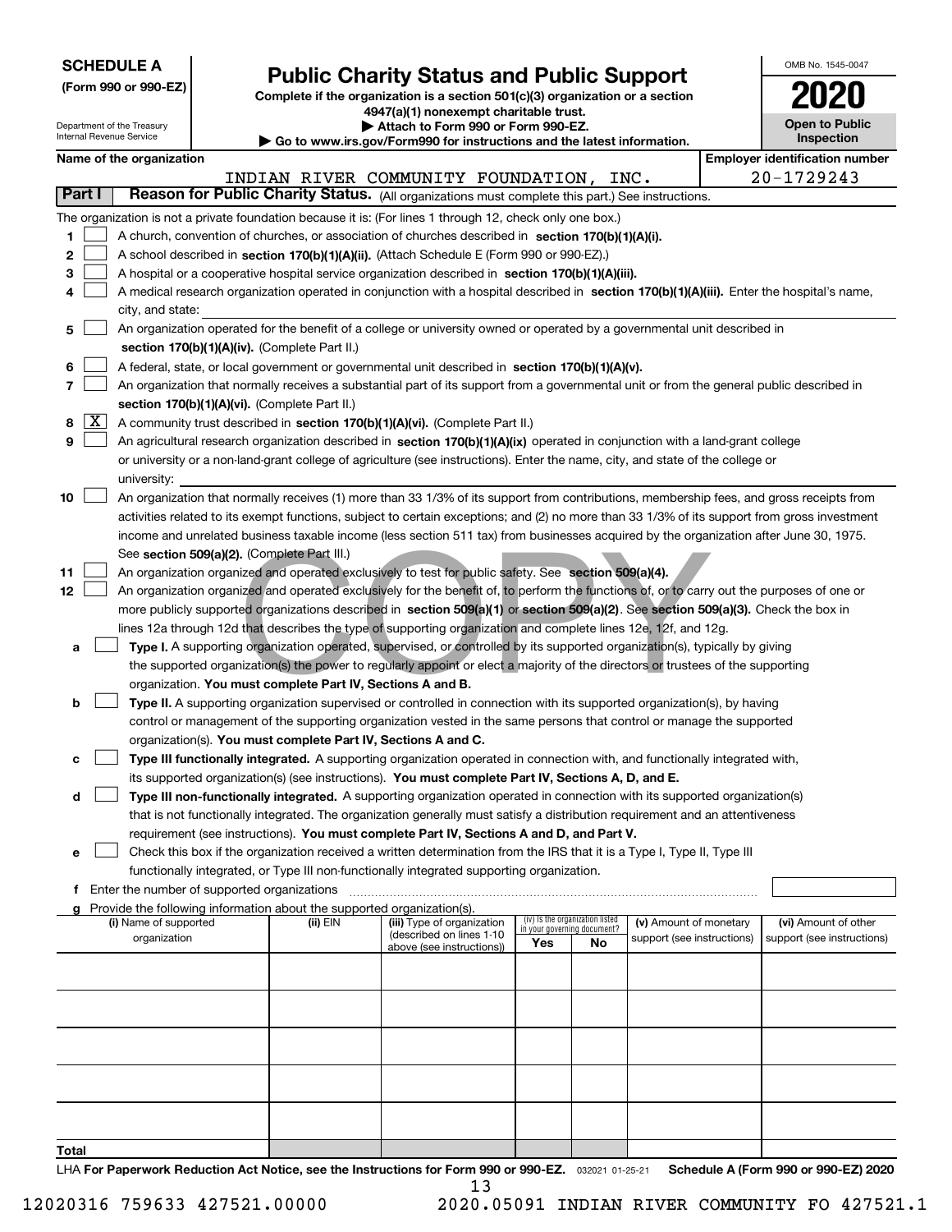**SCHEDULE A**
**(Form 990 or 990-EZ)**

Department of the Treasury
Internal Revenue Service

# Public Charity Status and Public Support

**Complete if the organization is a section 501(c)(3) organization or a section 4947(a)(1) nonexempt charitable trust.**
**▶ Attach to Form 990 or Form 990-EZ.**
**▶ Go to www.irs.gov/Form990 for instructions and the latest information.**

OMB No. 1545-0047
**2020**
**Open to Public Inspection**

**Name of the organization:** INDIAN RIVER COMMUNITY FOUNDATION, INC.
**Employer identification number:** 20-1729243

## Part I — Reason for Public Charity Status. (All organizations must complete this part.) See instructions.

The organization is not a private foundation because it is: (For lines 1 through 12, check only one box.)

1. ☐ A church, convention of churches, or association of churches described in **section 170(b)(1)(A)(i).**
2. ☐ A school described in **section 170(b)(1)(A)(ii).** (Attach Schedule E (Form 990 or 990-EZ).)
3. ☐ A hospital or a cooperative hospital service organization described in **section 170(b)(1)(A)(iii).**
4. ☐ A medical research organization operated in conjunction with a hospital described in **section 170(b)(1)(A)(iii).** Enter the hospital's name, city, and state:
5. ☐ An organization operated for the benefit of a college or university owned or operated by a governmental unit described in **section 170(b)(1)(A)(iv).** (Complete Part II.)
6. ☐ A federal, state, or local government or governmental unit described in **section 170(b)(1)(A)(v).**
7. ☐ An organization that normally receives a substantial part of its support from a governmental unit or from the general public described in **section 170(b)(1)(A)(vi).** (Complete Part II.)
8. ☒ A community trust described in **section 170(b)(1)(A)(vi).** (Complete Part II.)
9. ☐ An agricultural research organization described in **section 170(b)(1)(A)(ix)** operated in conjunction with a land-grant college or university or a non-land-grant college of agriculture (see instructions). Enter the name, city, and state of the college or university:
10. ☐ An organization that normally receives (1) more than 33 1/3% of its support from contributions, membership fees, and gross receipts from activities related to its exempt functions, subject to certain exceptions; and (2) no more than 33 1/3% of its support from gross investment income and unrelated business taxable income (less section 511 tax) from businesses acquired by the organization after June 30, 1975. See **section 509(a)(2).** (Complete Part III.)
11. ☐ An organization organized and operated exclusively to test for public safety. See **section 509(a)(4).**
12. ☐ An organization organized and operated exclusively for the benefit of, to perform the functions of, or to carry out the purposes of one or more publicly supported organizations described in **section 509(a)(1)** or **section 509(a)(2).** See **section 509(a)(3).** Check the box in lines 12a through 12d that describes the type of supporting organization and complete lines 12e, 12f, and 12g.

   a. ☐ **Type I.** A supporting organization operated, supervised, or controlled by its supported organization(s), typically by giving the supported organization(s) the power to regularly appoint or elect a majority of the directors or trustees of the supporting organization. **You must complete Part IV, Sections A and B.**

   b. ☐ **Type II.** A supporting organization supervised or controlled in connection with its supported organization(s), by having control or management of the supporting organization vested in the same persons that control or manage the supported organization(s). **You must complete Part IV, Sections A and C.**

   c. ☐ **Type III functionally integrated.** A supporting organization operated in connection with, and functionally integrated with, its supported organization(s) (see instructions). **You must complete Part IV, Sections A, D, and E.**

   d. ☐ **Type III non-functionally integrated.** A supporting organization operated in connection with its supported organization(s) that is not functionally integrated. The organization generally must satisfy a distribution requirement and an attentiveness requirement (see instructions). **You must complete Part IV, Sections A and D, and Part V.**

   e. ☐ Check this box if the organization received a written determination from the IRS that it is a Type I, Type II, Type III functionally integrated, or Type III non-functionally integrated supporting organization.

   f. Enter the number of supported organizations

   g. Provide the following information about the supported organization(s).

| (i) Name of supported organization | (ii) EIN | (iii) Type of organization (described on lines 1-10 above (see instructions)) | (iv) Is the organization listed in your governing document? Yes | No | (v) Amount of monetary support (see instructions) | (vi) Amount of other support (see instructions) |
|---|---|---|---|---|---|---|
| | | | | | | |
| | | | | | | |
| | | | | | | |
| | | | | | | |
| | | | | | | |
| **Total** | | | | | | |

LHA **For Paperwork Reduction Act Notice, see the Instructions for Form 990 or 990-EZ.** 032021 01-25-21 **Schedule A (Form 990 or 990-EZ) 2020**

12020316 759633 427521.00000 2020.05091 INDIAN RIVER COMMUNITY FO 427521.1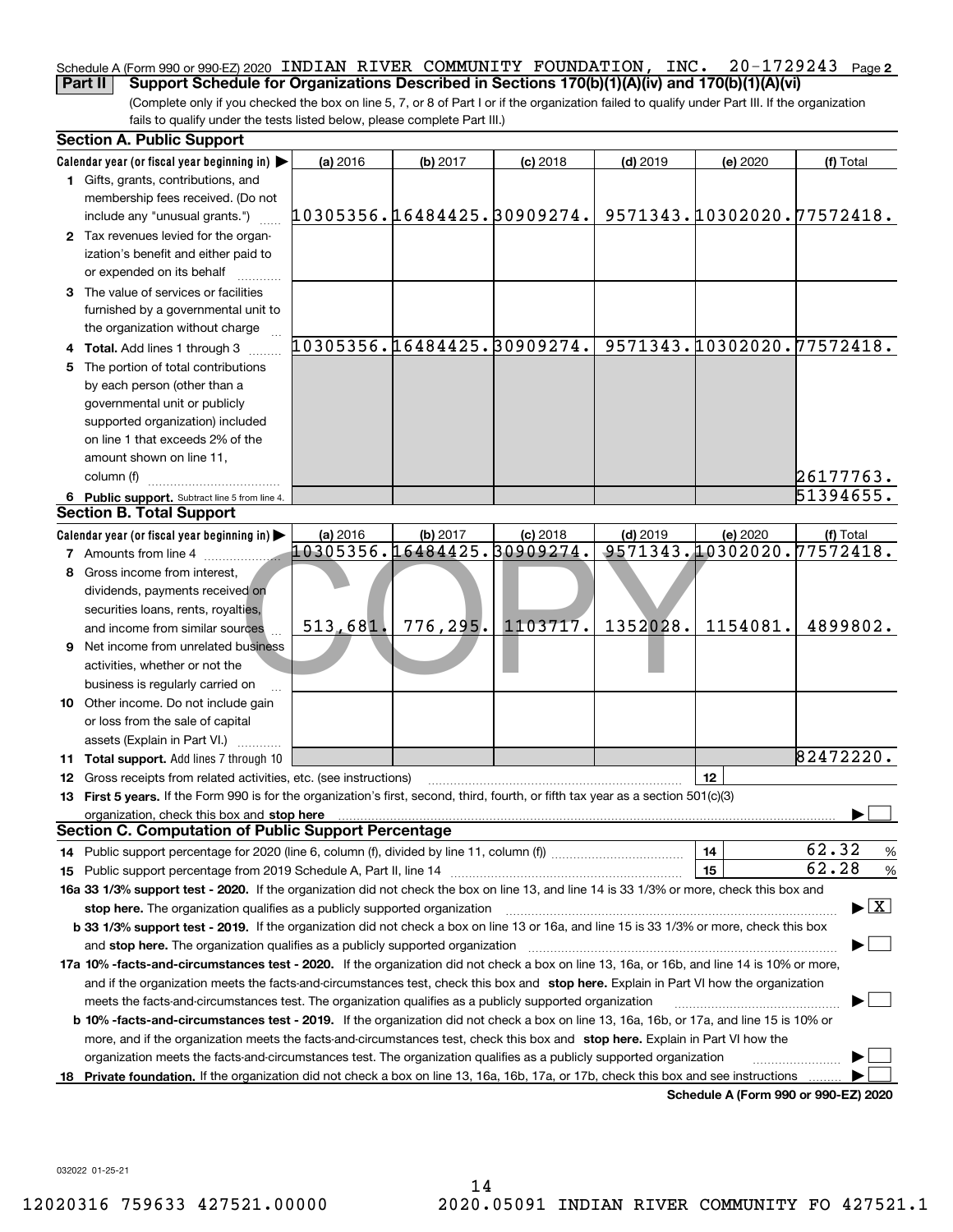Schedule A (Form 990 or 990-EZ) 2020 INDIAN RIVER COMMUNITY FOUNDATION, INC. 20-1729243 Page 2

**Part II** **Support Schedule for Organizations Described in Sections 170(b)(1)(A)(iv) and 170(b)(1)(A)(vi)**

(Complete only if you checked the box on line 5, 7, or 8 of Part I or if the organization failed to qualify under Part III. If the organization fails to qualify under the tests listed below, please complete Part III.)

## Section A. Public Support

| Calendar year (or fiscal year beginning in) ▶ | (a) 2016 | (b) 2017 | (c) 2018 | (d) 2019 | (e) 2020 | (f) Total |
|---|---|---|---|---|---|---|
| 1 Gifts, grants, contributions, and membership fees received. (Do not include any "unusual grants.") | 10305356. | 16484425. | 30909274. | 9571343. | 10302020. | 77572418. |
| 2 Tax revenues levied for the organization's benefit and either paid to or expended on its behalf | | | | | | |
| 3 The value of services or facilities furnished by a governmental unit to the organization without charge | | | | | | |
| 4 **Total.** Add lines 1 through 3 | 10305356. | 16484425. | 30909274. | 9571343. | 10302020. | 77572418. |
| 5 The portion of total contributions by each person (other than a governmental unit or publicly supported organization) included on line 1 that exceeds 2% of the amount shown on line 11, column (f) | | | | | | 26177763. |
| 6 **Public support.** Subtract line 5 from line 4. | | | | | | 51394655. |

## Section B. Total Support

| Calendar year (or fiscal year beginning in) ▶ | (a) 2016 | (b) 2017 | (c) 2018 | (d) 2019 | (e) 2020 | (f) Total |
|---|---|---|---|---|---|---|
| 7 Amounts from line 4 | 10305356. | 16484425. | 30909274. | 9571343. | 10302020. | 77572418. |
| 8 Gross income from interest, dividends, payments received on securities loans, rents, royalties, and income from similar sources | 513,681. | 776,295. | 1103717. | 1352028. | 1154081. | 4899802. |
| 9 Net income from unrelated business activities, whether or not the business is regularly carried on | | | | | | |
| 10 Other income. Do not include gain or loss from the sale of capital assets (Explain in Part VI.) | | | | | | |
| 11 **Total support.** Add lines 7 through 10 | | | | | | 82472220. |

12 Gross receipts from related activities, etc. (see instructions) — 12

13 **First 5 years.** If the Form 990 is for the organization's first, second, third, fourth, or fifth tax year as a section 501(c)(3) organization, check this box and **stop here** ▶ ☐

## Section C. Computation of Public Support Percentage

14 Public support percentage for 2020 (line 6, column (f), divided by line 11, column (f)) — 14 — 62.32 %

15 Public support percentage from 2019 Schedule A, Part II, line 14 — 15 — 62.28 %

**16a 33 1/3% support test - 2020.** If the organization did not check the box on line 13, and line 14 is 33 1/3% or more, check this box and **stop here.** The organization qualifies as a publicly supported organization ▶ ☒

**b 33 1/3% support test - 2019.** If the organization did not check a box on line 13 or 16a, and line 15 is 33 1/3% or more, check this box and **stop here.** The organization qualifies as a publicly supported organization ▶ ☐

**17a 10% -facts-and-circumstances test - 2020.** If the organization did not check a box on line 13, 16a, or 16b, and line 14 is 10% or more, and if the organization meets the facts-and-circumstances test, check this box and **stop here.** Explain in Part VI how the organization meets the facts-and-circumstances test. The organization qualifies as a publicly supported organization ▶ ☐

**b 10% -facts-and-circumstances test - 2019.** If the organization did not check a box on line 13, 16a, 16b, or 17a, and line 15 is 10% or more, and if the organization meets the facts-and-circumstances test, check this box and **stop here.** Explain in Part VI how the organization meets the facts-and-circumstances test. The organization qualifies as a publicly supported organization ▶ ☐

**18 Private foundation.** If the organization did not check a box on line 13, 16a, 16b, 17a, or 17b, check this box and see instructions ▶ ☐

**Schedule A (Form 990 or 990-EZ) 2020**

032022 01-25-21

12020316 759633 427521.00000 2020.05091 INDIAN RIVER COMMUNITY FO 427521.1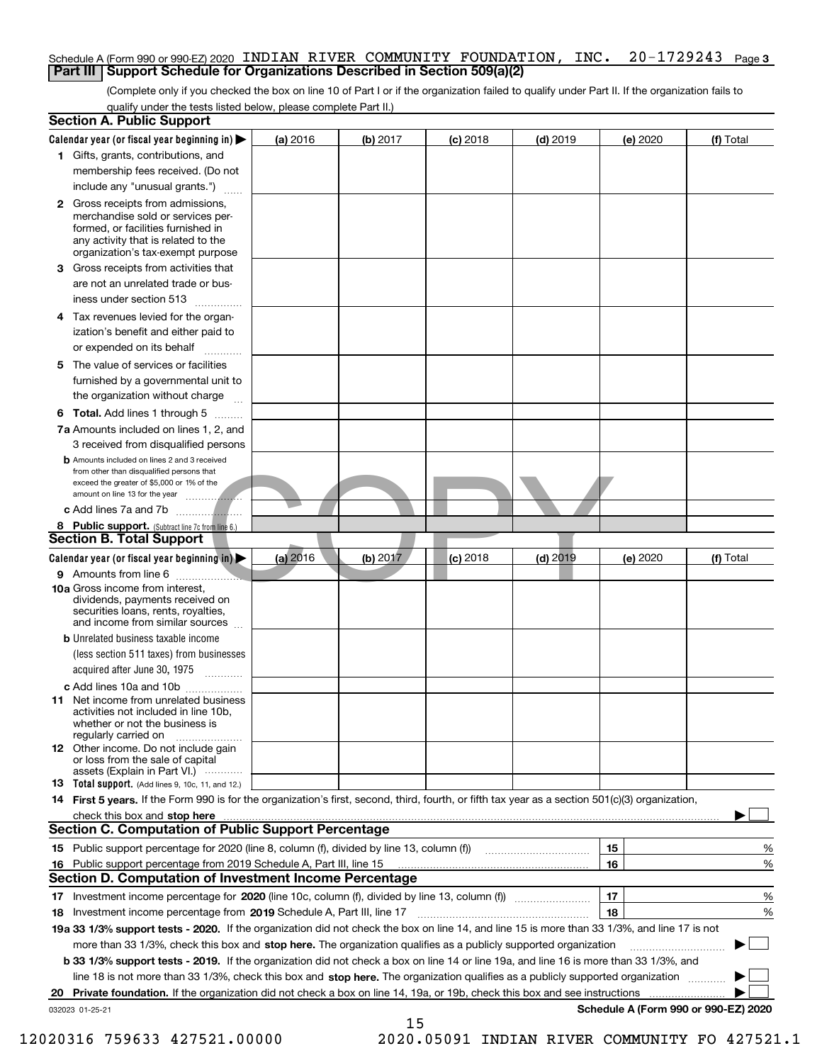Schedule A (Form 990 or 990-EZ) 2020 INDIAN RIVER COMMUNITY FOUNDATION, INC. 20-1729243 Page **3**

## Part III Support Schedule for Organizations Described in Section 509(a)(2)

(Complete only if you checked the box on line 10 of Part I or if the organization failed to qualify under Part II. If the organization fails to qualify under the tests listed below, please complete Part II.)

### Section A. Public Support

| Calendar year (or fiscal year beginning in) ▶ | (a) 2016 | (b) 2017 | (c) 2018 | (d) 2019 | (e) 2020 | (f) Total |
|---|---|---|---|---|---|---|
| **1** Gifts, grants, contributions, and membership fees received. (Do not include any "unusual grants.") | | | | | | |
| **2** Gross receipts from admissions, merchandise sold or services performed, or facilities furnished in any activity that is related to the organization's tax-exempt purpose | | | | | | |
| **3** Gross receipts from activities that are not an unrelated trade or business under section 513 | | | | | | |
| **4** Tax revenues levied for the organization's benefit and either paid to or expended on its behalf | | | | | | |
| **5** The value of services or facilities furnished by a governmental unit to the organization without charge | | | | | | |
| **6 Total.** Add lines 1 through 5 | | | | | | |
| **7a** Amounts included on lines 1, 2, and 3 received from disqualified persons | | | | | | |
| **b** Amounts included on lines 2 and 3 received from other than disqualified persons that exceed the greater of $5,000 or 1% of the amount on line 13 for the year | | | | | | |
| **c** Add lines 7a and 7b | | | | | | |
| **8 Public support.** (Subtract line 7c from line 6.) | | | | | | |

### Section B. Total Support

| Calendar year (or fiscal year beginning in) ▶ | (a) 2016 | (b) 2017 | (c) 2018 | (d) 2019 | (e) 2020 | (f) Total |
|---|---|---|---|---|---|---|
| **9** Amounts from line 6 | | | | | | |
| **10a** Gross income from interest, dividends, payments received on securities loans, rents, royalties, and income from similar sources | | | | | | |
| **b** Unrelated business taxable income (less section 511 taxes) from businesses acquired after June 30, 1975 | | | | | | |
| **c** Add lines 10a and 10b | | | | | | |
| **11** Net income from unrelated business activities not included in line 10b, whether or not the business is regularly carried on | | | | | | |
| **12** Other income. Do not include gain or loss from the sale of capital assets (Explain in Part VI.) | | | | | | |
| **13 Total support.** (Add lines 9, 10c, 11, and 12.) | | | | | | |

**14 First 5 years.** If the Form 990 is for the organization's first, second, third, fourth, or fifth tax year as a section 501(c)(3) organization, check this box and **stop here** ▶ ☐

### Section C. Computation of Public Support Percentage

| | | | |
|---|---|---|---|
| **15** | Public support percentage for 2020 (line 8, column (f), divided by line 13, column (f)) | 15 | % |
| **16** | Public support percentage from 2019 Schedule A, Part III, line 15 | 16 | % |

### Section D. Computation of Investment Income Percentage

| | | | |
|---|---|---|---|
| **17** | Investment income percentage for **2020** (line 10c, column (f), divided by line 13, column (f)) | 17 | % |
| **18** | Investment income percentage from **2019** Schedule A, Part III, line 17 | 18 | % |

**19a 33 1/3% support tests - 2020.** If the organization did not check the box on line 14, and line 15 is more than 33 1/3%, and line 17 is not more than 33 1/3%, check this box and **stop here.** The organization qualifies as a publicly supported organization ▶ ☐

**b 33 1/3% support tests - 2019.** If the organization did not check a box on line 14 or line 19a, and line 16 is more than 33 1/3%, and line 18 is not more than 33 1/3%, check this box and **stop here.** The organization qualifies as a publicly supported organization ▶ ☐

**20 Private foundation.** If the organization did not check a box on line 14, 19a, or 19b, check this box and see instructions ▶ ☐

032023 01-25-21 **Schedule A (Form 990 or 990-EZ) 2020**

12020316 759633 427521.00000 2020.05091 INDIAN RIVER COMMUNITY FO 427521.1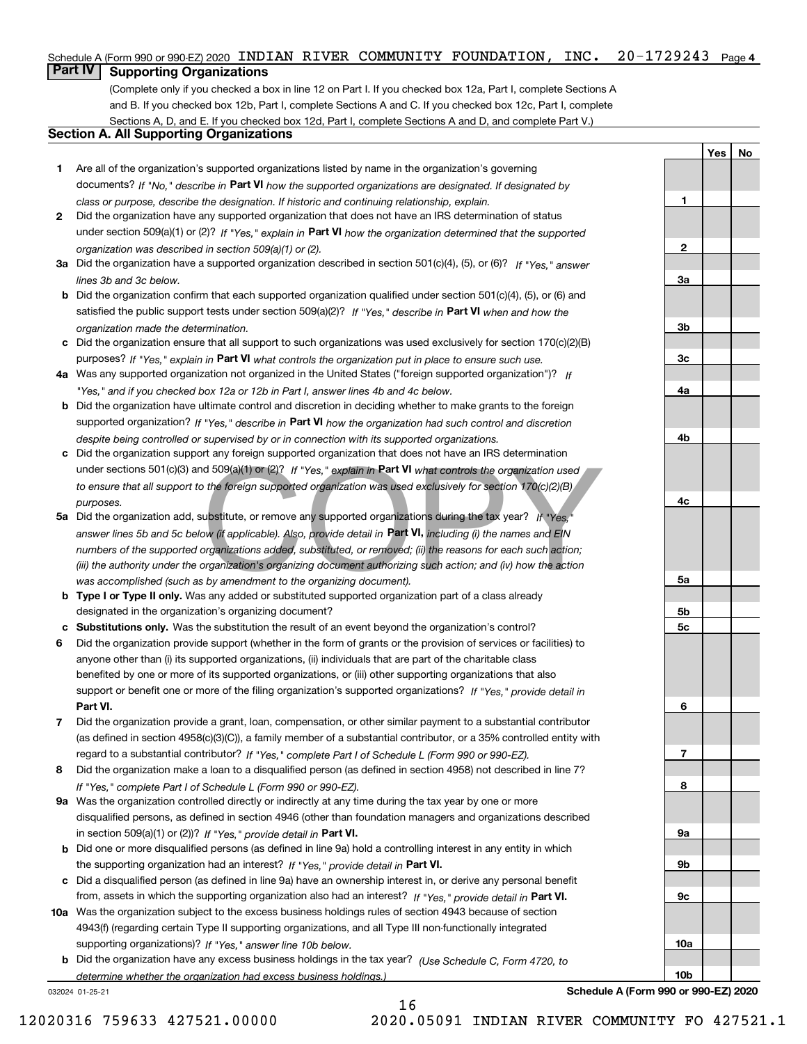Schedule A (Form 990 or 990-EZ) 2020 INDIAN RIVER COMMUNITY FOUNDATION, INC. 20-1729243 Page 4

## Part IV Supporting Organizations

(Complete only if you checked a box in line 12 on Part I. If you checked box 12a, Part I, complete Sections A and B. If you checked box 12b, Part I, complete Sections A and C. If you checked box 12c, Part I, complete Sections A, D, and E. If you checked box 12d, Part I, complete Sections A and D, and complete Part V.)

### Section A. All Supporting Organizations

| | | Line | Yes | No |
|---|---|---|---|---|
| **1** | Are all of the organization's supported organizations listed by name in the organization's governing documents? *If "No," describe in* **Part VI** *how the supported organizations are designated. If designated by class or purpose, describe the designation. If historic and continuing relationship, explain.* | 1 | | |
| **2** | Did the organization have any supported organization that does not have an IRS determination of status under section 509(a)(1) or (2)? *If "Yes," explain in* **Part VI** *how the organization determined that the supported organization was described in section 509(a)(1) or (2).* | 2 | | |
| **3a** | Did the organization have a supported organization described in section 501(c)(4), (5), or (6)? *If "Yes," answer lines 3b and 3c below.* | 3a | | |
| **b** | Did the organization confirm that each supported organization qualified under section 501(c)(4), (5), or (6) and satisfied the public support tests under section 509(a)(2)? *If "Yes," describe in* **Part VI** *when and how the organization made the determination.* | 3b | | |
| **c** | Did the organization ensure that all support to such organizations was used exclusively for section 170(c)(2)(B) purposes? *If "Yes," explain in* **Part VI** *what controls the organization put in place to ensure such use.* | 3c | | |
| **4a** | Was any supported organization not organized in the United States ("foreign supported organization")? *If "Yes," and if you checked box 12a or 12b in Part I, answer lines 4b and 4c below.* | 4a | | |
| **b** | Did the organization have ultimate control and discretion in deciding whether to make grants to the foreign supported organization? *If "Yes," describe in* **Part VI** *how the organization had such control and discretion despite being controlled or supervised by or in connection with its supported organizations.* | 4b | | |
| **c** | Did the organization support any foreign supported organization that does not have an IRS determination under sections 501(c)(3) and 509(a)(1) or (2)? *If "Yes," explain in* **Part VI** *what controls the organization used to ensure that all support to the foreign supported organization was used exclusively for section 170(c)(2)(B) purposes.* | 4c | | |
| **5a** | Did the organization add, substitute, or remove any supported organizations during the tax year? *If "Yes," answer lines 5b and 5c below (if applicable). Also, provide detail in* **Part VI,** *including (i) the names and EIN numbers of the supported organizations added, substituted, or removed; (ii) the reasons for each such action; (iii) the authority under the organization's organizing document authorizing such action; and (iv) how the action was accomplished (such as by amendment to the organizing document).* | 5a | | |
| **b** | **Type I or Type II only.** Was any added or substituted supported organization part of a class already designated in the organization's organizing document? | 5b | | |
| **c** | **Substitutions only.** Was the substitution the result of an event beyond the organization's control? | 5c | | |
| **6** | Did the organization provide support (whether in the form of grants or the provision of services or facilities) to anyone other than (i) its supported organizations, (ii) individuals that are part of the charitable class benefited by one or more of its supported organizations, or (iii) other supporting organizations that also support or benefit one or more of the filing organization's supported organizations? *If "Yes," provide detail in* **Part VI.** | 6 | | |
| **7** | Did the organization provide a grant, loan, compensation, or other similar payment to a substantial contributor (as defined in section 4958(c)(3)(C)), a family member of a substantial contributor, or a 35% controlled entity with regard to a substantial contributor? *If "Yes," complete Part I of Schedule L (Form 990 or 990-EZ).* | 7 | | |
| **8** | Did the organization make a loan to a disqualified person (as defined in section 4958) not described in line 7? *If "Yes," complete Part I of Schedule L (Form 990 or 990-EZ).* | 8 | | |
| **9a** | Was the organization controlled directly or indirectly at any time during the tax year by one or more disqualified persons, as defined in section 4946 (other than foundation managers and organizations described in section 509(a)(1) or (2))? *If "Yes," provide detail in* **Part VI.** | 9a | | |
| **b** | Did one or more disqualified persons (as defined in line 9a) hold a controlling interest in any entity in which the supporting organization had an interest? *If "Yes," provide detail in* **Part VI.** | 9b | | |
| **c** | Did a disqualified person (as defined in line 9a) have an ownership interest in, or derive any personal benefit from, assets in which the supporting organization also had an interest? *If "Yes," provide detail in* **Part VI.** | 9c | | |
| **10a** | Was the organization subject to the excess business holdings rules of section 4943 because of section 4943(f) (regarding certain Type II supporting organizations, and all Type III non-functionally integrated supporting organizations)? *If "Yes," answer line 10b below.* | 10a | | |
| **b** | Did the organization have any excess business holdings in the tax year? *(Use Schedule C, Form 4720, to determine whether the organization had excess business holdings.)* | 10b | | |

032024 01-25-21

**Schedule A (Form 990 or 990-EZ) 2020**

12020316 759633 427521.00000 2020.05091 INDIAN RIVER COMMUNITY FO 427521.1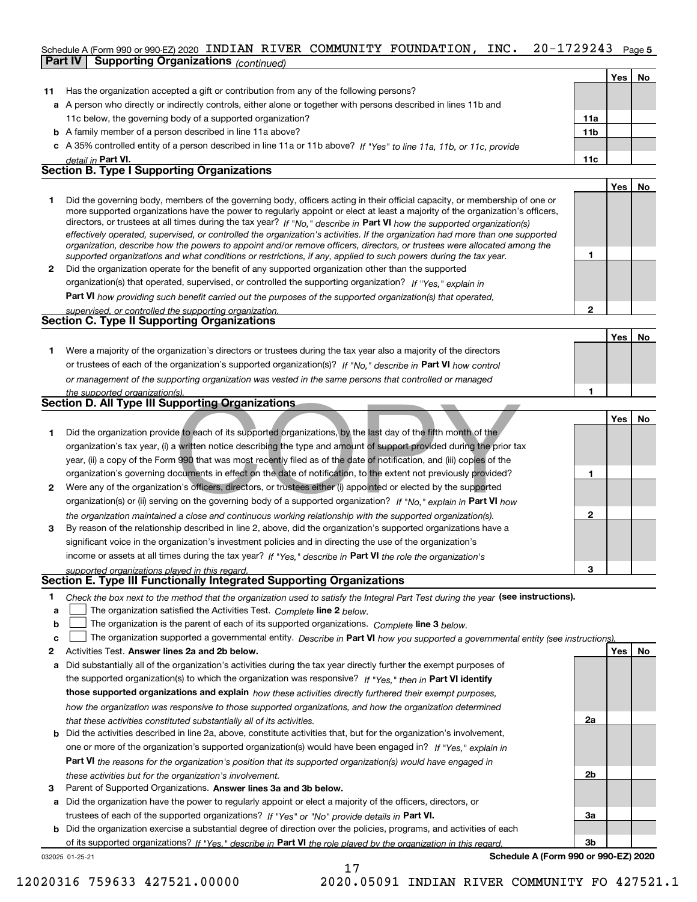Schedule A (Form 990 or 990-EZ) 2020 INDIAN RIVER COMMUNITY FOUNDATION, INC. 20-1729243 Page 5

**Part IV Supporting Organizations** *(continued)*

| | | | Yes | No |
|---|---|---|---|---|
| **11** | Has the organization accepted a gift or contribution from any of the following persons? | | | |
| **a** | A person who directly or indirectly controls, either alone or together with persons described in lines 11b and 11c below, the governing body of a supported organization? | **11a** | | |
| **b** | A family member of a person described in line 11a above? | **11b** | | |
| **c** | A 35% controlled entity of a person described in line 11a or 11b above? *If "Yes" to line 11a, 11b, or 11c, provide detail in* **Part VI.** | **11c** | | |

## Section B. Type I Supporting Organizations

| | | | Yes | No |
|---|---|---|---|---|
| **1** | Did the governing body, members of the governing body, officers acting in their official capacity, or membership of one or more supported organizations have the power to regularly appoint or elect at least a majority of the organization's officers, directors, or trustees at all times during the tax year? *If "No," describe in* **Part VI** *how the supported organization(s) effectively operated, supervised, or controlled the organization's activities. If the organization had more than one supported organization, describe how the powers to appoint and/or remove officers, directors, or trustees were allocated among the supported organizations and what conditions or restrictions, if any, applied to such powers during the tax year.* | **1** | | |
| **2** | Did the organization operate for the benefit of any supported organization other than the supported organization(s) that operated, supervised, or controlled the supporting organization? *If "Yes," explain in* **Part VI** *how providing such benefit carried out the purposes of the supported organization(s) that operated, supervised, or controlled the supporting organization.* | **2** | | |

## Section C. Type II Supporting Organizations

| | | | Yes | No |
|---|---|---|---|---|
| **1** | Were a majority of the organization's directors or trustees during the tax year also a majority of the directors or trustees of each of the organization's supported organization(s)? *If "No," describe in* **Part VI** *how control or management of the supporting organization was vested in the same persons that controlled or managed the supported organization(s).* | **1** | | |

## Section D. All Type III Supporting Organizations

| | | | Yes | No |
|---|---|---|---|---|
| **1** | Did the organization provide to each of its supported organizations, by the last day of the fifth month of the organization's tax year, (i) a written notice describing the type and amount of support provided during the prior tax year, (ii) a copy of the Form 990 that was most recently filed as of the date of notification, and (iii) copies of the organization's governing documents in effect on the date of notification, to the extent not previously provided? | **1** | | |
| **2** | Were any of the organization's officers, directors, or trustees either (i) appointed or elected by the supported organization(s) or (ii) serving on the governing body of a supported organization? *If "No," explain in* **Part VI** *how the organization maintained a close and continuous working relationship with the supported organization(s).* | **2** | | |
| **3** | By reason of the relationship described in line 2, above, did the organization's supported organizations have a significant voice in the organization's investment policies and in directing the use of the organization's income or assets at all times during the tax year? *If "Yes," describe in* **Part VI** *the role the organization's supported organizations played in this regard.* | **3** | | |

## Section E. Type III Functionally Integrated Supporting Organizations

**1** *Check the box next to the method that the organization used to satisfy the Integral Part Test during the year* **(see instructions).**

- **a** ☐ The organization satisfied the Activities Test. *Complete* **line 2** *below.*
- **b** ☐ The organization is the parent of each of its supported organizations. *Complete* **line 3** *below.*
- **c** ☐ The organization supported a governmental entity. *Describe in* **Part VI** *how you supported a governmental entity (see instructions).*

| | | | Yes | No |
|---|---|---|---|---|
| **2** | Activities Test. **Answer lines 2a and 2b below.** | | | |
| **a** | Did substantially all of the organization's activities during the tax year directly further the exempt purposes of the supported organization(s) to which the organization was responsive? *If "Yes," then in* **Part VI identify those supported organizations and explain** *how these activities directly furthered their exempt purposes, how the organization was responsive to those supported organizations, and how the organization determined that these activities constituted substantially all of its activities.* | **2a** | | |
| **b** | Did the activities described in line 2a, above, constitute activities that, but for the organization's involvement, one or more of the organization's supported organization(s) would have been engaged in? *If "Yes," explain in* **Part VI** *the reasons for the organization's position that its supported organization(s) would have engaged in these activities but for the organization's involvement.* | **2b** | | |
| **3** | Parent of Supported Organizations. **Answer lines 3a and 3b below.** | | | |
| **a** | Did the organization have the power to regularly appoint or elect a majority of the officers, directors, or trustees of each of the supported organizations? *If "Yes" or "No" provide details in* **Part VI.** | **3a** | | |
| **b** | Did the organization exercise a substantial degree of direction over the policies, programs, and activities of each of its supported organizations? *If "Yes," describe in* **Part VI** *the role played by the organization in this regard.* | **3b** | | |

032025 01-25-21 **Schedule A (Form 990 or 990-EZ) 2020**

12020316 759633 427521.00000 2020.05091 INDIAN RIVER COMMUNITY FO 427521.1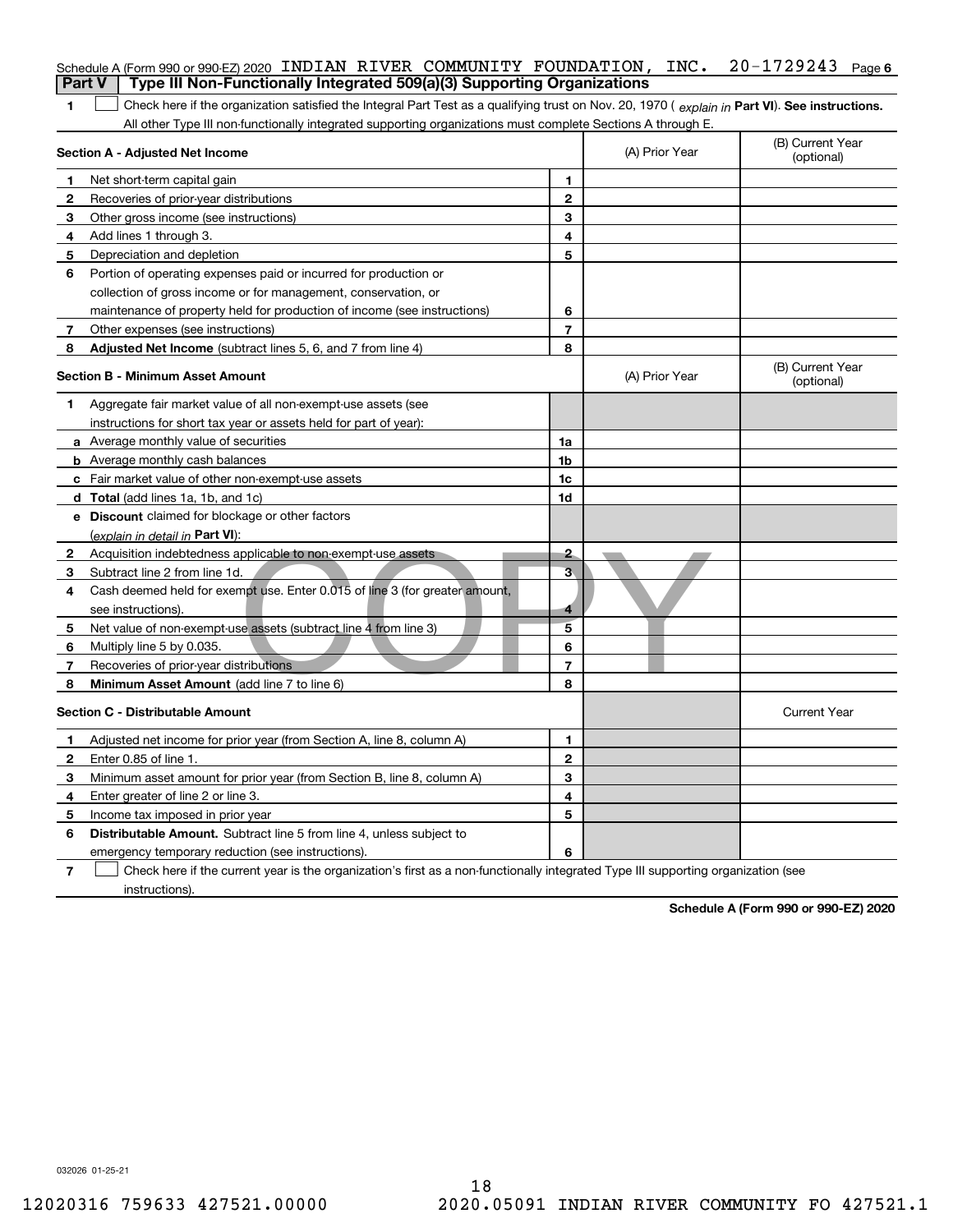Schedule A (Form 990 or 990-EZ) 2020 INDIAN RIVER COMMUNITY FOUNDATION, INC. 20-1729243 Page 6

**Part V | Type III Non-Functionally Integrated 509(a)(3) Supporting Organizations**

**1** ☐ Check here if the organization satisfied the Integral Part Test as a qualifying trust on Nov. 20, 1970 ( *explain in* **Part VI**). **See instructions.** All other Type III non-functionally integrated supporting organizations must complete Sections A through E.

| **Section A - Adjusted Net Income** | | | (A) Prior Year | (B) Current Year (optional) |
|---|---|---|---|---|
| **1** | Net short-term capital gain | **1** | | |
| **2** | Recoveries of prior-year distributions | **2** | | |
| **3** | Other gross income (see instructions) | **3** | | |
| **4** | Add lines 1 through 3. | **4** | | |
| **5** | Depreciation and depletion | **5** | | |
| **6** | Portion of operating expenses paid or incurred for production or collection of gross income or for management, conservation, or maintenance of property held for production of income (see instructions) | **6** | | |
| **7** | Other expenses (see instructions) | **7** | | |
| **8** | **Adjusted Net Income** (subtract lines 5, 6, and 7 from line 4) | **8** | | |

| **Section B - Minimum Asset Amount** | | | (A) Prior Year | (B) Current Year (optional) |
|---|---|---|---|---|
| **1** | Aggregate fair market value of all non-exempt-use assets (see instructions for short tax year or assets held for part of year): | | | |
| **a** | Average monthly value of securities | **1a** | | |
| **b** | Average monthly cash balances | **1b** | | |
| **c** | Fair market value of other non-exempt-use assets | **1c** | | |
| **d** | **Total** (add lines 1a, 1b, and 1c) | **1d** | | |
| **e** | **Discount** claimed for blockage or other factors (*explain in detail in* **Part VI**): | | | |
| **2** | Acquisition indebtedness applicable to non-exempt-use assets | **2** | | |
| **3** | Subtract line 2 from line 1d. | **3** | | |
| **4** | Cash deemed held for exempt use. Enter 0.015 of line 3 (for greater amount, see instructions). | **4** | | |
| **5** | Net value of non-exempt-use assets (subtract line 4 from line 3) | **5** | | |
| **6** | Multiply line 5 by 0.035. | **6** | | |
| **7** | Recoveries of prior-year distributions | **7** | | |
| **8** | **Minimum Asset Amount** (add line 7 to line 6) | **8** | | |

| **Section C - Distributable Amount** | | | | Current Year |
|---|---|---|---|---|
| **1** | Adjusted net income for prior year (from Section A, line 8, column A) | **1** | | |
| **2** | Enter 0.85 of line 1. | **2** | | |
| **3** | Minimum asset amount for prior year (from Section B, line 8, column A) | **3** | | |
| **4** | Enter greater of line 2 or line 3. | **4** | | |
| **5** | Income tax imposed in prior year | **5** | | |
| **6** | **Distributable Amount.** Subtract line 5 from line 4, unless subject to emergency temporary reduction (see instructions). | **6** | | |

**7** ☐ Check here if the current year is the organization's first as a non-functionally integrated Type III supporting organization (see instructions).

**Schedule A (Form 990 or 990-EZ) 2020**

032026 01-25-21

12020316 759633 427521.00000 2020.05091 INDIAN RIVER COMMUNITY FO 427521.1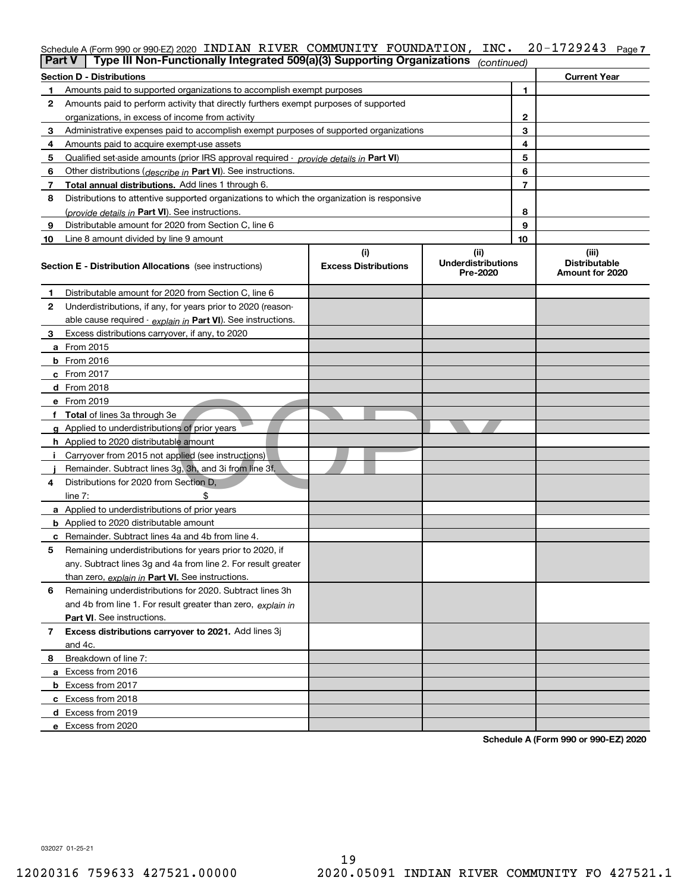Schedule A (Form 990 or 990-EZ) 2020 INDIAN RIVER COMMUNITY FOUNDATION, INC. 20-1729243 Page 7

**Part V | Type III Non-Functionally Integrated 509(a)(3) Supporting Organizations** *(continued)*

| **Section D - Distributions** | | | **Current Year** |
|---|---|---|---|
| 1 | Amounts paid to supported organizations to accomplish exempt purposes | 1 | |
| 2 | Amounts paid to perform activity that directly furthers exempt purposes of supported organizations, in excess of income from activity | 2 | |
| 3 | Administrative expenses paid to accomplish exempt purposes of supported organizations | 3 | |
| 4 | Amounts paid to acquire exempt-use assets | 4 | |
| 5 | Qualified set-aside amounts (prior IRS approval required - *provide details in* **Part VI**) | 5 | |
| 6 | Other distributions (*describe in* **Part VI**). See instructions. | 6 | |
| 7 | **Total annual distributions.** Add lines 1 through 6. | 7 | |
| 8 | Distributions to attentive supported organizations to which the organization is responsive (*provide details in* **Part VI**). See instructions. | 8 | |
| 9 | Distributable amount for 2020 from Section C, line 6 | 9 | |
| 10 | Line 8 amount divided by line 9 amount | 10 | |

| **Section E - Distribution Allocations** (see instructions) | (i) **Excess Distributions** | (ii) **Underdistributions Pre-2020** | (iii) **Distributable Amount for 2020** |
|---|---|---|---|
| **1** Distributable amount for 2020 from Section C, line 6 | | | |
| **2** Underdistributions, if any, for years prior to 2020 (reasonable cause required - *explain in* **Part VI**). See instructions. | | | |
| **3** Excess distributions carryover, if any, to 2020 | | | |
| **a** From 2015 | | | |
| **b** From 2016 | | | |
| **c** From 2017 | | | |
| **d** From 2018 | | | |
| **e** From 2019 | | | |
| **f** **Total** of lines 3a through 3e | | | |
| **g** Applied to underdistributions of prior years | | | |
| **h** Applied to 2020 distributable amount | | | |
| **i** Carryover from 2015 not applied (see instructions) | | | |
| **j** Remainder. Subtract lines 3g, 3h, and 3i from line 3f. | | | |
| **4** Distributions for 2020 from Section D, line 7: $ | | | |
| **a** Applied to underdistributions of prior years | | | |
| **b** Applied to 2020 distributable amount | | | |
| **c** Remainder. Subtract lines 4a and 4b from line 4. | | | |
| **5** Remaining underdistributions for years prior to 2020, if any. Subtract lines 3g and 4a from line 2. For result greater than zero, *explain in* **Part VI.** See instructions. | | | |
| **6** Remaining underdistributions for 2020. Subtract lines 3h and 4b from line 1. For result greater than zero, *explain in* **Part VI**. See instructions. | | | |
| **7** **Excess distributions carryover to 2021.** Add lines 3j and 4c. | | | |
| **8** Breakdown of line 7: | | | |
| **a** Excess from 2016 | | | |
| **b** Excess from 2017 | | | |
| **c** Excess from 2018 | | | |
| **d** Excess from 2019 | | | |
| **e** Excess from 2020 | | | |

**Schedule A (Form 990 or 990-EZ) 2020**

032027 01-25-21

12020316 759633 427521.00000 2020.05091 INDIAN RIVER COMMUNITY FO 427521.1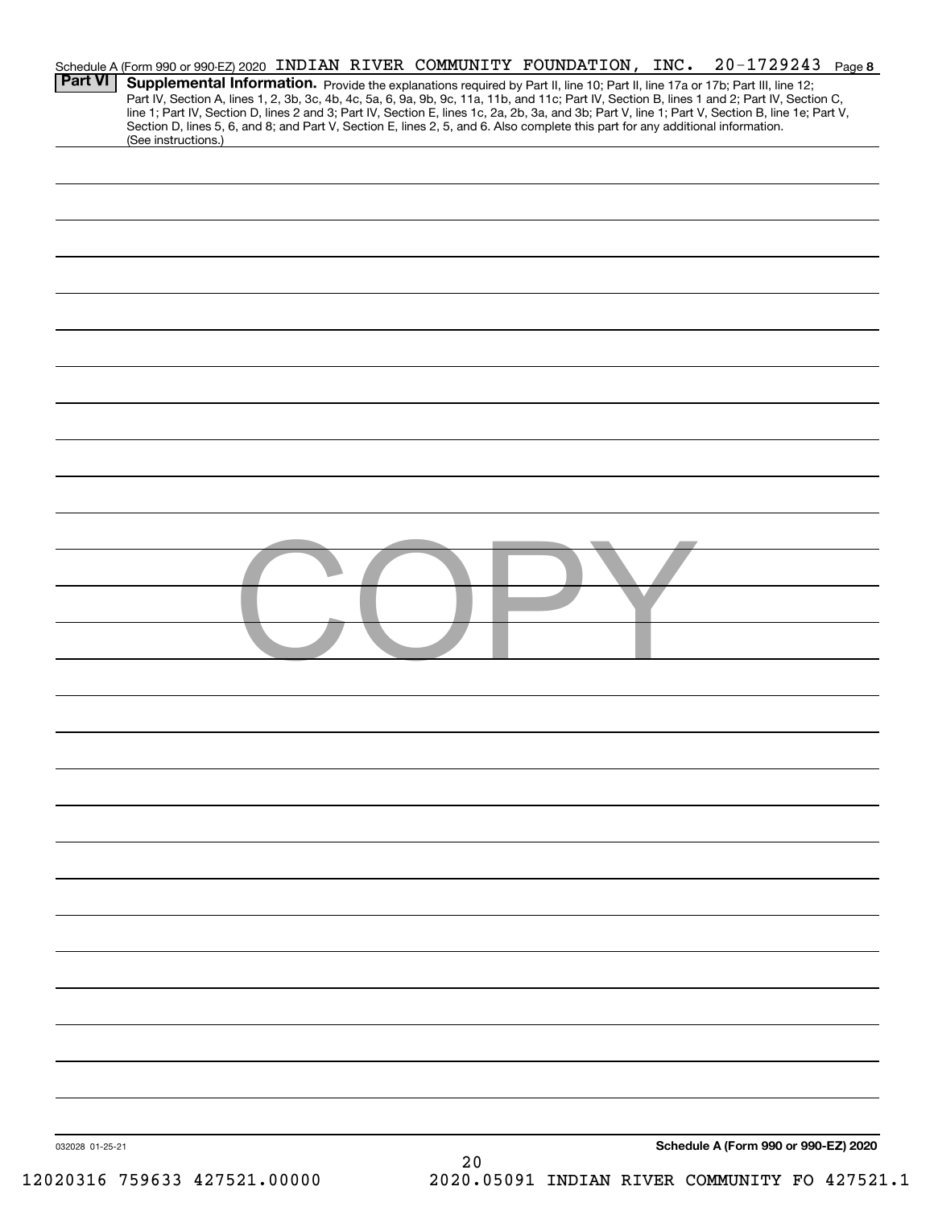Schedule A (Form 990 or 990-EZ) 2020 INDIAN RIVER COMMUNITY FOUNDATION, INC. 20-1729243 Page **8**

**Part VI** **Supplemental Information.** Provide the explanations required by Part II, line 10; Part II, line 17a or 17b; Part III, line 12; Part IV, Section A, lines 1, 2, 3b, 3c, 4b, 4c, 5a, 6, 9a, 9b, 9c, 11a, 11b, and 11c; Part IV, Section B, lines 1 and 2; Part IV, Section C, line 1; Part IV, Section D, lines 2 and 3; Part IV, Section E, lines 1c, 2a, 2b, 3a, and 3b; Part V, line 1; Part V, Section B, line 1e; Part V, Section D, lines 5, 6, and 8; and Part V, Section E, lines 2, 5, and 6. Also complete this part for any additional information. (See instructions.)

COPY

032028 01-25-21

**Schedule A (Form 990 or 990-EZ) 2020**

12020316 759633 427521.00000 2020.05091 INDIAN RIVER COMMUNITY FO 427521.1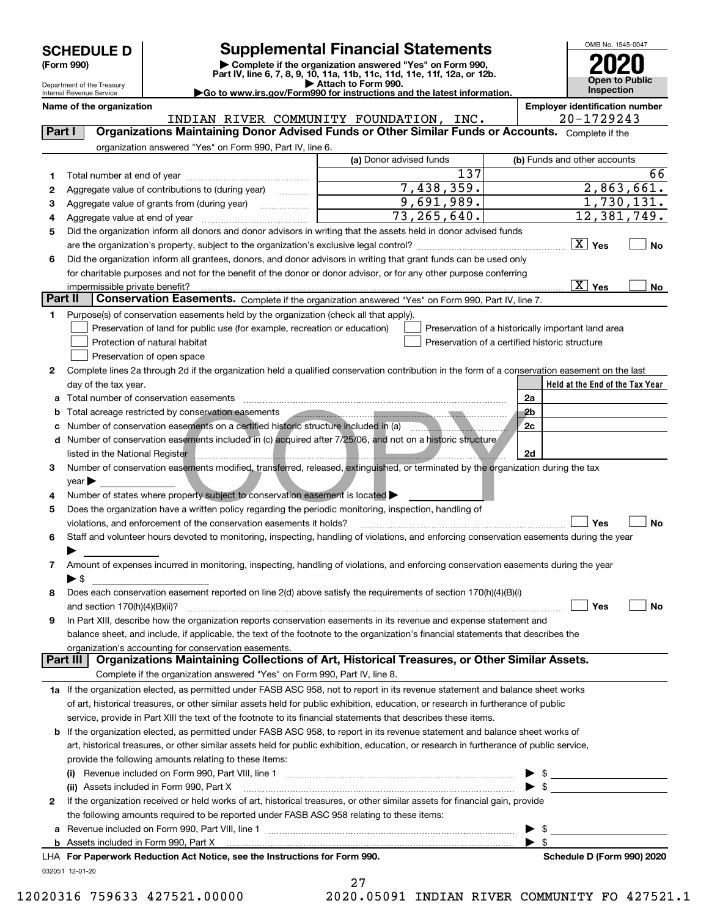# SCHEDULE D (Form 990)

Department of the Treasury
Internal Revenue Service

## Supplemental Financial Statements

▶ Complete if the organization answered "Yes" on Form 990, Part IV, line 6, 7, 8, 9, 10, 11a, 11b, 11c, 11d, 11e, 11f, 12a, or 12b.
▶ Attach to Form 990.
▶Go to www.irs.gov/Form990 for instructions and the latest information.

OMB No. 1545-0047

**2020**

**Open to Public Inspection**

**Name of the organization**
INDIAN RIVER COMMUNITY FOUNDATION, INC.

**Employer identification number**
20-1729243

### Part I — Organizations Maintaining Donor Advised Funds or Other Similar Funds or Accounts. Complete if the organization answered "Yes" on Form 990, Part IV, line 6.

| | | (a) Donor advised funds | (b) Funds and other accounts |
|---|---|---|---|
| 1 | Total number at end of year | 137 | 66 |
| 2 | Aggregate value of contributions to (during year) | 7,438,359. | 2,863,661. |
| 3 | Aggregate value of grants from (during year) | 9,691,989. | 1,730,131. |
| 4 | Aggregate value at end of year | 73,265,640. | 12,381,749. |

5 Did the organization inform all donors and donor advisors in writing that the assets held in donor advised funds are the organization's property, subject to the organization's exclusive legal control? [X] Yes [ ] No

6 Did the organization inform all grantees, donors, and donor advisors in writing that grant funds can be used only for charitable purposes and not for the benefit of the donor or donor advisor, or for any other purpose conferring impermissible private benefit? [X] Yes [ ] No

### Part II — Conservation Easements. Complete if the organization answered "Yes" on Form 990, Part IV, line 7.

1 Purpose(s) of conservation easements held by the organization (check all that apply).
- [ ] Preservation of land for public use (for example, recreation or education)
- [ ] Protection of natural habitat
- [ ] Preservation of open space
- [ ] Preservation of a historically important land area
- [ ] Preservation of a certified historic structure

2 Complete lines 2a through 2d if the organization held a qualified conservation contribution in the form of a conservation easement on the last day of the tax year.

| | | | Held at the End of the Tax Year |
|---|---|---|---|
| a | Total number of conservation easements | 2a | |
| b | Total acreage restricted by conservation easements | 2b | |
| c | Number of conservation easements on a certified historic structure included in (a) | 2c | |
| d | Number of conservation easements included in (c) acquired after 7/25/06, and not on a historic structure listed in the National Register | 2d | |

3 Number of conservation easements modified, transferred, released, extinguished, or terminated by the organization during the tax year ▶

4 Number of states where property subject to conservation easement is located ▶

5 Does the organization have a written policy regarding the periodic monitoring, inspection, handling of violations, and enforcement of the conservation easements it holds? [ ] Yes [ ] No

6 Staff and volunteer hours devoted to monitoring, inspecting, handling of violations, and enforcing conservation easements during the year ▶

7 Amount of expenses incurred in monitoring, inspecting, handling of violations, and enforcing conservation easements during the year ▶ $

8 Does each conservation easement reported on line 2(d) above satisfy the requirements of section 170(h)(4)(B)(i) and section 170(h)(4)(B)(ii)? [ ] Yes [ ] No

9 In Part XIII, describe how the organization reports conservation easements in its revenue and expense statement and balance sheet, and include, if applicable, the text of the footnote to the organization's financial statements that describes the organization's accounting for conservation easements.

### Part III — Organizations Maintaining Collections of Art, Historical Treasures, or Other Similar Assets. Complete if the organization answered "Yes" on Form 990, Part IV, line 8.

1a If the organization elected, as permitted under FASB ASC 958, not to report in its revenue statement and balance sheet works of art, historical treasures, or other similar assets held for public exhibition, education, or research in furtherance of public service, provide in Part XIII the text of the footnote to its financial statements that describes these items.

b If the organization elected, as permitted under FASB ASC 958, to report in its revenue statement and balance sheet works of art, historical treasures, or other similar assets held for public exhibition, education, or research in furtherance of public service, provide the following amounts relating to these items:

(i) Revenue included on Form 990, Part VIII, line 1 ▶ $

(ii) Assets included in Form 990, Part X ▶ $

2 If the organization received or held works of art, historical treasures, or other similar assets for financial gain, provide the following amounts required to be reported under FASB ASC 958 relating to these items:

a Revenue included on Form 990, Part VIII, line 1 ▶ $

b Assets included in Form 990, Part X ▶ $

LHA For Paperwork Reduction Act Notice, see the Instructions for Form 990. Schedule D (Form 990) 2020

032051 12-01-20

12020316 759633 427521.00000 2020.05091 INDIAN RIVER COMMUNITY FO 427521.1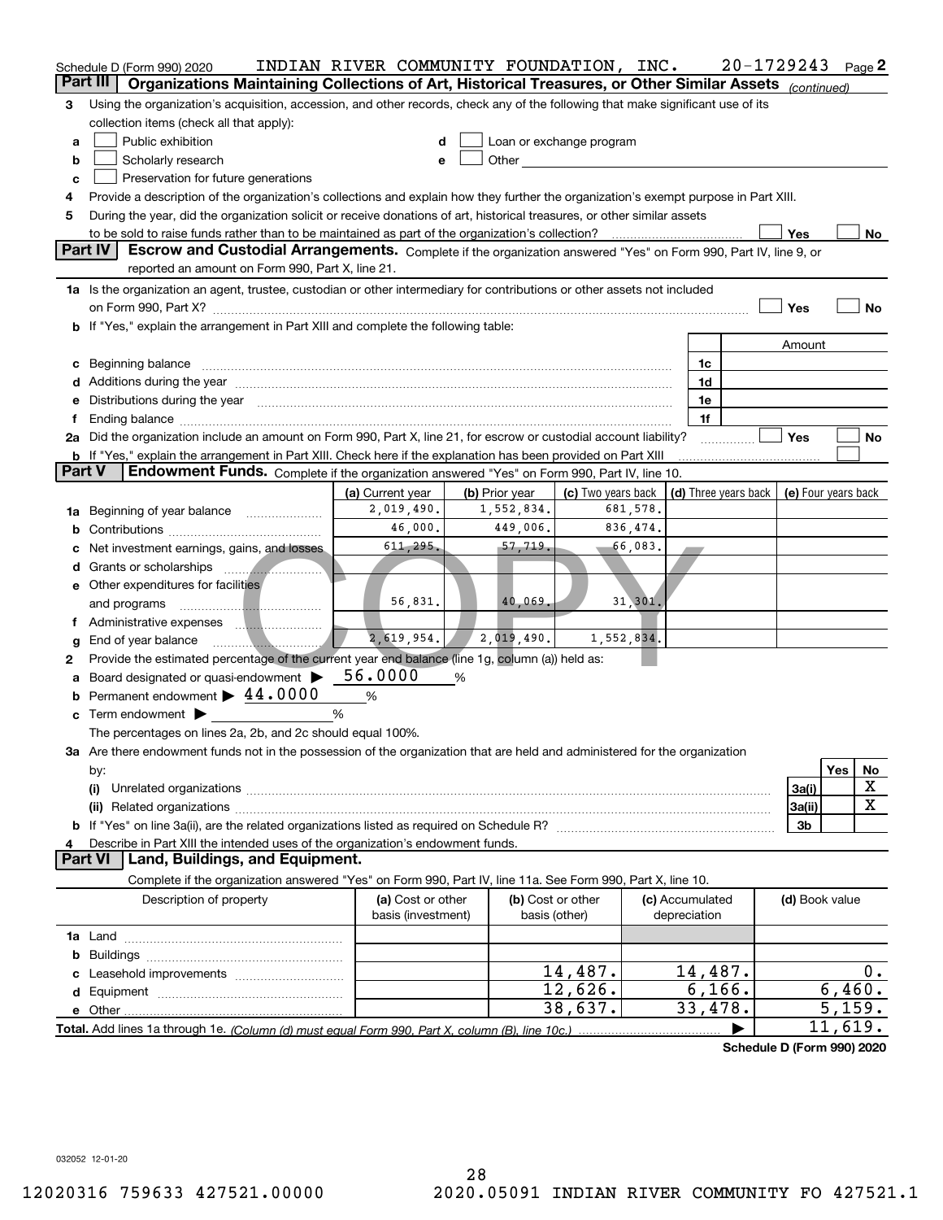Schedule D (Form 990) 2020 INDIAN RIVER COMMUNITY FOUNDATION, INC. 20-1729243 Page 2

## Part III Organizations Maintaining Collections of Art, Historical Treasures, or Other Similar Assets *(continued)*

**3** Using the organization's acquisition, accession, and other records, check any of the following that make significant use of its collection items (check all that apply):

- **a** ☐ Public exhibition
- **b** ☐ Scholarly research
- **c** ☐ Preservation for future generations
- **d** ☐ Loan or exchange program
- **e** ☐ Other

**4** Provide a description of the organization's collections and explain how they further the organization's exempt purpose in Part XIII.

**5** During the year, did the organization solicit or receive donations of art, historical treasures, or other similar assets to be sold to raise funds rather than to be maintained as part of the organization's collection? ☐ Yes ☐ No

## Part IV Escrow and Custodial Arrangements.

Complete if the organization answered "Yes" on Form 990, Part IV, line 9, or reported an amount on Form 990, Part X, line 21.

**1a** Is the organization an agent, trustee, custodian or other intermediary for contributions or other assets not included on Form 990, Part X? ☐ Yes ☐ No

**b** If "Yes," explain the arrangement in Part XIII and complete the following table:

| | | Amount |
|---|---|---|
| **c** Beginning balance | 1c | |
| **d** Additions during the year | 1d | |
| **e** Distributions during the year | 1e | |
| **f** Ending balance | 1f | |

**2a** Did the organization include an amount on Form 990, Part X, line 21, for escrow or custodial account liability? ☐ Yes ☐ No

**b** If "Yes," explain the arrangement in Part XIII. Check here if the explanation has been provided on Part XIII ☐

## Part V Endowment Funds.

Complete if the organization answered "Yes" on Form 990, Part IV, line 10.

| | (a) Current year | (b) Prior year | (c) Two years back | (d) Three years back | (e) Four years back |
|---|---|---|---|---|---|
| **1a** Beginning of year balance | 2,019,490. | 1,552,834. | 681,578. | | |
| **b** Contributions | 46,000. | 449,006. | 836,474. | | |
| **c** Net investment earnings, gains, and losses | 611,295. | 57,719. | 66,083. | | |
| **d** Grants or scholarships | | | | | |
| **e** Other expenditures for facilities and programs | 56,831. | 40,069. | 31,301. | | |
| **f** Administrative expenses | | | | | |
| **g** End of year balance | 2,619,954. | 2,019,490. | 1,552,834. | | |

**2** Provide the estimated percentage of the current year end balance (line 1g, column (a)) held as:

- **a** Board designated or quasi-endowment ▶ 56.0000 %
- **b** Permanent endowment ▶ 44.0000 %
- **c** Term endowment ▶ %

The percentages on lines 2a, 2b, and 2c should equal 100%.

**3a** Are there endowment funds not in the possession of the organization that are held and administered for the organization by:

| | | Yes | No |
|---|---|---|---|
| **(i)** Unrelated organizations | 3a(i) | | X |
| **(ii)** Related organizations | 3a(ii) | | X |
| **b** If "Yes" on line 3a(ii), are the related organizations listed as required on Schedule R? | 3b | | |

**4** Describe in Part XIII the intended uses of the organization's endowment funds.

## Part VI Land, Buildings, and Equipment.

Complete if the organization answered "Yes" on Form 990, Part IV, line 11a. See Form 990, Part X, line 10.

| Description of property | (a) Cost or other basis (investment) | (b) Cost or other basis (other) | (c) Accumulated depreciation | (d) Book value |
|---|---|---|---|---|
| **1a** Land | | | | |
| **b** Buildings | | | | |
| **c** Leasehold improvements | | 14,487. | 14,487. | 0. |
| **d** Equipment | | 12,626. | 6,166. | 6,460. |
| **e** Other | | 38,637. | 33,478. | 5,159. |
| **Total.** Add lines 1a through 1e. *(Column (d) must equal Form 990, Part X, column (B), line 10c.)* ▶ | | | | 11,619. |

Schedule D (Form 990) 2020

032052 12-01-20

12020316 759633 427521.00000 2020.05091 INDIAN RIVER COMMUNITY FO 427521.1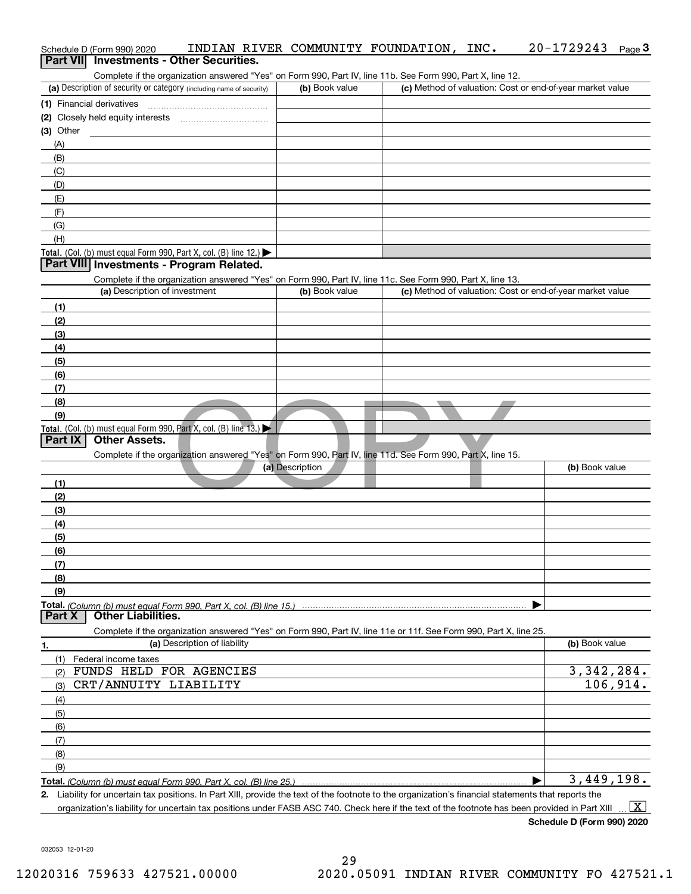Schedule D (Form 990) 2020 INDIAN RIVER COMMUNITY FOUNDATION, INC. 20-1729243 Page 3

## Part VII Investments - Other Securities.

Complete if the organization answered "Yes" on Form 990, Part IV, line 11b. See Form 990, Part X, line 12.

| (a) Description of security or category (including name of security) | (b) Book value | (c) Method of valuation: Cost or end-of-year market value |
|---|---|---|
| (1) Financial derivatives | | |
| (2) Closely held equity interests | | |
| (3) Other | | |
| (A) | | |
| (B) | | |
| (C) | | |
| (D) | | |
| (E) | | |
| (F) | | |
| (G) | | |
| (H) | | |
| **Total.** (Col. (b) must equal Form 990, Part X, col. (B) line 12.) ▶ | | |

## Part VIII Investments - Program Related.

Complete if the organization answered "Yes" on Form 990, Part IV, line 11c. See Form 990, Part X, line 13.

| (a) Description of investment | (b) Book value | (c) Method of valuation: Cost or end-of-year market value |
|---|---|---|
| (1) | | |
| (2) | | |
| (3) | | |
| (4) | | |
| (5) | | |
| (6) | | |
| (7) | | |
| (8) | | |
| (9) | | |
| **Total.** (Col. (b) must equal Form 990, Part X, col. (B) line 13.) ▶ | | |

## Part IX Other Assets.

Complete if the organization answered "Yes" on Form 990, Part IV, line 11d. See Form 990, Part X, line 15.

| (a) Description | (b) Book value |
|---|---|
| (1) | |
| (2) | |
| (3) | |
| (4) | |
| (5) | |
| (6) | |
| (7) | |
| (8) | |
| (9) | |
| **Total.** *(Column (b) must equal Form 990, Part X, col. (B) line 15.)* ▶ | |

## Part X Other Liabilities.

Complete if the organization answered "Yes" on Form 990, Part IV, line 11e or 11f. See Form 990, Part X, line 25.

| 1. (a) Description of liability | (b) Book value |
|---|---|
| (1) Federal income taxes | |
| (2) FUNDS HELD FOR AGENCIES | 3,342,284. |
| (3) CRT/ANNUITY LIABILITY | 106,914. |
| (4) | |
| (5) | |
| (6) | |
| (7) | |
| (8) | |
| (9) | |
| **Total.** *(Column (b) must equal Form 990, Part X, col. (B) line 25.)* ▶ | 3,449,198. |

2. Liability for uncertain tax positions. In Part XIII, provide the text of the footnote to the organization's financial statements that reports the organization's liability for uncertain tax positions under FASB ASC 740. Check here if the text of the footnote has been provided in Part XIII ... [X]

**Schedule D (Form 990) 2020**

032053 12-01-20

12020316 759633 427521.00000 2020.05091 INDIAN RIVER COMMUNITY FO 427521.1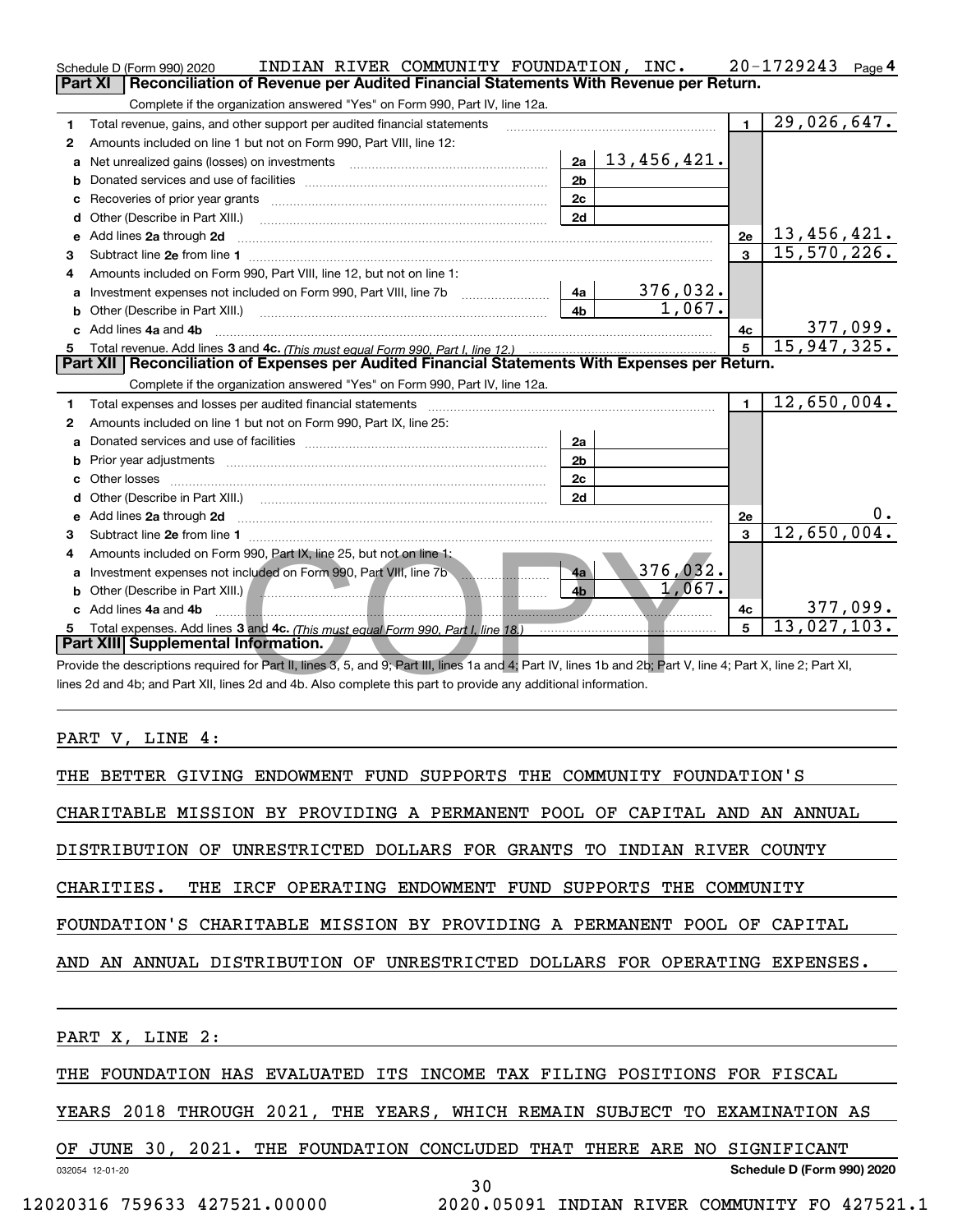Schedule D (Form 990) 2020 INDIAN RIVER COMMUNITY FOUNDATION, INC. 20-1729243 Page 4

## Part XI Reconciliation of Revenue per Audited Financial Statements With Revenue per Return.

Complete if the organization answered "Yes" on Form 990, Part IV, line 12a.

| | | | | | |
|---|---|---|---|---|---|
| 1 | Total revenue, gains, and other support per audited financial statements | | | 1 | 29,026,647. |
| 2 | Amounts included on line 1 but not on Form 990, Part VIII, line 12: | | | | |
| a | Net unrealized gains (losses) on investments | 2a | 13,456,421. | | |
| b | Donated services and use of facilities | 2b | | | |
| c | Recoveries of prior year grants | 2c | | | |
| d | Other (Describe in Part XIII.) | 2d | | | |
| e | Add lines 2a through 2d | | | 2e | 13,456,421. |
| 3 | Subtract line 2e from line 1 | | | 3 | 15,570,226. |
| 4 | Amounts included on Form 990, Part VIII, line 12, but not on line 1: | | | | |
| a | Investment expenses not included on Form 990, Part VIII, line 7b | 4a | 376,032. | | |
| b | Other (Describe in Part XIII.) | 4b | 1,067. | | |
| c | Add lines 4a and 4b | | | 4c | 377,099. |
| 5 | Total revenue. Add lines 3 and 4c. *(This must equal Form 990, Part I, line 12.)* | | | 5 | 15,947,325. |

## Part XII Reconciliation of Expenses per Audited Financial Statements With Expenses per Return.

Complete if the organization answered "Yes" on Form 990, Part IV, line 12a.

| | | | | | |
|---|---|---|---|---|---|
| 1 | Total expenses and losses per audited financial statements | | | 1 | 12,650,004. |
| 2 | Amounts included on line 1 but not on Form 990, Part IX, line 25: | | | | |
| a | Donated services and use of facilities | 2a | | | |
| b | Prior year adjustments | 2b | | | |
| c | Other losses | 2c | | | |
| d | Other (Describe in Part XIII.) | 2d | | | |
| e | Add lines 2a through 2d | | | 2e | 0. |
| 3 | Subtract line 2e from line 1 | | | 3 | 12,650,004. |
| 4 | Amounts included on Form 990, Part IX, line 25, but not on line 1: | | | | |
| a | Investment expenses not included on Form 990, Part VIII, line 7b | 4a | 376,032. | | |
| b | Other (Describe in Part XIII.) | 4b | 1,067. | | |
| c | Add lines 4a and 4b | | | 4c | 377,099. |
| 5 | Total expenses. Add lines 3 and 4c. *(This must equal Form 990, Part I, line 18.)* | | | 5 | 13,027,103. |

## Part XIII Supplemental Information.

Provide the descriptions required for Part II, lines 3, 5, and 9; Part III, lines 1a and 4; Part IV, lines 1b and 2b; Part V, line 4; Part X, line 2; Part XI, lines 2d and 4b; and Part XII, lines 2d and 4b. Also complete this part to provide any additional information.

PART V, LINE 4:

THE BETTER GIVING ENDOWMENT FUND SUPPORTS THE COMMUNITY FOUNDATION'S CHARITABLE MISSION BY PROVIDING A PERMANENT POOL OF CAPITAL AND AN ANNUAL DISTRIBUTION OF UNRESTRICTED DOLLARS FOR GRANTS TO INDIAN RIVER COUNTY CHARITIES. THE IRCF OPERATING ENDOWMENT FUND SUPPORTS THE COMMUNITY FOUNDATION'S CHARITABLE MISSION BY PROVIDING A PERMANENT POOL OF CAPITAL AND AN ANNUAL DISTRIBUTION OF UNRESTRICTED DOLLARS FOR OPERATING EXPENSES.

PART X, LINE 2:

THE FOUNDATION HAS EVALUATED ITS INCOME TAX FILING POSITIONS FOR FISCAL YEARS 2018 THROUGH 2021, THE YEARS, WHICH REMAIN SUBJECT TO EXAMINATION AS OF JUNE 30, 2021. THE FOUNDATION CONCLUDED THAT THERE ARE NO SIGNIFICANT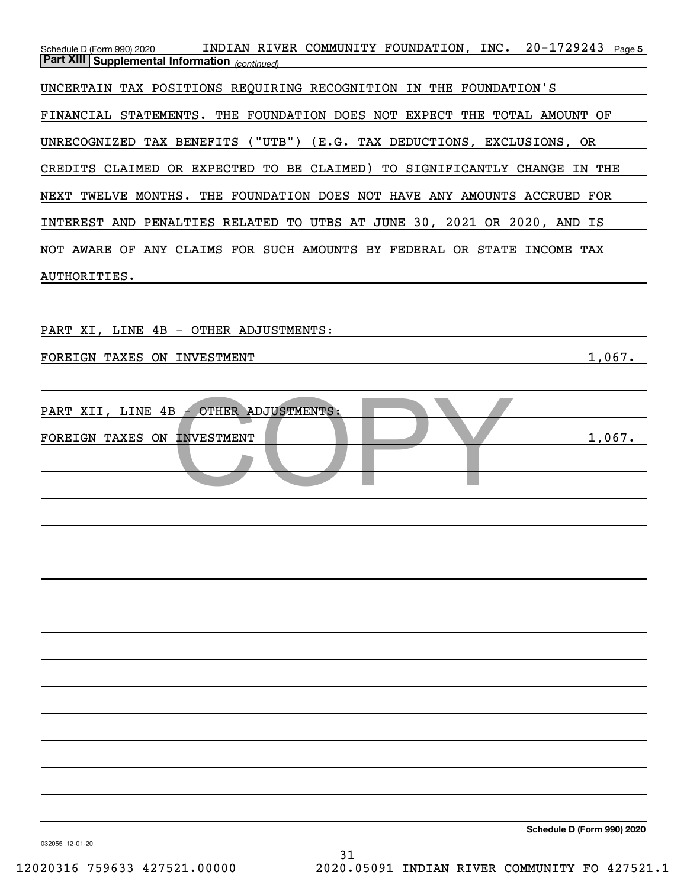**Part XIII | Supplemental Information** *(continued)*

UNCERTAIN TAX POSITIONS REQUIRING RECOGNITION IN THE FOUNDATION'S FINANCIAL STATEMENTS. THE FOUNDATION DOES NOT EXPECT THE TOTAL AMOUNT OF UNRECOGNIZED TAX BENEFITS ("UTB") (E.G. TAX DEDUCTIONS, EXCLUSIONS, OR CREDITS CLAIMED OR EXPECTED TO BE CLAIMED) TO SIGNIFICANTLY CHANGE IN THE NEXT TWELVE MONTHS. THE FOUNDATION DOES NOT HAVE ANY AMOUNTS ACCRUED FOR INTEREST AND PENALTIES RELATED TO UTBS AT JUNE 30, 2021 OR 2020, AND IS NOT AWARE OF ANY CLAIMS FOR SUCH AMOUNTS BY FEDERAL OR STATE INCOME TAX AUTHORITIES.

PART XI, LINE 4B - OTHER ADJUSTMENTS:

| | |
|---|---|
| FOREIGN TAXES ON INVESTMENT | 1,067. |

PART XII, LINE 4B - OTHER ADJUSTMENTS:

| | |
|---|---|
| FOREIGN TAXES ON INVESTMENT | 1,067. |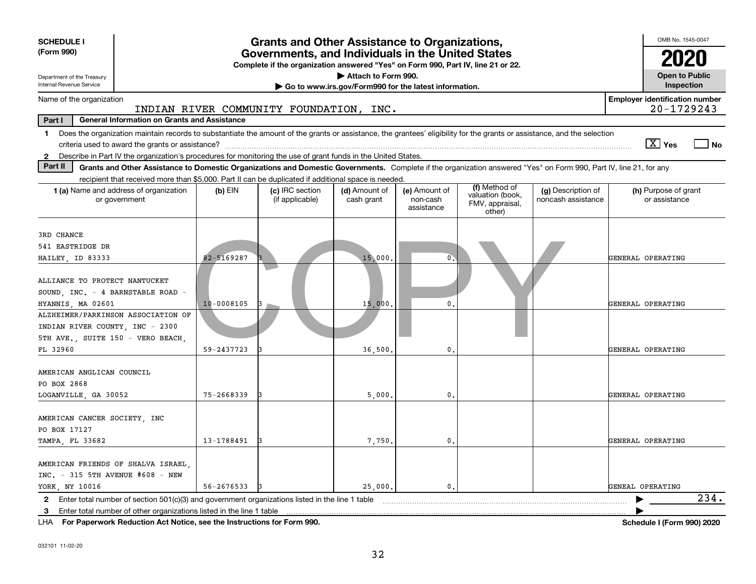**SCHEDULE I (Form 990)**

Department of the Treasury
Internal Revenue Service

# Grants and Other Assistance to Organizations, Governments, and Individuals in the United States

**Complete if the organization answered "Yes" on Form 990, Part IV, line 21 or 22.**
**▶ Attach to Form 990.**
**▶ Go to www.irs.gov/Form990 for the latest information.**

OMB No. 1545-0047

**2020**

**Open to Public Inspection**

Name of the organization: INDIAN RIVER COMMUNITY FOUNDATION, INC.

**Employer identification number:** 20-1729243

**Part I — General Information on Grants and Assistance**

1. Does the organization maintain records to substantiate the amount of the grants or assistance, the grantees' eligibility for the grants or assistance, and the selection criteria used to award the grants or assistance? [X] Yes [ ] No
2. Describe in Part IV the organization's procedures for monitoring the use of grant funds in the United States.

**Part II — Grants and Other Assistance to Domestic Organizations and Domestic Governments.** Complete if the organization answered "Yes" on Form 990, Part IV, line 21, for any recipient that received more than $5,000. Part II can be duplicated if additional space is needed.

| 1 (a) Name and address of organization or government | (b) EIN | (c) IRC section (if applicable) | (d) Amount of cash grant | (e) Amount of non-cash assistance | (f) Method of valuation (book, FMV, appraisal, other) | (g) Description of noncash assistance | (h) Purpose of grant or assistance |
|---|---|---|---|---|---|---|---|
| 3RD CHANCE<br>541 EASTRIDGE DR<br>HAILEY, ID 83333 | 82-5169287 | 3 | 15,000. | 0. | | | GENERAL OPERATING |
| ALLIANCE TO PROTECT NANTUCKET SOUND, INC. - 4 BARNSTABLE ROAD - HYANNIS, MA 02601 | 10-0008105 | 3 | 15,000. | 0. | | | GENERAL OPERATING |
| ALZHEIMER/PARKINSON ASSOCIATION OF INDIAN RIVER COUNTY, INC - 2300 5TH AVE., SUITE 150 - VERO BEACH, FL 32960 | 59-2437723 | 3 | 36,500. | 0. | | | GENERAL OPERATING |
| AMERICAN ANGLICAN COUNCIL<br>PO BOX 2868<br>LOGANVILLE, GA 30052 | 75-2668339 | 3 | 5,000. | 0. | | | GENERAL OPERATING |
| AMERICAN CANCER SOCIETY, INC<br>PO BOX 17127<br>TAMPA, FL 33682 | 13-1788491 | 3 | 7,750. | 0. | | | GENERAL OPERATING |
| AMERICAN FRIENDS OF SHALVA ISRAEL, INC. - 315 5TH AVENUE #608 - NEW YORK, NY 10016 | 56-2676533 | 3 | 25,000. | 0. | | | GENEAL OPERATING |

2 Enter total number of section 501(c)(3) and government organizations listed in the line 1 table ▶ 234.

3 Enter total number of other organizations listed in the line 1 table ▶

LHA **For Paperwork Reduction Act Notice, see the Instructions for Form 990.** **Schedule I (Form 990) 2020**

032101 11-02-20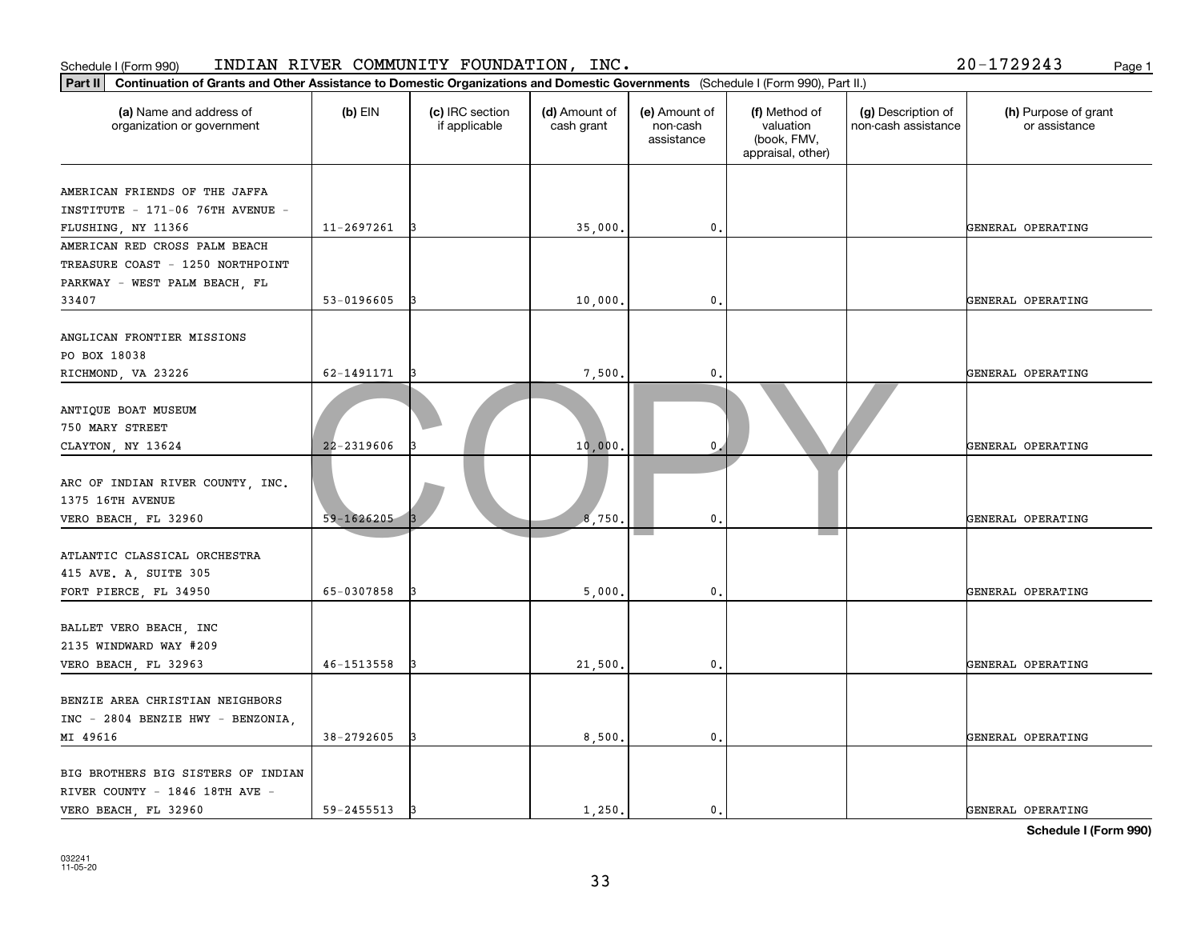Schedule I (Form 990) INDIAN RIVER COMMUNITY FOUNDATION, INC. 20-1729243

**Part II** **Continuation of Grants and Other Assistance to Domestic Organizations and Domestic Governments** (Schedule I (Form 990), Part II.)

| (a) Name and address of organization or government | (b) EIN | (c) IRC section if applicable | (d) Amount of cash grant | (e) Amount of non-cash assistance | (f) Method of valuation (book, FMV, appraisal, other) | (g) Description of non-cash assistance | (h) Purpose of grant or assistance |
|---|---|---|---|---|---|---|---|
| AMERICAN FRIENDS OF THE JAFFA INSTITUTE - 171-06 76TH AVENUE - FLUSHING, NY 11366 | 11-2697261 | 3 | 35,000. | 0. | | | GENERAL OPERATING |
| AMERICAN RED CROSS PALM BEACH TREASURE COAST - 1250 NORTHPOINT PARKWAY - WEST PALM BEACH, FL 33407 | 53-0196605 | 3 | 10,000. | 0. | | | GENERAL OPERATING |
| ANGLICAN FRONTIER MISSIONS PO BOX 18038 RICHMOND, VA 23226 | 62-1491171 | 3 | 7,500. | 0. | | | GENERAL OPERATING |
| ANTIQUE BOAT MUSEUM 750 MARY STREET CLAYTON, NY 13624 | 22-2319606 | 3 | 10,000. | 0. | | | GENERAL OPERATING |
| ARC OF INDIAN RIVER COUNTY, INC. 1375 16TH AVENUE VERO BEACH, FL 32960 | 59-1626205 | 3 | 8,750. | 0. | | | GENERAL OPERATING |
| ATLANTIC CLASSICAL ORCHESTRA 415 AVE. A, SUITE 305 FORT PIERCE, FL 34950 | 65-0307858 | 3 | 5,000. | 0. | | | GENERAL OPERATING |
| BALLET VERO BEACH, INC 2135 WINDWARD WAY #209 VERO BEACH, FL 32963 | 46-1513558 | 3 | 21,500. | 0. | | | GENERAL OPERATING |
| BENZIE AREA CHRISTIAN NEIGHBORS INC - 2804 BENZIE HWY - BENZONIA, MI 49616 | 38-2792605 | 3 | 8,500. | 0. | | | GENERAL OPERATING |
| BIG BROTHERS BIG SISTERS OF INDIAN RIVER COUNTY - 1846 18TH AVE - VERO BEACH, FL 32960 | 59-2455513 | 3 | 1,250. | 0. | | | GENERAL OPERATING |

**Schedule I (Form 990)**

032241
11-05-20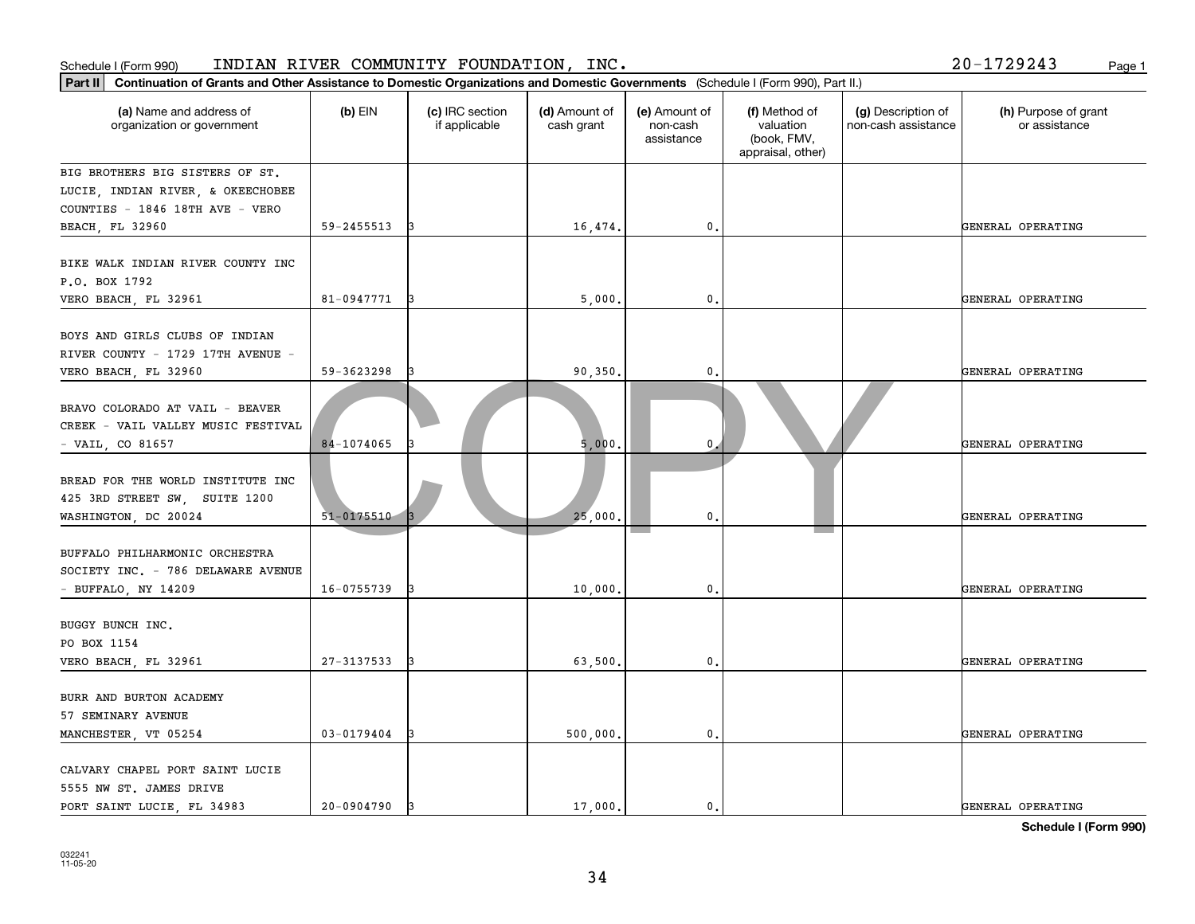Schedule I (Form 990) INDIAN RIVER COMMUNITY FOUNDATION, INC. 20-1729243

**Part II** **Continuation of Grants and Other Assistance to Domestic Organizations and Domestic Governments** (Schedule I (Form 990), Part II.)

| (a) Name and address of organization or government | (b) EIN | (c) IRC section if applicable | (d) Amount of cash grant | (e) Amount of non-cash assistance | (f) Method of valuation (book, FMV, appraisal, other) | (g) Description of non-cash assistance | (h) Purpose of grant or assistance |
|---|---|---|---|---|---|---|---|
| BIG BROTHERS BIG SISTERS OF ST. LUCIE, INDIAN RIVER, & OKEECHOBEE COUNTIES - 1846 18TH AVE - VERO BEACH, FL 32960 | 59-2455513 | 3 | 16,474. | 0. | | | GENERAL OPERATING |
| BIKE WALK INDIAN RIVER COUNTY INC P.O. BOX 1792 VERO BEACH, FL 32961 | 81-0947771 | 3 | 5,000. | 0. | | | GENERAL OPERATING |
| BOYS AND GIRLS CLUBS OF INDIAN RIVER COUNTY - 1729 17TH AVENUE - VERO BEACH, FL 32960 | 59-3623298 | 3 | 90,350. | 0. | | | GENERAL OPERATING |
| BRAVO COLORADO AT VAIL - BEAVER CREEK - VAIL VALLEY MUSIC FESTIVAL - VAIL, CO 81657 | 84-1074065 | 3 | 5,000. | 0. | | | GENERAL OPERATING |
| BREAD FOR THE WORLD INSTITUTE INC 425 3RD STREET SW, SUITE 1200 WASHINGTON, DC 20024 | 51-0175510 | 3 | 25,000. | 0. | | | GENERAL OPERATING |
| BUFFALO PHILHARMONIC ORCHESTRA SOCIETY INC. - 786 DELAWARE AVENUE - BUFFALO, NY 14209 | 16-0755739 | 3 | 10,000. | 0. | | | GENERAL OPERATING |
| BUGGY BUNCH INC. PO BOX 1154 VERO BEACH, FL 32961 | 27-3137533 | 3 | 63,500. | 0. | | | GENERAL OPERATING |
| BURR AND BURTON ACADEMY 57 SEMINARY AVENUE MANCHESTER, VT 05254 | 03-0179404 | 3 | 500,000. | 0. | | | GENERAL OPERATING |
| CALVARY CHAPEL PORT SAINT LUCIE 5555 NW ST. JAMES DRIVE PORT SAINT LUCIE, FL 34983 | 20-0904790 | 3 | 17,000. | 0. | | | GENERAL OPERATING |

**Schedule I (Form 990)**

032241
11-05-20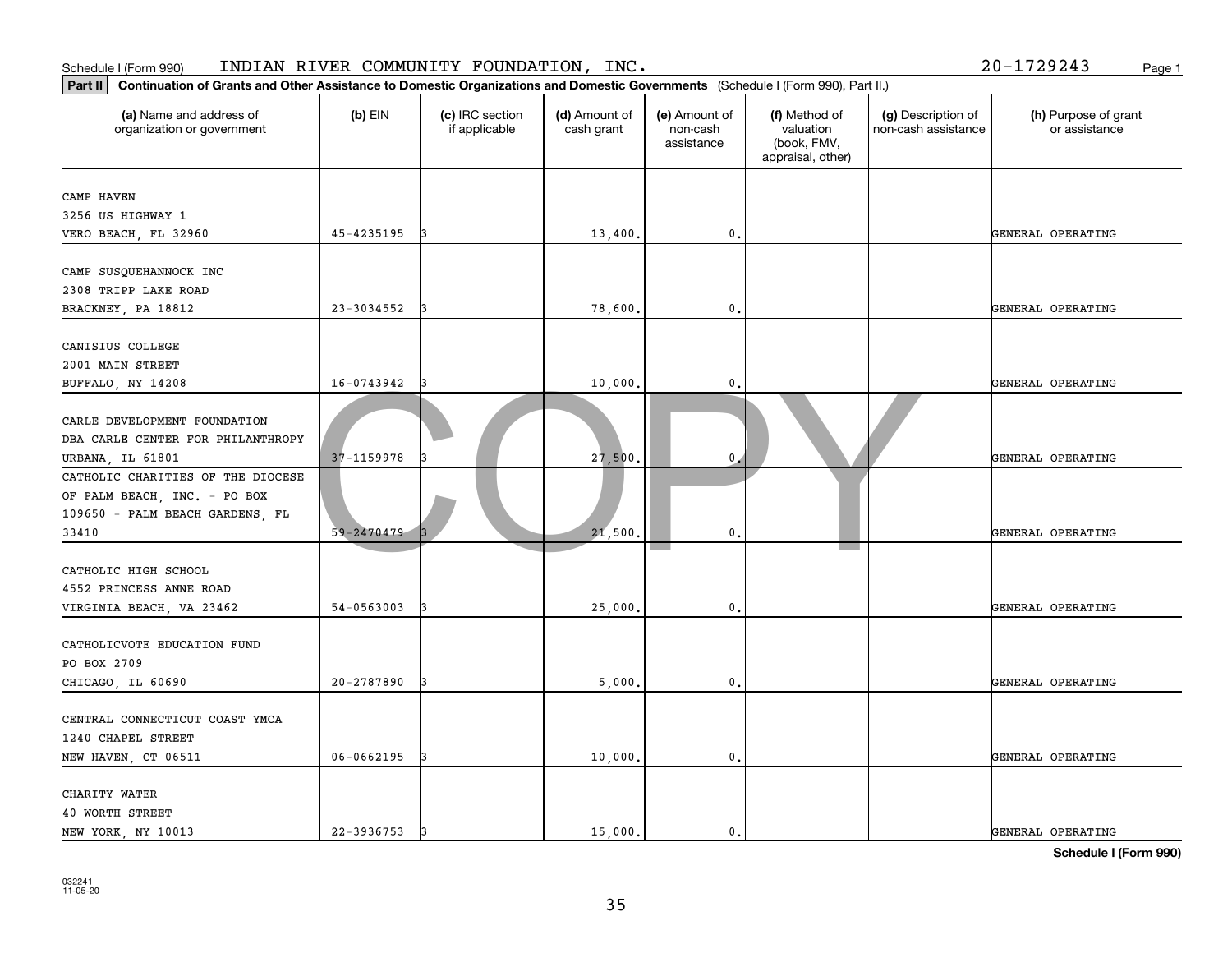Schedule I (Form 990) INDIAN RIVER COMMUNITY FOUNDATION, INC. 20-1729243

**Part II** **Continuation of Grants and Other Assistance to Domestic Organizations and Domestic Governments** (Schedule I (Form 990), Part II.)

| (a) Name and address of organization or government | (b) EIN | (c) IRC section if applicable | (d) Amount of cash grant | (e) Amount of non-cash assistance | (f) Method of valuation (book, FMV, appraisal, other) | (g) Description of non-cash assistance | (h) Purpose of grant or assistance |
|---|---|---|---|---|---|---|---|
| CAMP HAVEN<br>3256 US HIGHWAY 1<br>VERO BEACH, FL 32960 | 45-4235195 | 3 | 13,400. | 0. | | | GENERAL OPERATING |
| CAMP SUSQUEHANNOCK INC<br>2308 TRIPP LAKE ROAD<br>BRACKNEY, PA 18812 | 23-3034552 | 3 | 78,600. | 0. | | | GENERAL OPERATING |
| CANISIUS COLLEGE<br>2001 MAIN STREET<br>BUFFALO, NY 14208 | 16-0743942 | 3 | 10,000. | 0. | | | GENERAL OPERATING |
| CARLE DEVELOPMENT FOUNDATION<br>DBA CARLE CENTER FOR PHILANTHROPY<br>URBANA, IL 61801 | 37-1159978 | 3 | 27,500. | 0. | | | GENERAL OPERATING |
| CATHOLIC CHARITIES OF THE DIOCESE<br>OF PALM BEACH, INC. - PO BOX<br>109650 - PALM BEACH GARDENS, FL<br>33410 | 59-2470479 | 3 | 21,500. | 0. | | | GENERAL OPERATING |
| CATHOLIC HIGH SCHOOL<br>4552 PRINCESS ANNE ROAD<br>VIRGINIA BEACH, VA 23462 | 54-0563003 | 3 | 25,000. | 0. | | | GENERAL OPERATING |
| CATHOLICVOTE EDUCATION FUND<br>PO BOX 2709<br>CHICAGO, IL 60690 | 20-2787890 | 3 | 5,000. | 0. | | | GENERAL OPERATING |
| CENTRAL CONNECTICUT COAST YMCA<br>1240 CHAPEL STREET<br>NEW HAVEN, CT 06511 | 06-0662195 | 3 | 10,000. | 0. | | | GENERAL OPERATING |
| CHARITY WATER<br>40 WORTH STREET<br>NEW YORK, NY 10013 | 22-3936753 | 3 | 15,000. | 0. | | | GENERAL OPERATING |

**Schedule I (Form 990)**

032241
11-05-20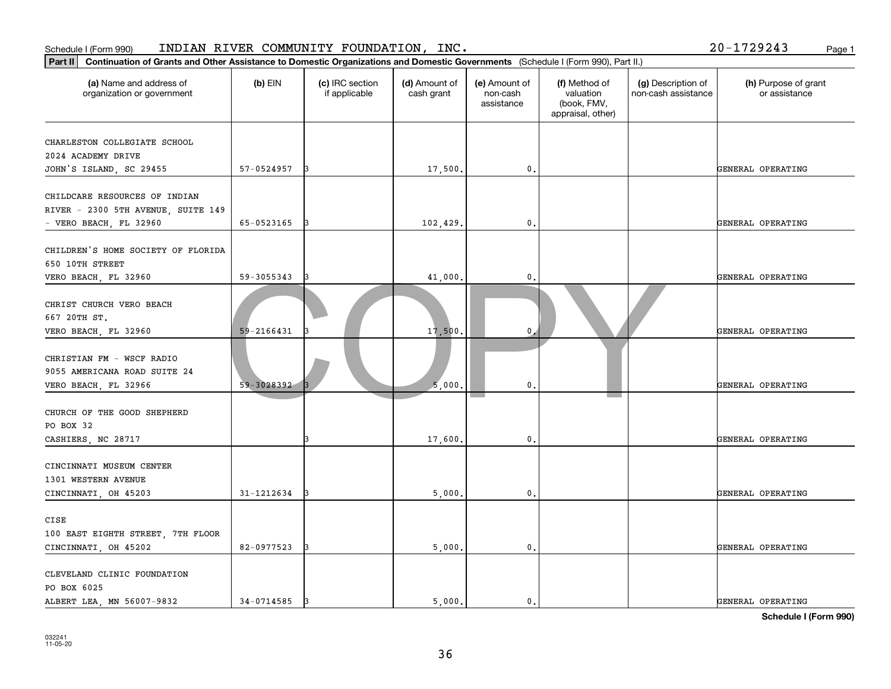Schedule I (Form 990) INDIAN RIVER COMMUNITY FOUNDATION, INC. 20-1729243

**Part II** **Continuation of Grants and Other Assistance to Domestic Organizations and Domestic Governments** (Schedule I (Form 990), Part II.)

| (a) Name and address of organization or government | (b) EIN | (c) IRC section if applicable | (d) Amount of cash grant | (e) Amount of non-cash assistance | (f) Method of valuation (book, FMV, appraisal, other) | (g) Description of non-cash assistance | (h) Purpose of grant or assistance |
|---|---|---|---|---|---|---|---|
| CHARLESTON COLLEGIATE SCHOOL 2024 ACADEMY DRIVE JOHN'S ISLAND, SC 29455 | 57-0524957 | 3 | 17,500. | 0. | | | GENERAL OPERATING |
| CHILDCARE RESOURCES OF INDIAN RIVER - 2300 5TH AVENUE, SUITE 149 - VERO BEACH, FL 32960 | 65-0523165 | 3 | 102,429. | 0. | | | GENERAL OPERATING |
| CHILDREN'S HOME SOCIETY OF FLORIDA 650 10TH STREET VERO BEACH, FL 32960 | 59-3055343 | 3 | 41,000. | 0. | | | GENERAL OPERATING |
| CHRIST CHURCH VERO BEACH 667 20TH ST. VERO BEACH, FL 32960 | 59-2166431 | 3 | 17,500. | 0. | | | GENERAL OPERATING |
| CHRISTIAN FM - WSCF RADIO 9055 AMERICANA ROAD SUITE 24 VERO BEACH, FL 32966 | 59-3028392 | 3 | 5,000. | 0. | | | GENERAL OPERATING |
| CHURCH OF THE GOOD SHEPHERD PO BOX 32 CASHIERS, NC 28717 | | 3 | 17,600. | 0. | | | GENERAL OPERATING |
| CINCINNATI MUSEUM CENTER 1301 WESTERN AVENUE CINCINNATI, OH 45203 | 31-1212634 | 3 | 5,000. | 0. | | | GENERAL OPERATING |
| CISE 100 EAST EIGHTH STREET, 7TH FLOOR CINCINNATI, OH 45202 | 82-0977523 | 3 | 5,000. | 0. | | | GENERAL OPERATING |
| CLEVELAND CLINIC FOUNDATION PO BOX 6025 ALBERT LEA, MN 56007-9832 | 34-0714585 | 3 | 5,000. | 0. | | | GENERAL OPERATING |

**Schedule I (Form 990)**

032241 11-05-20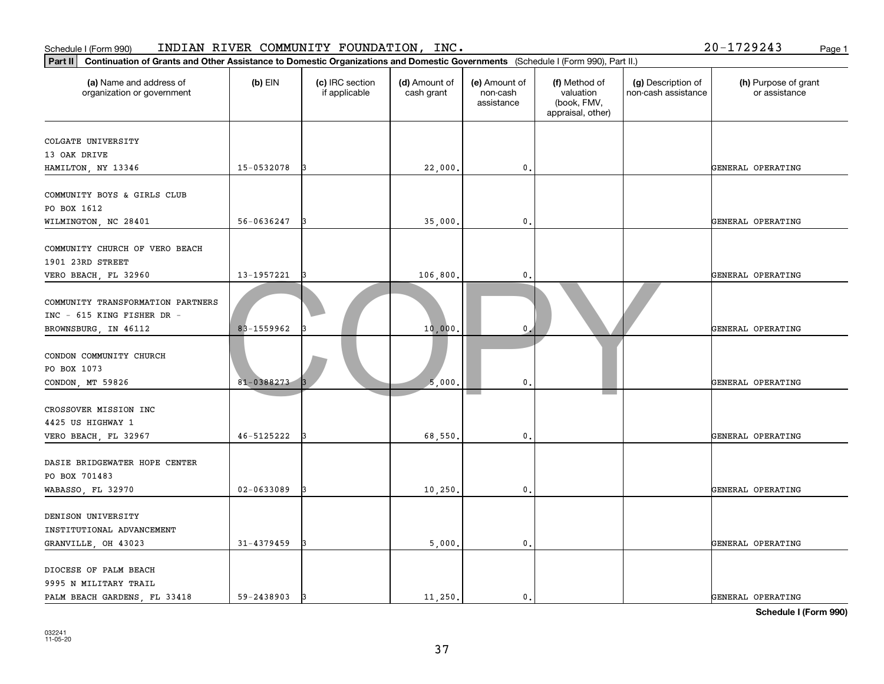Schedule I (Form 990) INDIAN RIVER COMMUNITY FOUNDATION, INC. 20-1729243

**Part II** **Continuation of Grants and Other Assistance to Domestic Organizations and Domestic Governments** (Schedule I (Form 990), Part II.)

| (a) Name and address of organization or government | (b) EIN | (c) IRC section if applicable | (d) Amount of cash grant | (e) Amount of non-cash assistance | (f) Method of valuation (book, FMV, appraisal, other) | (g) Description of non-cash assistance | (h) Purpose of grant or assistance |
|---|---|---|---|---|---|---|---|
| COLGATE UNIVERSITY<br>13 OAK DRIVE<br>HAMILTON, NY 13346 | 15-0532078 | 3 | 22,000. | 0. | | | GENERAL OPERATING |
| COMMUNITY BOYS & GIRLS CLUB<br>PO BOX 1612<br>WILMINGTON, NC 28401 | 56-0636247 | 3 | 35,000. | 0. | | | GENERAL OPERATING |
| COMMUNITY CHURCH OF VERO BEACH<br>1901 23RD STREET<br>VERO BEACH, FL 32960 | 13-1957221 | 3 | 106,800. | 0. | | | GENERAL OPERATING |
| COMMUNITY TRANSFORMATION PARTNERS<br>INC - 615 KING FISHER DR -<br>BROWNSBURG, IN 46112 | 83-1559962 | 3 | 10,000. | 0. | | | GENERAL OPERATING |
| CONDON COMMUNITY CHURCH<br>PO BOX 1073<br>CONDON, MT 59826 | 81-0388273 | 3 | 5,000. | 0. | | | GENERAL OPERATING |
| CROSSOVER MISSION INC<br>4425 US HIGHWAY 1<br>VERO BEACH, FL 32967 | 46-5125222 | 3 | 68,550. | 0. | | | GENERAL OPERATING |
| DASIE BRIDGEWATER HOPE CENTER<br>PO BOX 701483<br>WABASSO, FL 32970 | 02-0633089 | 3 | 10,250. | 0. | | | GENERAL OPERATING |
| DENISON UNIVERSITY<br>INSTITUTIONAL ADVANCEMENT<br>GRANVILLE, OH 43023 | 31-4379459 | 3 | 5,000. | 0. | | | GENERAL OPERATING |
| DIOCESE OF PALM BEACH<br>9995 N MILITARY TRAIL<br>PALM BEACH GARDENS, FL 33418 | 59-2438903 | 3 | 11,250. | 0. | | | GENERAL OPERATING |

**Schedule I (Form 990)**

032241
11-05-20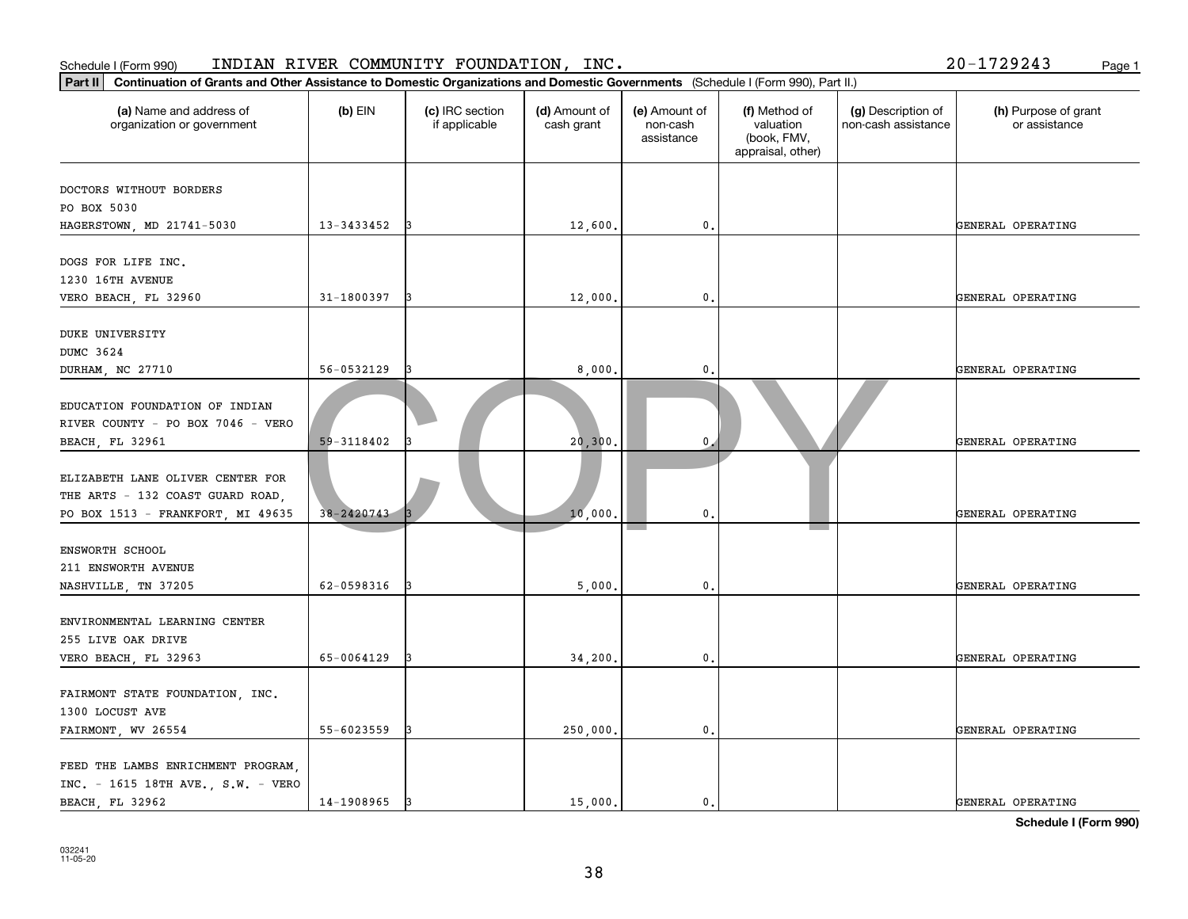Schedule I (Form 990) INDIAN RIVER COMMUNITY FOUNDATION, INC. 20-1729243

**Part II** **Continuation of Grants and Other Assistance to Domestic Organizations and Domestic Governments** (Schedule I (Form 990), Part II.)

| (a) Name and address of organization or government | (b) EIN | (c) IRC section if applicable | (d) Amount of cash grant | (e) Amount of non-cash assistance | (f) Method of valuation (book, FMV, appraisal, other) | (g) Description of non-cash assistance | (h) Purpose of grant or assistance |
|---|---|---|---|---|---|---|---|
| DOCTORS WITHOUT BORDERS PO BOX 5030 HAGERSTOWN, MD 21741-5030 | 13-3433452 | 3 | 12,600. | 0. | | | GENERAL OPERATING |
| DOGS FOR LIFE INC. 1230 16TH AVENUE VERO BEACH, FL 32960 | 31-1800397 | 3 | 12,000. | 0. | | | GENERAL OPERATING |
| DUKE UNIVERSITY DUMC 3624 DURHAM, NC 27710 | 56-0532129 | 3 | 8,000. | 0. | | | GENERAL OPERATING |
| EDUCATION FOUNDATION OF INDIAN RIVER COUNTY - PO BOX 7046 - VERO BEACH, FL 32961 | 59-3118402 | 3 | 20,300. | 0. | | | GENERAL OPERATING |
| ELIZABETH LANE OLIVER CENTER FOR THE ARTS - 132 COAST GUARD ROAD, PO BOX 1513 - FRANKFORT, MI 49635 | 38-2420743 | 3 | 10,000. | 0. | | | GENERAL OPERATING |
| ENSWORTH SCHOOL 211 ENSWORTH AVENUE NASHVILLE, TN 37205 | 62-0598316 | 3 | 5,000. | 0. | | | GENERAL OPERATING |
| ENVIRONMENTAL LEARNING CENTER 255 LIVE OAK DRIVE VERO BEACH, FL 32963 | 65-0064129 | 3 | 34,200. | 0. | | | GENERAL OPERATING |
| FAIRMONT STATE FOUNDATION, INC. 1300 LOCUST AVE FAIRMONT, WV 26554 | 55-6023559 | 3 | 250,000. | 0. | | | GENERAL OPERATING |
| FEED THE LAMBS ENRICHMENT PROGRAM, INC. - 1615 18TH AVE., S.W. - VERO BEACH, FL 32962 | 14-1908965 | 3 | 15,000. | 0. | | | GENERAL OPERATING |

**Schedule I (Form 990)**

032241 11-05-20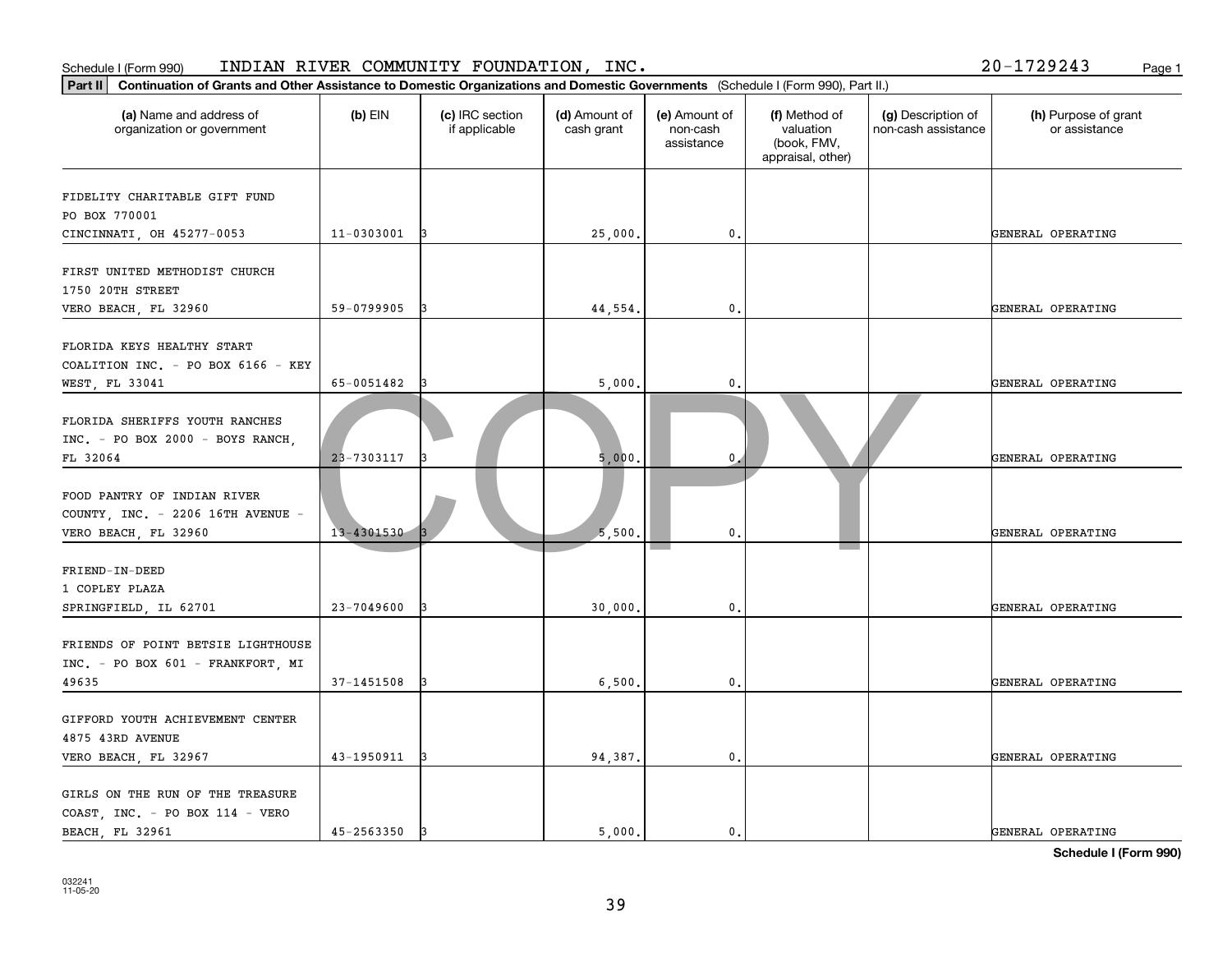Schedule I (Form 990) INDIAN RIVER COMMUNITY FOUNDATION, INC. 20-1729243

**Part II** **Continuation of Grants and Other Assistance to Domestic Organizations and Domestic Governments** (Schedule I (Form 990), Part II.)

| (a) Name and address of organization or government | (b) EIN | (c) IRC section if applicable | (d) Amount of cash grant | (e) Amount of non-cash assistance | (f) Method of valuation (book, FMV, appraisal, other) | (g) Description of non-cash assistance | (h) Purpose of grant or assistance |
|---|---|---|---|---|---|---|---|
| FIDELITY CHARITABLE GIFT FUND PO BOX 770001 CINCINNATI, OH 45277-0053 | 11-0303001 | 3 | 25,000. | 0. | | | GENERAL OPERATING |
| FIRST UNITED METHODIST CHURCH 1750 20TH STREET VERO BEACH, FL 32960 | 59-0799905 | 3 | 44,554. | 0. | | | GENERAL OPERATING |
| FLORIDA KEYS HEALTHY START COALITION INC. - PO BOX 6166 - KEY WEST, FL 33041 | 65-0051482 | 3 | 5,000. | 0. | | | GENERAL OPERATING |
| FLORIDA SHERIFFS YOUTH RANCHES INC. - PO BOX 2000 - BOYS RANCH, FL 32064 | 23-7303117 | 3 | 5,000. | 0. | | | GENERAL OPERATING |
| FOOD PANTRY OF INDIAN RIVER COUNTY, INC. - 2206 16TH AVENUE - VERO BEACH, FL 32960 | 13-4301530 | 3 | 5,500. | 0. | | | GENERAL OPERATING |
| FRIEND-IN-DEED 1 COPLEY PLAZA SPRINGFIELD, IL 62701 | 23-7049600 | 3 | 30,000. | 0. | | | GENERAL OPERATING |
| FRIENDS OF POINT BETSIE LIGHTHOUSE INC. - PO BOX 601 - FRANKFORT, MI 49635 | 37-1451508 | 3 | 6,500. | 0. | | | GENERAL OPERATING |
| GIFFORD YOUTH ACHIEVEMENT CENTER 4875 43RD AVENUE VERO BEACH, FL 32967 | 43-1950911 | 3 | 94,387. | 0. | | | GENERAL OPERATING |
| GIRLS ON THE RUN OF THE TREASURE COAST, INC. - PO BOX 114 - VERO BEACH, FL 32961 | 45-2563350 | 3 | 5,000. | 0. | | | GENERAL OPERATING |

**Schedule I (Form 990)**

032241 11-05-20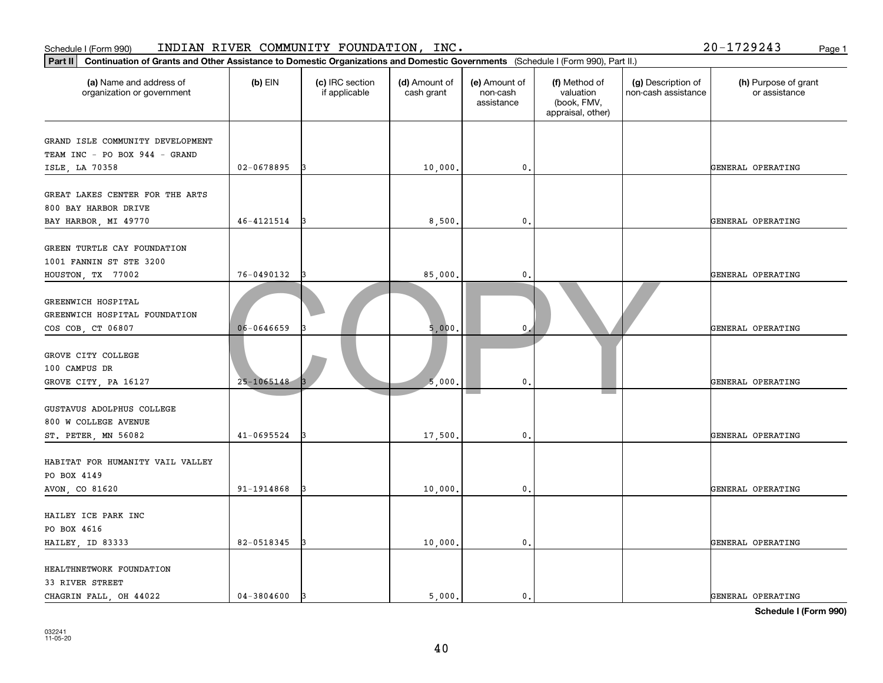Schedule I (Form 990) INDIAN RIVER COMMUNITY FOUNDATION, INC. 20-1729243

**Part II Continuation of Grants and Other Assistance to Domestic Organizations and Domestic Governments** (Schedule I (Form 990), Part II.)

| (a) Name and address of organization or government | (b) EIN | (c) IRC section if applicable | (d) Amount of cash grant | (e) Amount of non-cash assistance | (f) Method of valuation (book, FMV, appraisal, other) | (g) Description of non-cash assistance | (h) Purpose of grant or assistance |
|---|---|---|---|---|---|---|---|
| GRAND ISLE COMMUNITY DEVELOPMENT TEAM INC - PO BOX 944 - GRAND ISLE, LA 70358 | 02-0678895 | 3 | 10,000. | 0. | | | GENERAL OPERATING |
| GREAT LAKES CENTER FOR THE ARTS 800 BAY HARBOR DRIVE BAY HARBOR, MI 49770 | 46-4121514 | 3 | 8,500. | 0. | | | GENERAL OPERATING |
| GREEN TURTLE CAY FOUNDATION 1001 FANNIN ST STE 3200 HOUSTON, TX 77002 | 76-0490132 | 3 | 85,000. | 0. | | | GENERAL OPERATING |
| GREENWICH HOSPITAL GREENWICH HOSPITAL FOUNDATION COS COB, CT 06807 | 06-0646659 | 3 | 5,000. | 0. | | | GENERAL OPERATING |
| GROVE CITY COLLEGE 100 CAMPUS DR GROVE CITY, PA 16127 | 25-1065148 | 3 | 5,000. | 0. | | | GENERAL OPERATING |
| GUSTAVUS ADOLPHUS COLLEGE 800 W COLLEGE AVENUE ST. PETER, MN 56082 | 41-0695524 | 3 | 17,500. | 0. | | | GENERAL OPERATING |
| HABITAT FOR HUMANITY VAIL VALLEY PO BOX 4149 AVON, CO 81620 | 91-1914868 | 3 | 10,000. | 0. | | | GENERAL OPERATING |
| HAILEY ICE PARK INC PO BOX 4616 HAILEY, ID 83333 | 82-0518345 | 3 | 10,000. | 0. | | | GENERAL OPERATING |
| HEALTHNETWORK FOUNDATION 33 RIVER STREET CHAGRIN FALL, OH 44022 | 04-3804600 | 3 | 5,000. | 0. | | | GENERAL OPERATING |

COPY

**Schedule I (Form 990)**

032241 11-05-20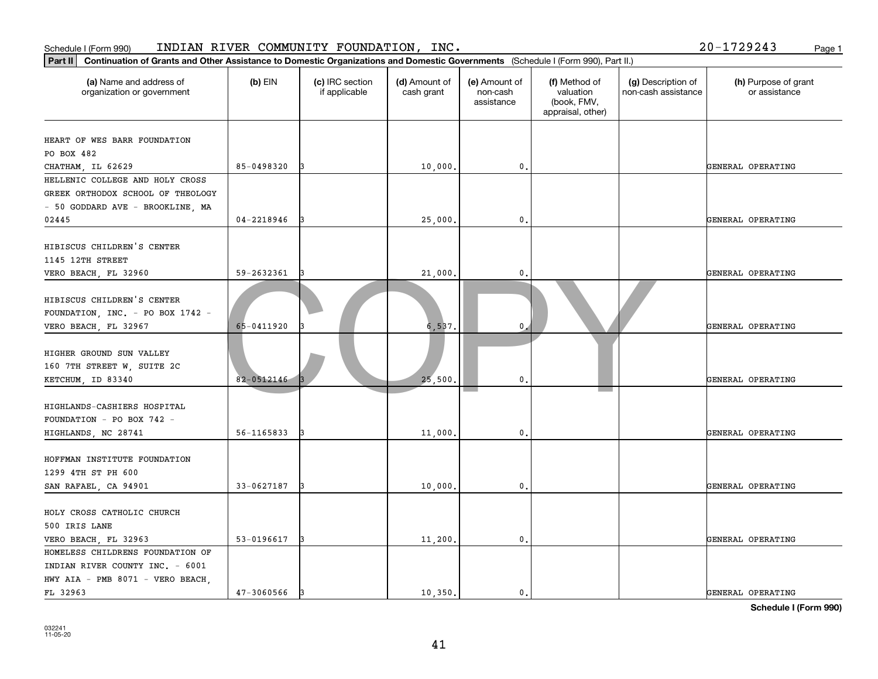Schedule I (Form 990) INDIAN RIVER COMMUNITY FOUNDATION, INC. 20-1729243

**Part II** **Continuation of Grants and Other Assistance to Domestic Organizations and Domestic Governments** (Schedule I (Form 990), Part II.)

| (a) Name and address of organization or government | (b) EIN | (c) IRC section if applicable | (d) Amount of cash grant | (e) Amount of non-cash assistance | (f) Method of valuation (book, FMV, appraisal, other) | (g) Description of non-cash assistance | (h) Purpose of grant or assistance |
|---|---|---|---|---|---|---|---|
| HEART OF WES BARR FOUNDATION PO BOX 482 CHATHAM, IL 62629 | 85-0498320 | 3 | 10,000. | 0. | | | GENERAL OPERATING |
| HELLENIC COLLEGE AND HOLY CROSS GREEK ORTHODOX SCHOOL OF THEOLOGY - 50 GODDARD AVE - BROOKLINE, MA 02445 | 04-2218946 | 3 | 25,000. | 0. | | | GENERAL OPERATING |
| HIBISCUS CHILDREN'S CENTER 1145 12TH STREET VERO BEACH, FL 32960 | 59-2632361 | 3 | 21,000. | 0. | | | GENERAL OPERATING |
| HIBISCUS CHILDREN'S CENTER FOUNDATION, INC. - PO BOX 1742 - VERO BEACH, FL 32967 | 65-0411920 | 3 | 6,537. | 0. | | | GENERAL OPERATING |
| HIGHER GROUND SUN VALLEY 160 7TH STREET W, SUITE 2C KETCHUM, ID 83340 | 82-0512146 | 3 | 25,500. | 0. | | | GENERAL OPERATING |
| HIGHLANDS-CASHIERS HOSPITAL FOUNDATION - PO BOX 742 - HIGHLANDS, NC 28741 | 56-1165833 | 3 | 11,000. | 0. | | | GENERAL OPERATING |
| HOFFMAN INSTITUTE FOUNDATION 1299 4TH ST PH 600 SAN RAFAEL, CA 94901 | 33-0627187 | 3 | 10,000. | 0. | | | GENERAL OPERATING |
| HOLY CROSS CATHOLIC CHURCH 500 IRIS LANE VERO BEACH, FL 32963 | 53-0196617 | 3 | 11,200. | 0. | | | GENERAL OPERATING |
| HOMELESS CHILDRENS FOUNDATION OF INDIAN RIVER COUNTY INC. - 6001 HWY AIA - PMB 8071 - VERO BEACH, FL 32963 | 47-3060566 | 3 | 10,350. | 0. | | | GENERAL OPERATING |

COPY

**Schedule I (Form 990)**

032241
11-05-20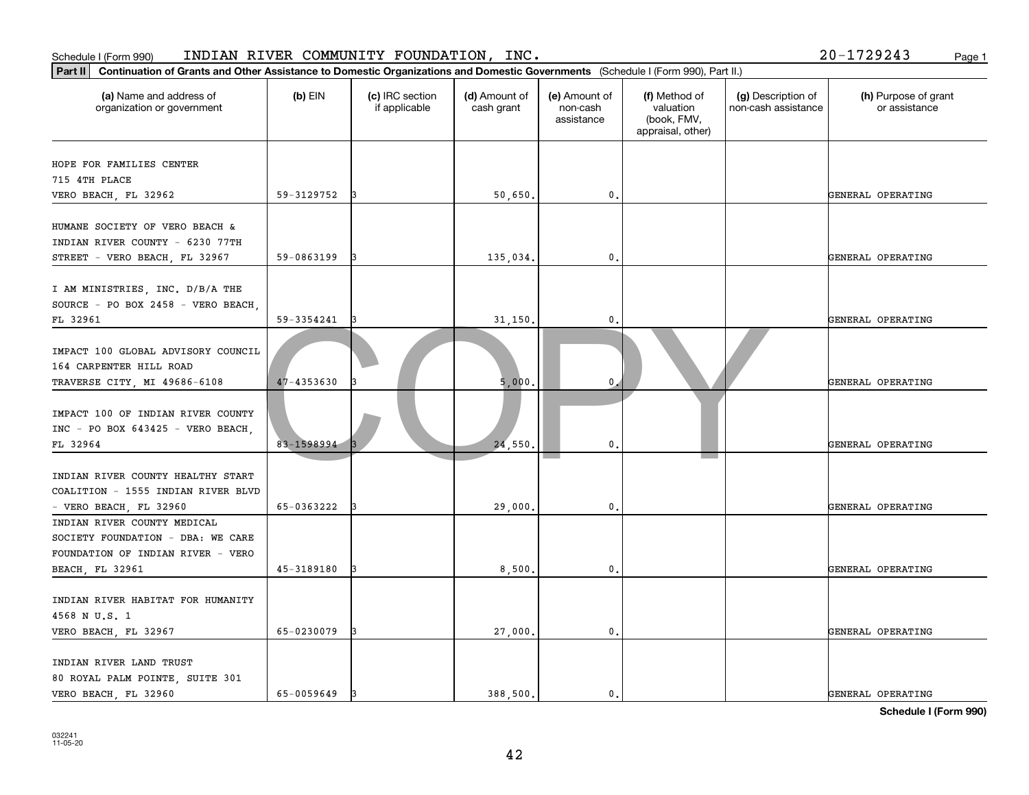Schedule I (Form 990) INDIAN RIVER COMMUNITY FOUNDATION, INC. 20-1729243

**Part II** **Continuation of Grants and Other Assistance to Domestic Organizations and Domestic Governments** (Schedule I (Form 990), Part II.)

| (a) Name and address of organization or government | (b) EIN | (c) IRC section if applicable | (d) Amount of cash grant | (e) Amount of non-cash assistance | (f) Method of valuation (book, FMV, appraisal, other) | (g) Description of non-cash assistance | (h) Purpose of grant or assistance |
|---|---|---|---|---|---|---|---|
| HOPE FOR FAMILIES CENTER 715 4TH PLACE VERO BEACH, FL 32962 | 59-3129752 | 3 | 50,650. | 0. | | | GENERAL OPERATING |
| HUMANE SOCIETY OF VERO BEACH & INDIAN RIVER COUNTY - 6230 77TH STREET - VERO BEACH, FL 32967 | 59-0863199 | 3 | 135,034. | 0. | | | GENERAL OPERATING |
| I AM MINISTRIES, INC. D/B/A THE SOURCE - PO BOX 2458 - VERO BEACH, FL 32961 | 59-3354241 | 3 | 31,150. | 0. | | | GENERAL OPERATING |
| IMPACT 100 GLOBAL ADVISORY COUNCIL 164 CARPENTER HILL ROAD TRAVERSE CITY, MI 49686-6108 | 47-4353630 | 3 | 5,000. | 0. | | | GENERAL OPERATING |
| IMPACT 100 OF INDIAN RIVER COUNTY INC - PO BOX 643425 - VERO BEACH, FL 32964 | 83-1598994 | 3 | 24,550. | 0. | | | GENERAL OPERATING |
| INDIAN RIVER COUNTY HEALTHY START COALITION - 1555 INDIAN RIVER BLVD - VERO BEACH, FL 32960 | 65-0363222 | 3 | 29,000. | 0. | | | GENERAL OPERATING |
| INDIAN RIVER COUNTY MEDICAL SOCIETY FOUNDATION - DBA: WE CARE FOUNDATION OF INDIAN RIVER - VERO BEACH, FL 32961 | 45-3189180 | 3 | 8,500. | 0. | | | GENERAL OPERATING |
| INDIAN RIVER HABITAT FOR HUMANITY 4568 N U.S. 1 VERO BEACH, FL 32967 | 65-0230079 | 3 | 27,000. | 0. | | | GENERAL OPERATING |
| INDIAN RIVER LAND TRUST 80 ROYAL PALM POINTE, SUITE 301 VERO BEACH, FL 32960 | 65-0059649 | 3 | 388,500. | 0. | | | GENERAL OPERATING |

**Schedule I (Form 990)**

032241 11-05-20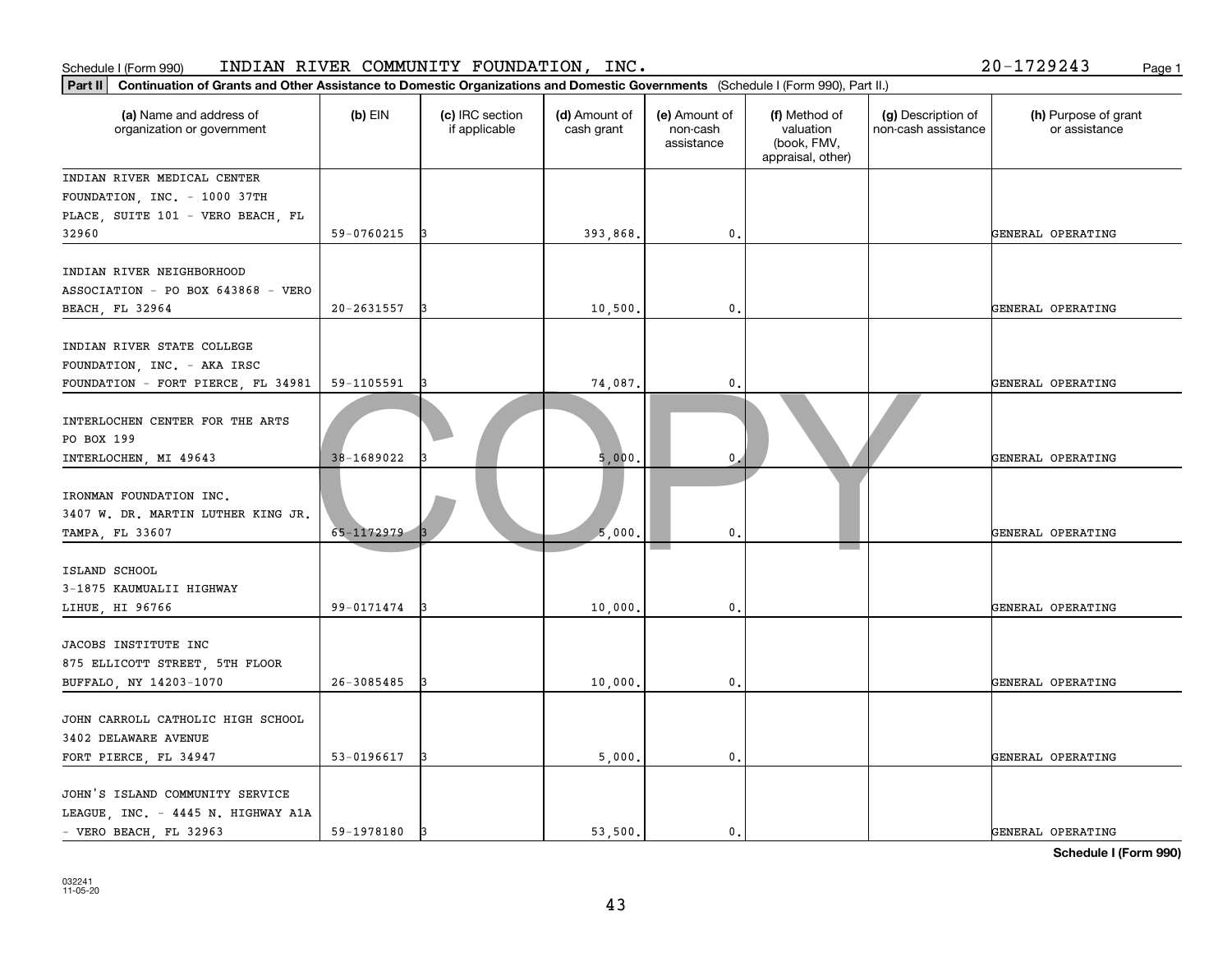Schedule I (Form 990) INDIAN RIVER COMMUNITY FOUNDATION, INC. 20-1729243

**Part II** **Continuation of Grants and Other Assistance to Domestic Organizations and Domestic Governments** (Schedule I (Form 990), Part II.)

| (a) Name and address of organization or government | (b) EIN | (c) IRC section if applicable | (d) Amount of cash grant | (e) Amount of non-cash assistance | (f) Method of valuation (book, FMV, appraisal, other) | (g) Description of non-cash assistance | (h) Purpose of grant or assistance |
|---|---|---|---|---|---|---|---|
| INDIAN RIVER MEDICAL CENTER FOUNDATION, INC. - 1000 37TH PLACE, SUITE 101 - VERO BEACH, FL 32960 | 59-0760215 | 3 | 393,868. | 0. | | | GENERAL OPERATING |
| INDIAN RIVER NEIGHBORHOOD ASSOCIATION - PO BOX 643868 - VERO BEACH, FL 32964 | 20-2631557 | 3 | 10,500. | 0. | | | GENERAL OPERATING |
| INDIAN RIVER STATE COLLEGE FOUNDATION, INC. - AKA IRSC FOUNDATION - FORT PIERCE, FL 34981 | 59-1105591 | 3 | 74,087. | 0. | | | GENERAL OPERATING |
| INTERLOCHEN CENTER FOR THE ARTS PO BOX 199 INTERLOCHEN, MI 49643 | 38-1689022 | 3 | 5,000. | 0. | | | GENERAL OPERATING |
| IRONMAN FOUNDATION INC. 3407 W. DR. MARTIN LUTHER KING JR. TAMPA, FL 33607 | 65-1172979 | 3 | 5,000. | 0. | | | GENERAL OPERATING |
| ISLAND SCHOOL 3-1875 KAUMUALII HIGHWAY LIHUE, HI 96766 | 99-0171474 | 3 | 10,000. | 0. | | | GENERAL OPERATING |
| JACOBS INSTITUTE INC 875 ELLICOTT STREET, 5TH FLOOR BUFFALO, NY 14203-1070 | 26-3085485 | 3 | 10,000. | 0. | | | GENERAL OPERATING |
| JOHN CARROLL CATHOLIC HIGH SCHOOL 3402 DELAWARE AVENUE FORT PIERCE, FL 34947 | 53-0196617 | 3 | 5,000. | 0. | | | GENERAL OPERATING |
| JOHN'S ISLAND COMMUNITY SERVICE LEAGUE, INC. - 4445 N. HIGHWAY A1A - VERO BEACH, FL 32963 | 59-1978180 | 3 | 53,500. | 0. | | | GENERAL OPERATING |

**Schedule I (Form 990)**

032241 11-05-20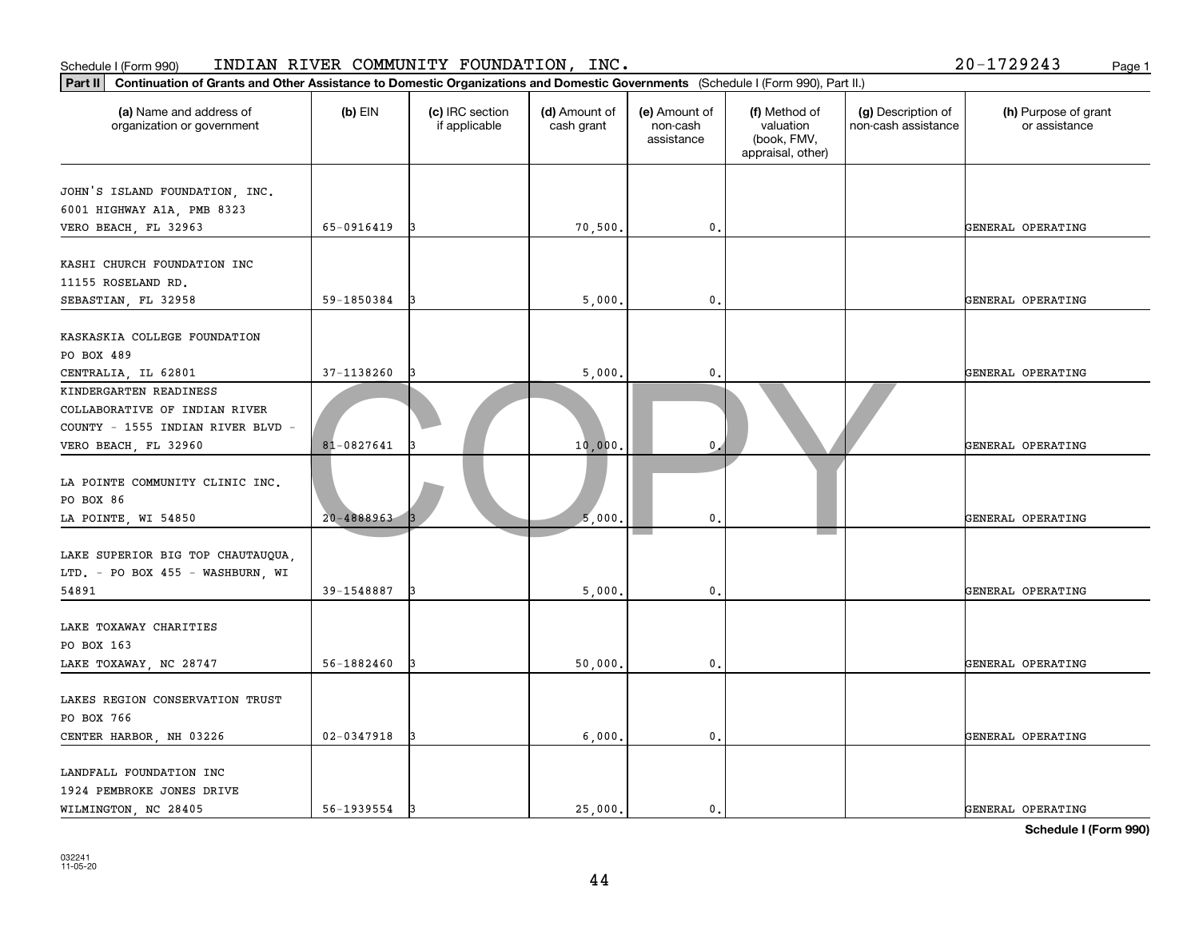Schedule I (Form 990) INDIAN RIVER COMMUNITY FOUNDATION, INC. 20-1729243

**Part II** **Continuation of Grants and Other Assistance to Domestic Organizations and Domestic Governments** (Schedule I (Form 990), Part II.)

| (a) Name and address of organization or government | (b) EIN | (c) IRC section if applicable | (d) Amount of cash grant | (e) Amount of non-cash assistance | (f) Method of valuation (book, FMV, appraisal, other) | (g) Description of non-cash assistance | (h) Purpose of grant or assistance |
|---|---|---|---|---|---|---|---|
| JOHN'S ISLAND FOUNDATION, INC. 6001 HIGHWAY A1A, PMB 8323 VERO BEACH, FL 32963 | 65-0916419 | 3 | 70,500. | 0. | | | GENERAL OPERATING |
| KASHI CHURCH FOUNDATION INC 11155 ROSELAND RD. SEBASTIAN, FL 32958 | 59-1850384 | 3 | 5,000. | 0. | | | GENERAL OPERATING |
| KASKASKIA COLLEGE FOUNDATION PO BOX 489 CENTRALIA, IL 62801 | 37-1138260 | 3 | 5,000. | 0. | | | GENERAL OPERATING |
| KINDERGARTEN READINESS COLLABORATIVE OF INDIAN RIVER COUNTY - 1555 INDIAN RIVER BLVD - VERO BEACH, FL 32960 | 81-0827641 | 3 | 10,000. | 0. | | | GENERAL OPERATING |
| LA POINTE COMMUNITY CLINIC INC. PO BOX 86 LA POINTE, WI 54850 | 20-4888963 | 3 | 5,000. | 0. | | | GENERAL OPERATING |
| LAKE SUPERIOR BIG TOP CHAUTAUQUA, LTD. - PO BOX 455 - WASHBURN, WI 54891 | 39-1548887 | 3 | 5,000. | 0. | | | GENERAL OPERATING |
| LAKE TOXAWAY CHARITIES PO BOX 163 LAKE TOXAWAY, NC 28747 | 56-1882460 | 3 | 50,000. | 0. | | | GENERAL OPERATING |
| LAKES REGION CONSERVATION TRUST PO BOX 766 CENTER HARBOR, NH 03226 | 02-0347918 | 3 | 6,000. | 0. | | | GENERAL OPERATING |
| LANDFALL FOUNDATION INC 1924 PEMBROKE JONES DRIVE WILMINGTON, NC 28405 | 56-1939554 | 3 | 25,000. | 0. | | | GENERAL OPERATING |

**Schedule I (Form 990)**

032241 11-05-20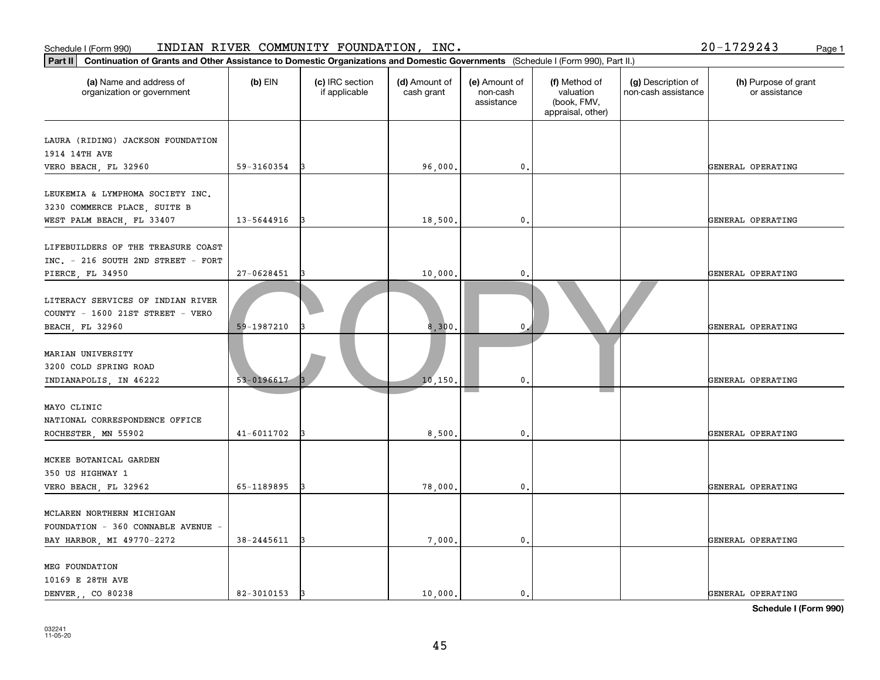Schedule I (Form 990) INDIAN RIVER COMMUNITY FOUNDATION, INC. 20-1729243

**Part II Continuation of Grants and Other Assistance to Domestic Organizations and Domestic Governments** (Schedule I (Form 990), Part II.)

| (a) Name and address of organization or government | (b) EIN | (c) IRC section if applicable | (d) Amount of cash grant | (e) Amount of non-cash assistance | (f) Method of valuation (book, FMV, appraisal, other) | (g) Description of non-cash assistance | (h) Purpose of grant or assistance |
|---|---|---|---|---|---|---|---|
| LAURA (RIDING) JACKSON FOUNDATION 1914 14TH AVE VERO BEACH, FL 32960 | 59-3160354 | 3 | 96,000. | 0. | | | GENERAL OPERATING |
| LEUKEMIA & LYMPHOMA SOCIETY INC. 3230 COMMERCE PLACE, SUITE B WEST PALM BEACH, FL 33407 | 13-5644916 | 3 | 18,500. | 0. | | | GENERAL OPERATING |
| LIFEBUILDERS OF THE TREASURE COAST INC. - 216 SOUTH 2ND STREET - FORT PIERCE, FL 34950 | 27-0628451 | 3 | 10,000. | 0. | | | GENERAL OPERATING |
| LITERACY SERVICES OF INDIAN RIVER COUNTY - 1600 21ST STREET - VERO BEACH, FL 32960 | 59-1987210 | 3 | 8,300. | 0. | | | GENERAL OPERATING |
| MARIAN UNIVERSITY 3200 COLD SPRING ROAD INDIANAPOLIS, IN 46222 | 53-0196617 | 3 | 10,150. | 0. | | | GENERAL OPERATING |
| MAYO CLINIC NATIONAL CORRESPONDENCE OFFICE ROCHESTER, MN 55902 | 41-6011702 | 3 | 8,500. | 0. | | | GENERAL OPERATING |
| MCKEE BOTANICAL GARDEN 350 US HIGHWAY 1 VERO BEACH, FL 32962 | 65-1189895 | 3 | 78,000. | 0. | | | GENERAL OPERATING |
| MCLAREN NORTHERN MICHIGAN FOUNDATION - 360 CONNABLE AVENUE - BAY HARBOR, MI 49770-2272 | 38-2445611 | 3 | 7,000. | 0. | | | GENERAL OPERATING |
| MEG FOUNDATION 10169 E 28TH AVE DENVER,, CO 80238 | 82-3010153 | 3 | 10,000. | 0. | | | GENERAL OPERATING |

**Schedule I (Form 990)**

032241 11-05-20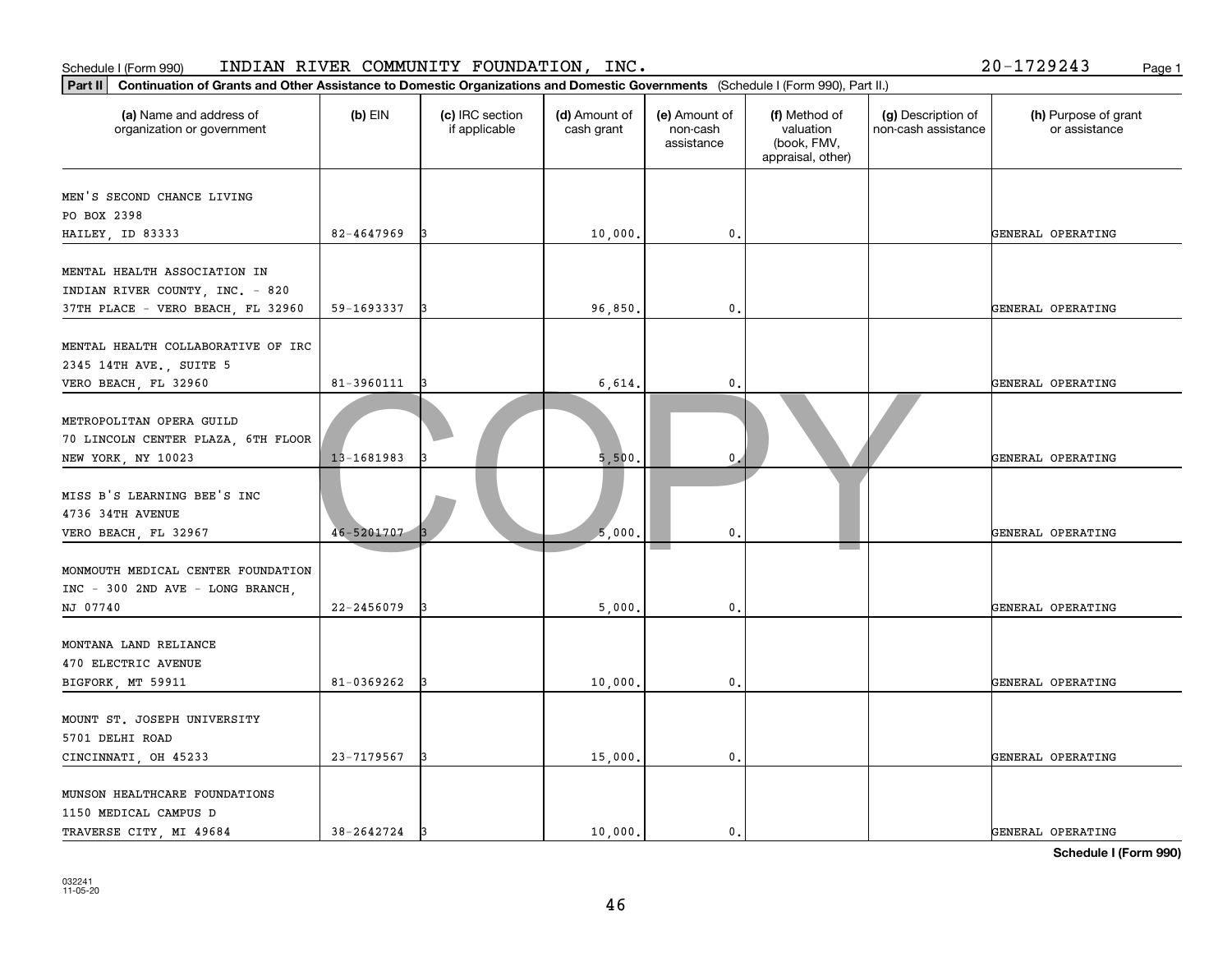Schedule I (Form 990) INDIAN RIVER COMMUNITY FOUNDATION, INC. 20-1729243

**Part II** **Continuation of Grants and Other Assistance to Domestic Organizations and Domestic Governments** (Schedule I (Form 990), Part II.)

| (a) Name and address of organization or government | (b) EIN | (c) IRC section if applicable | (d) Amount of cash grant | (e) Amount of non-cash assistance | (f) Method of valuation (book, FMV, appraisal, other) | (g) Description of non-cash assistance | (h) Purpose of grant or assistance |
|---|---|---|---|---|---|---|---|
| MEN'S SECOND CHANCE LIVING PO BOX 2398 HAILEY, ID 83333 | 82-4647969 | 3 | 10,000. | 0. | | | GENERAL OPERATING |
| MENTAL HEALTH ASSOCIATION IN INDIAN RIVER COUNTY, INC. - 820 37TH PLACE - VERO BEACH, FL 32960 | 59-1693337 | 3 | 96,850. | 0. | | | GENERAL OPERATING |
| MENTAL HEALTH COLLABORATIVE OF IRC 2345 14TH AVE., SUITE 5 VERO BEACH, FL 32960 | 81-3960111 | 3 | 6,614. | 0. | | | GENERAL OPERATING |
| METROPOLITAN OPERA GUILD 70 LINCOLN CENTER PLAZA, 6TH FLOOR NEW YORK, NY 10023 | 13-1681983 | 3 | 5,500. | 0. | | | GENERAL OPERATING |
| MISS B'S LEARNING BEE'S INC 4736 34TH AVENUE VERO BEACH, FL 32967 | 46-5201707 | 3 | 5,000. | 0. | | | GENERAL OPERATING |
| MONMOUTH MEDICAL CENTER FOUNDATION INC - 300 2ND AVE - LONG BRANCH, NJ 07740 | 22-2456079 | 3 | 5,000. | 0. | | | GENERAL OPERATING |
| MONTANA LAND RELIANCE 470 ELECTRIC AVENUE BIGFORK, MT 59911 | 81-0369262 | 3 | 10,000. | 0. | | | GENERAL OPERATING |
| MOUNT ST. JOSEPH UNIVERSITY 5701 DELHI ROAD CINCINNATI, OH 45233 | 23-7179567 | 3 | 15,000. | 0. | | | GENERAL OPERATING |
| MUNSON HEALTHCARE FOUNDATIONS 1150 MEDICAL CAMPUS D TRAVERSE CITY, MI 49684 | 38-2642724 | 3 | 10,000. | 0. | | | GENERAL OPERATING |

**Schedule I (Form 990)**

032241 11-05-20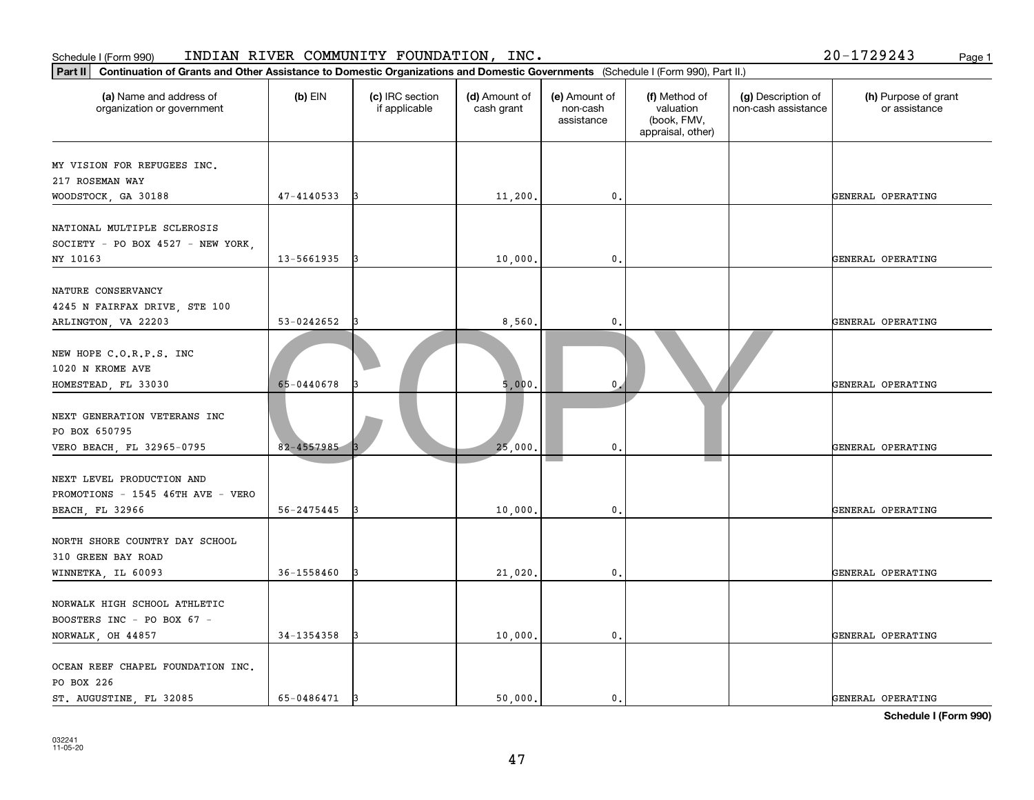Schedule I (Form 990) INDIAN RIVER COMMUNITY FOUNDATION, INC. 20-1729243

**Part II** **Continuation of Grants and Other Assistance to Domestic Organizations and Domestic Governments** (Schedule I (Form 990), Part II.)

| (a) Name and address of organization or government | (b) EIN | (c) IRC section if applicable | (d) Amount of cash grant | (e) Amount of non-cash assistance | (f) Method of valuation (book, FMV, appraisal, other) | (g) Description of non-cash assistance | (h) Purpose of grant or assistance |
|---|---|---|---|---|---|---|---|
| MY VISION FOR REFUGEES INC. 217 ROSEMAN WAY WOODSTOCK, GA 30188 | 47-4140533 | 3 | 11,200. | 0. | | | GENERAL OPERATING |
| NATIONAL MULTIPLE SCLEROSIS SOCIETY - PO BOX 4527 - NEW YORK, NY 10163 | 13-5661935 | 3 | 10,000. | 0. | | | GENERAL OPERATING |
| NATURE CONSERVANCY 4245 N FAIRFAX DRIVE, STE 100 ARLINGTON, VA 22203 | 53-0242652 | 3 | 8,560. | 0. | | | GENERAL OPERATING |
| NEW HOPE C.O.R.P.S. INC 1020 N KROME AVE HOMESTEAD, FL 33030 | 65-0440678 | 3 | 5,000. | 0. | | | GENERAL OPERATING |
| NEXT GENERATION VETERANS INC PO BOX 650795 VERO BEACH, FL 32965-0795 | 82-4557985 | 3 | 25,000. | 0. | | | GENERAL OPERATING |
| NEXT LEVEL PRODUCTION AND PROMOTIONS - 1545 46TH AVE - VERO BEACH, FL 32966 | 56-2475445 | 3 | 10,000. | 0. | | | GENERAL OPERATING |
| NORTH SHORE COUNTRY DAY SCHOOL 310 GREEN BAY ROAD WINNETKA, IL 60093 | 36-1558460 | 3 | 21,020. | 0. | | | GENERAL OPERATING |
| NORWALK HIGH SCHOOL ATHLETIC BOOSTERS INC - PO BOX 67 - NORWALK, OH 44857 | 34-1354358 | 3 | 10,000. | 0. | | | GENERAL OPERATING |
| OCEAN REEF CHAPEL FOUNDATION INC. PO BOX 226 ST. AUGUSTINE, FL 32085 | 65-0486471 | 3 | 50,000. | 0. | | | GENERAL OPERATING |

**Schedule I (Form 990)**

032241 11-05-20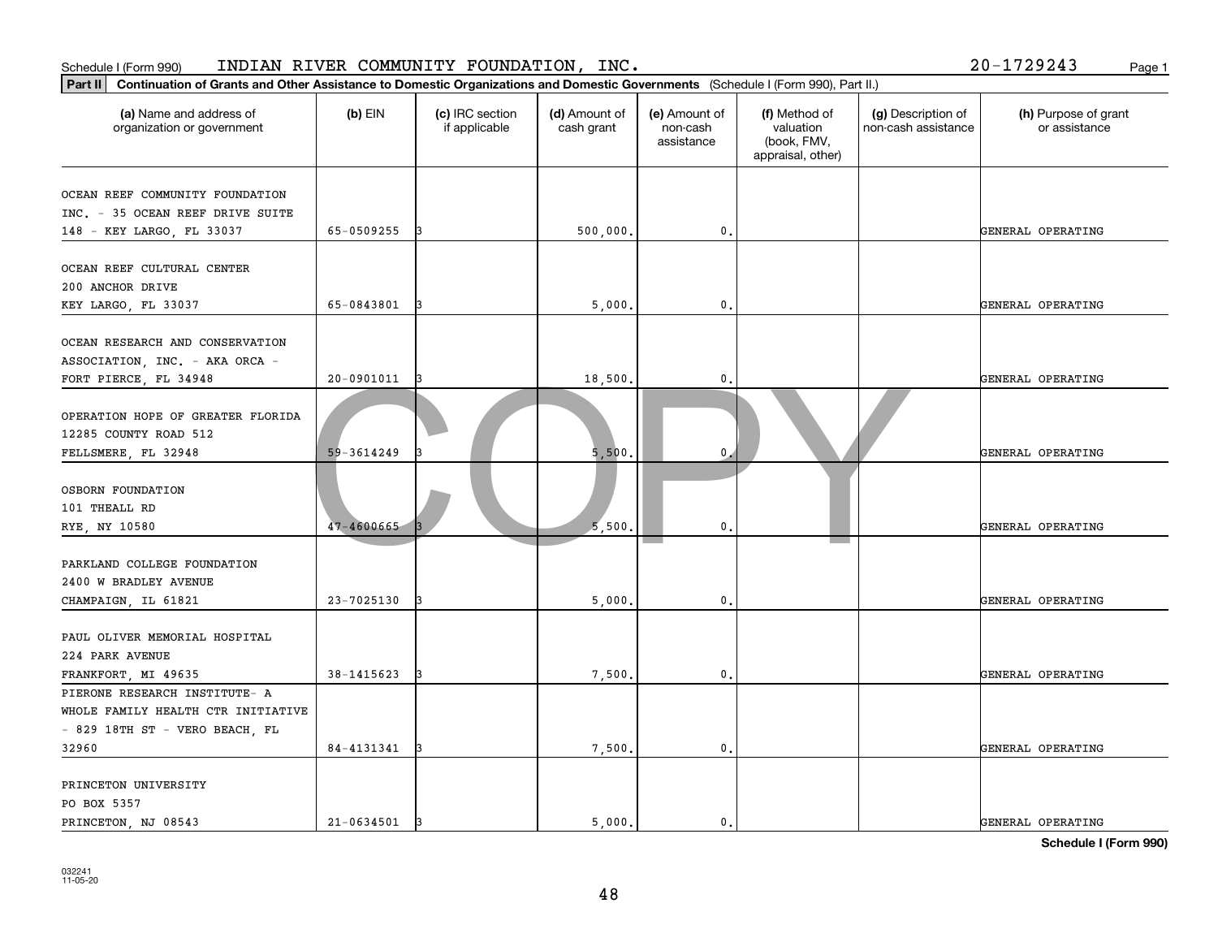Schedule I (Form 990) INDIAN RIVER COMMUNITY FOUNDATION, INC. 20-1729243

**Part II** **Continuation of Grants and Other Assistance to Domestic Organizations and Domestic Governments** (Schedule I (Form 990), Part II.)

| (a) Name and address of organization or government | (b) EIN | (c) IRC section if applicable | (d) Amount of cash grant | (e) Amount of non-cash assistance | (f) Method of valuation (book, FMV, appraisal, other) | (g) Description of non-cash assistance | (h) Purpose of grant or assistance |
|---|---|---|---|---|---|---|---|
| OCEAN REEF COMMUNITY FOUNDATION INC. - 35 OCEAN REEF DRIVE SUITE 148 - KEY LARGO, FL 33037 | 65-0509255 | 3 | 500,000. | 0. | | | GENERAL OPERATING |
| OCEAN REEF CULTURAL CENTER 200 ANCHOR DRIVE KEY LARGO, FL 33037 | 65-0843801 | 3 | 5,000. | 0. | | | GENERAL OPERATING |
| OCEAN RESEARCH AND CONSERVATION ASSOCIATION, INC. - AKA ORCA - FORT PIERCE, FL 34948 | 20-0901011 | 3 | 18,500. | 0. | | | GENERAL OPERATING |
| OPERATION HOPE OF GREATER FLORIDA 12285 COUNTY ROAD 512 FELLSMERE, FL 32948 | 59-3614249 | 3 | 5,500. | 0. | | | GENERAL OPERATING |
| OSBORN FOUNDATION 101 THEALL RD RYE, NY 10580 | 47-4600665 | 3 | 5,500. | 0. | | | GENERAL OPERATING |
| PARKLAND COLLEGE FOUNDATION 2400 W BRADLEY AVENUE CHAMPAIGN, IL 61821 | 23-7025130 | 3 | 5,000. | 0. | | | GENERAL OPERATING |
| PAUL OLIVER MEMORIAL HOSPITAL 224 PARK AVENUE FRANKFORT, MI 49635 | 38-1415623 | 3 | 7,500. | 0. | | | GENERAL OPERATING |
| PIERONE RESEARCH INSTITUTE- A WHOLE FAMILY HEALTH CTR INITIATIVE - 829 18TH ST - VERO BEACH, FL 32960 | 84-4131341 | 3 | 7,500. | 0. | | | GENERAL OPERATING |
| PRINCETON UNIVERSITY PO BOX 5357 PRINCETON, NJ 08543 | 21-0634501 | 3 | 5,000. | 0. | | | GENERAL OPERATING |

**Schedule I (Form 990)**

032241 11-05-20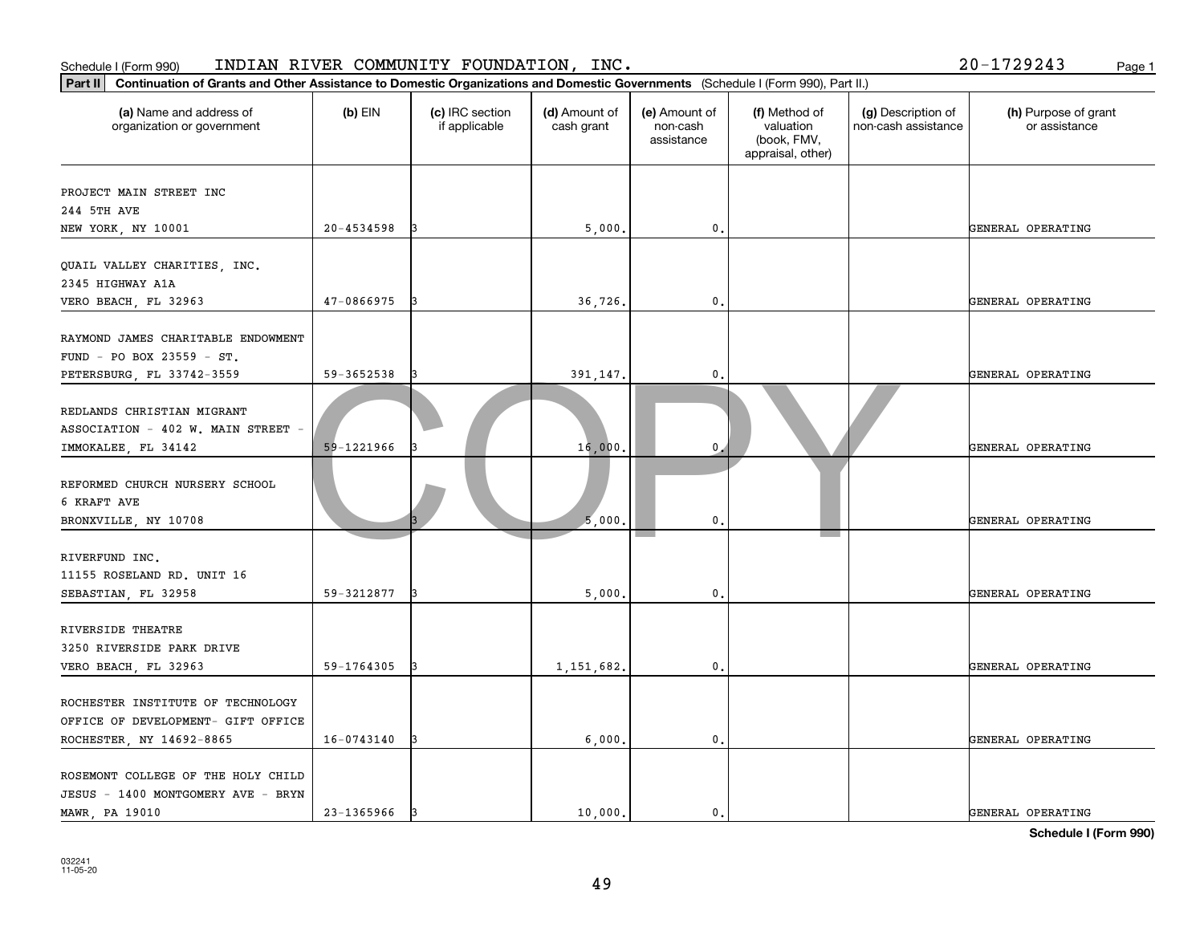Schedule I (Form 990) INDIAN RIVER COMMUNITY FOUNDATION, INC. 20-1729243

**Part II** **Continuation of Grants and Other Assistance to Domestic Organizations and Domestic Governments** (Schedule I (Form 990), Part II.)

| (a) Name and address of organization or government | (b) EIN | (c) IRC section if applicable | (d) Amount of cash grant | (e) Amount of non-cash assistance | (f) Method of valuation (book, FMV, appraisal, other) | (g) Description of non-cash assistance | (h) Purpose of grant or assistance |
|---|---|---|---|---|---|---|---|
| PROJECT MAIN STREET INC 244 5TH AVE NEW YORK, NY 10001 | 20-4534598 | 3 | 5,000. | 0. | | | GENERAL OPERATING |
| QUAIL VALLEY CHARITIES, INC. 2345 HIGHWAY A1A VERO BEACH, FL 32963 | 47-0866975 | 3 | 36,726. | 0. | | | GENERAL OPERATING |
| RAYMOND JAMES CHARITABLE ENDOWMENT FUND - PO BOX 23559 - ST. PETERSBURG, FL 33742-3559 | 59-3652538 | 3 | 391,147. | 0. | | | GENERAL OPERATING |
| REDLANDS CHRISTIAN MIGRANT ASSOCIATION - 402 W. MAIN STREET - IMMOKALEE, FL 34142 | 59-1221966 | 3 | 16,000. | 0. | | | GENERAL OPERATING |
| REFORMED CHURCH NURSERY SCHOOL 6 KRAFT AVE BRONXVILLE, NY 10708 | | 3 | 5,000. | 0. | | | GENERAL OPERATING |
| RIVERFUND INC. 11155 ROSELAND RD. UNIT 16 SEBASTIAN, FL 32958 | 59-3212877 | 3 | 5,000. | 0. | | | GENERAL OPERATING |
| RIVERSIDE THEATRE 3250 RIVERSIDE PARK DRIVE VERO BEACH, FL 32963 | 59-1764305 | 3 | 1,151,682. | 0. | | | GENERAL OPERATING |
| ROCHESTER INSTITUTE OF TECHNOLOGY OFFICE OF DEVELOPMENT- GIFT OFFICE ROCHESTER, NY 14692-8865 | 16-0743140 | 3 | 6,000. | 0. | | | GENERAL OPERATING |
| ROSEMONT COLLEGE OF THE HOLY CHILD JESUS - 1400 MONTGOMERY AVE - BRYN MAWR, PA 19010 | 23-1365966 | 3 | 10,000. | 0. | | | GENERAL OPERATING |

**Schedule I (Form 990)**

032241
11-05-20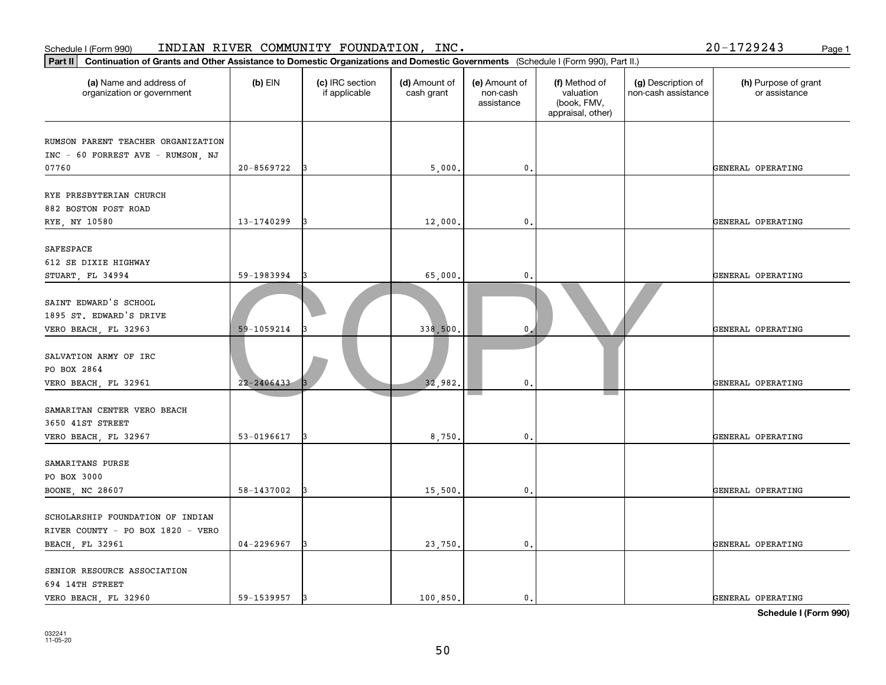Schedule I (Form 990) INDIAN RIVER COMMUNITY FOUNDATION, INC. 20-1729243

**Part II Continuation of Grants and Other Assistance to Domestic Organizations and Domestic Governments** (Schedule I (Form 990), Part II.)

| (a) Name and address of organization or government | (b) EIN | (c) IRC section if applicable | (d) Amount of cash grant | (e) Amount of non-cash assistance | (f) Method of valuation (book, FMV, appraisal, other) | (g) Description of non-cash assistance | (h) Purpose of grant or assistance |
|---|---|---|---|---|---|---|---|
| RUMSON PARENT TEACHER ORGANIZATION INC - 60 FORREST AVE - RUMSON, NJ 07760 | 20-8569722 | 3 | 5,000. | 0. | | | GENERAL OPERATING |
| RYE PRESBYTERIAN CHURCH 882 BOSTON POST ROAD RYE, NY 10580 | 13-1740299 | 3 | 12,000. | 0. | | | GENERAL OPERATING |
| SAFESPACE 612 SE DIXIE HIGHWAY STUART, FL 34994 | 59-1983994 | 3 | 65,000. | 0. | | | GENERAL OPERATING |
| SAINT EDWARD'S SCHOOL 1895 ST. EDWARD'S DRIVE VERO BEACH, FL 32963 | 59-1059214 | 3 | 338,500. | 0. | | | GENERAL OPERATING |
| SALVATION ARMY OF IRC PO BOX 2864 VERO BEACH, FL 32961 | 22-2406433 | 3 | 32,982. | 0. | | | GENERAL OPERATING |
| SAMARITAN CENTER VERO BEACH 3650 41ST STREET VERO BEACH, FL 32967 | 53-0196617 | 3 | 8,750. | 0. | | | GENERAL OPERATING |
| SAMARITANS PURSE PO BOX 3000 BOONE, NC 28607 | 58-1437002 | 3 | 15,500. | 0. | | | GENERAL OPERATING |
| SCHOLARSHIP FOUNDATION OF INDIAN RIVER COUNTY - PO BOX 1820 - VERO BEACH, FL 32961 | 04-2296967 | 3 | 23,750. | 0. | | | GENERAL OPERATING |
| SENIOR RESOURCE ASSOCIATION 694 14TH STREET VERO BEACH, FL 32960 | 59-1539957 | 3 | 100,850. | 0. | | | GENERAL OPERATING |

**Schedule I (Form 990)**

032241
11-05-20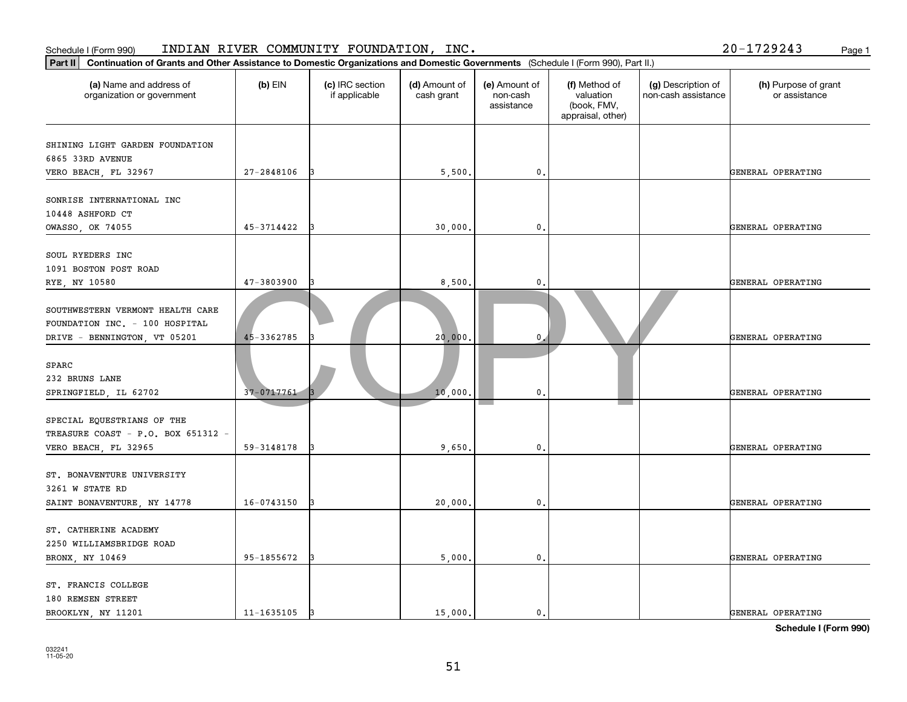Schedule I (Form 990) INDIAN RIVER COMMUNITY FOUNDATION, INC. 20-1729243

**Part II** **Continuation of Grants and Other Assistance to Domestic Organizations and Domestic Governments** (Schedule I (Form 990), Part II.)

| (a) Name and address of organization or government | (b) EIN | (c) IRC section if applicable | (d) Amount of cash grant | (e) Amount of non-cash assistance | (f) Method of valuation (book, FMV, appraisal, other) | (g) Description of non-cash assistance | (h) Purpose of grant or assistance |
|---|---|---|---|---|---|---|---|
| SHINING LIGHT GARDEN FOUNDATION 6865 33RD AVENUE VERO BEACH, FL 32967 | 27-2848106 | 3 | 5,500. | 0. | | | GENERAL OPERATING |
| SONRISE INTERNATIONAL INC 10448 ASHFORD CT OWASSO, OK 74055 | 45-3714422 | 3 | 30,000. | 0. | | | GENERAL OPERATING |
| SOUL RYEDERS INC 1091 BOSTON POST ROAD RYE, NY 10580 | 47-3803900 | 3 | 8,500. | 0. | | | GENERAL OPERATING |
| SOUTHWESTERN VERMONT HEALTH CARE FOUNDATION INC. - 100 HOSPITAL DRIVE - BENNINGTON, VT 05201 | 45-3362785 | 3 | 20,000. | 0. | | | GENERAL OPERATING |
| SPARC 232 BRUNS LANE SPRINGFIELD, IL 62702 | 37-0717761 | 3 | 10,000. | 0. | | | GENERAL OPERATING |
| SPECIAL EQUESTRIANS OF THE TREASURE COAST - P.O. BOX 651312 - VERO BEACH, FL 32965 | 59-3148178 | 3 | 9,650. | 0. | | | GENERAL OPERATING |
| ST. BONAVENTURE UNIVERSITY 3261 W STATE RD SAINT BONAVENTURE, NY 14778 | 16-0743150 | 3 | 20,000. | 0. | | | GENERAL OPERATING |
| ST. CATHERINE ACADEMY 2250 WILLIAMSBRIDGE ROAD BRONX, NY 10469 | 95-1855672 | 3 | 5,000. | 0. | | | GENERAL OPERATING |
| ST. FRANCIS COLLEGE 180 REMSEN STREET BROOKLYN, NY 11201 | 11-1635105 | 3 | 15,000. | 0. | | | GENERAL OPERATING |

**Schedule I (Form 990)**

032241 11-05-20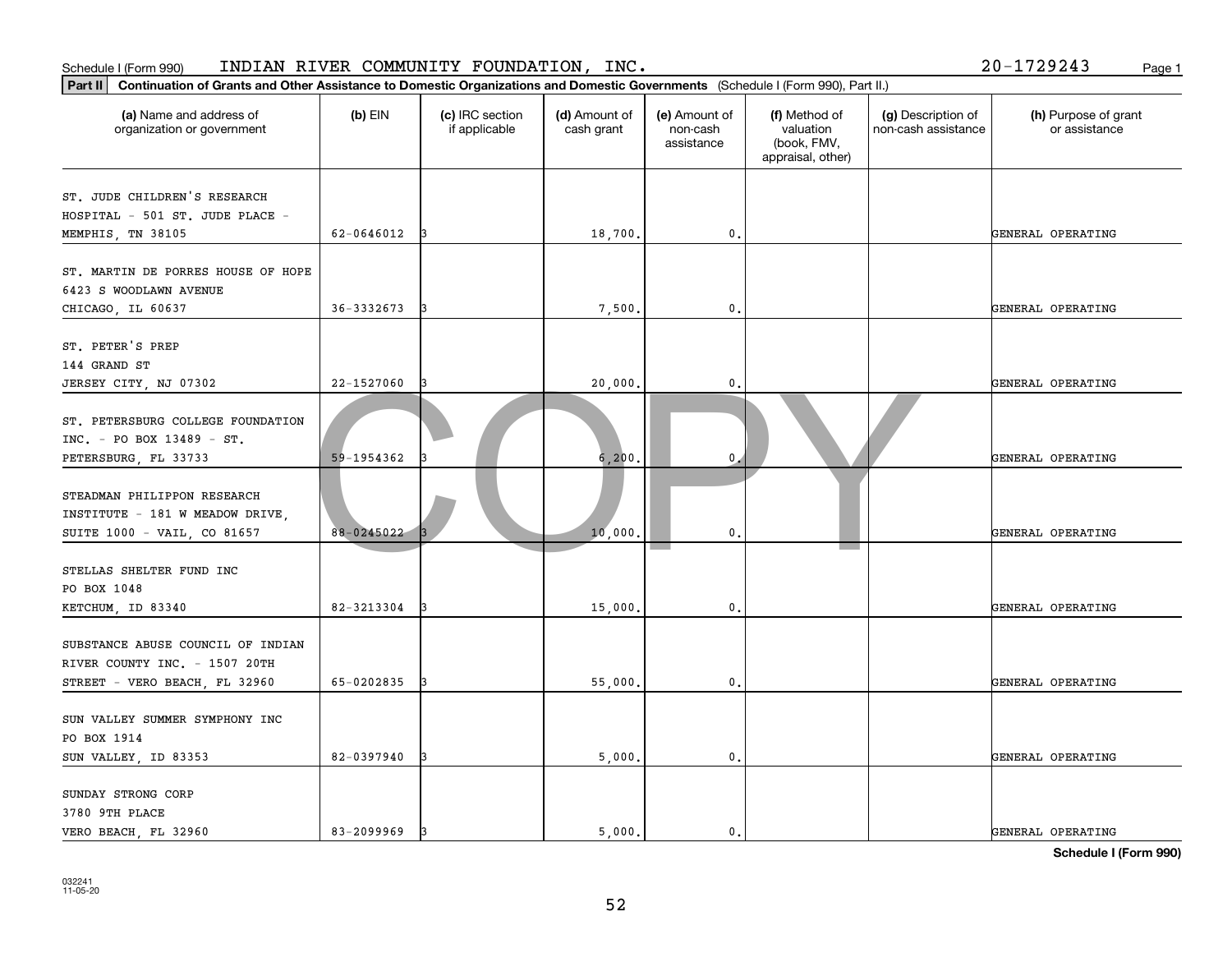Schedule I (Form 990) INDIAN RIVER COMMUNITY FOUNDATION, INC. 20-1729243

**Part II Continuation of Grants and Other Assistance to Domestic Organizations and Domestic Governments** (Schedule I (Form 990), Part II.)

| (a) Name and address of organization or government | (b) EIN | (c) IRC section if applicable | (d) Amount of cash grant | (e) Amount of non-cash assistance | (f) Method of valuation (book, FMV, appraisal, other) | (g) Description of non-cash assistance | (h) Purpose of grant or assistance |
|---|---|---|---|---|---|---|---|
| ST. JUDE CHILDREN'S RESEARCH HOSPITAL - 501 ST. JUDE PLACE - MEMPHIS, TN 38105 | 62-0646012 | 3 | 18,700. | 0. | | | GENERAL OPERATING |
| ST. MARTIN DE PORRES HOUSE OF HOPE 6423 S WOODLAWN AVENUE CHICAGO, IL 60637 | 36-3332673 | 3 | 7,500. | 0. | | | GENERAL OPERATING |
| ST. PETER'S PREP 144 GRAND ST JERSEY CITY, NJ 07302 | 22-1527060 | 3 | 20,000. | 0. | | | GENERAL OPERATING |
| ST. PETERSBURG COLLEGE FOUNDATION INC. - PO BOX 13489 - ST. PETERSBURG, FL 33733 | 59-1954362 | 3 | 6,200. | 0. | | | GENERAL OPERATING |
| STEADMAN PHILIPPON RESEARCH INSTITUTE - 181 W MEADOW DRIVE, SUITE 1000 - VAIL, CO 81657 | 88-0245022 | 3 | 10,000. | 0. | | | GENERAL OPERATING |
| STELLAS SHELTER FUND INC PO BOX 1048 KETCHUM, ID 83340 | 82-3213304 | 3 | 15,000. | 0. | | | GENERAL OPERATING |
| SUBSTANCE ABUSE COUNCIL OF INDIAN RIVER COUNTY INC. - 1507 20TH STREET - VERO BEACH, FL 32960 | 65-0202835 | 3 | 55,000. | 0. | | | GENERAL OPERATING |
| SUN VALLEY SUMMER SYMPHONY INC PO BOX 1914 SUN VALLEY, ID 83353 | 82-0397940 | 3 | 5,000. | 0. | | | GENERAL OPERATING |
| SUNDAY STRONG CORP 3780 9TH PLACE VERO BEACH, FL 32960 | 83-2099969 | 3 | 5,000. | 0. | | | GENERAL OPERATING |

**Schedule I (Form 990)**

032241 11-05-20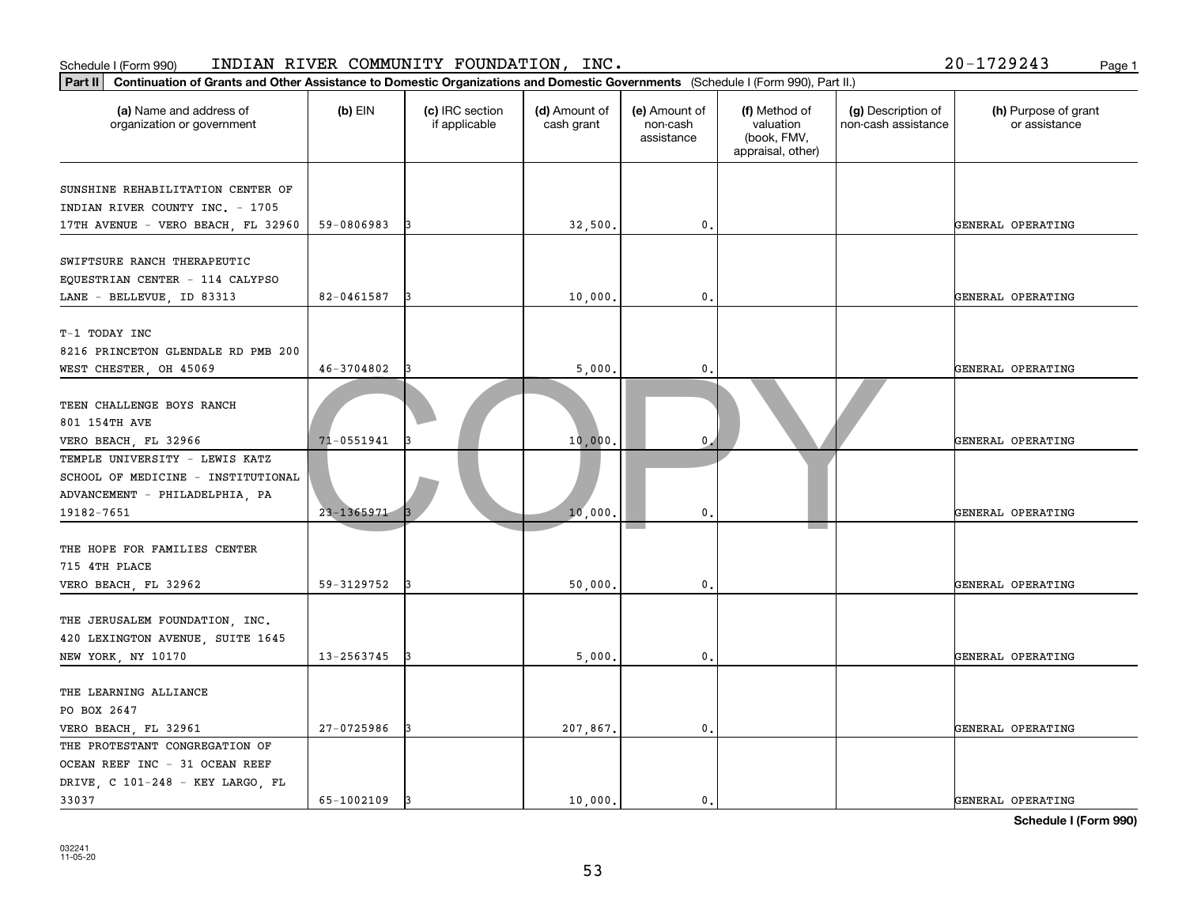Schedule I (Form 990) INDIAN RIVER COMMUNITY FOUNDATION, INC. 20-1729243

**Part II** **Continuation of Grants and Other Assistance to Domestic Organizations and Domestic Governments** (Schedule I (Form 990), Part II.)

| (a) Name and address of organization or government | (b) EIN | (c) IRC section if applicable | (d) Amount of cash grant | (e) Amount of non-cash assistance | (f) Method of valuation (book, FMV, appraisal, other) | (g) Description of non-cash assistance | (h) Purpose of grant or assistance |
|---|---|---|---|---|---|---|---|
| SUNSHINE REHABILITATION CENTER OF INDIAN RIVER COUNTY INC. - 1705 17TH AVENUE - VERO BEACH, FL 32960 | 59-0806983 | 3 | 32,500. | 0. | | | GENERAL OPERATING |
| SWIFTSURE RANCH THERAPEUTIC EQUESTRIAN CENTER - 114 CALYPSO LANE - BELLEVUE, ID 83313 | 82-0461587 | 3 | 10,000. | 0. | | | GENERAL OPERATING |
| T-1 TODAY INC 8216 PRINCETON GLENDALE RD PMB 200 WEST CHESTER, OH 45069 | 46-3704802 | 3 | 5,000. | 0. | | | GENERAL OPERATING |
| TEEN CHALLENGE BOYS RANCH 801 154TH AVE VERO BEACH, FL 32966 | 71-0551941 | 3 | 10,000. | 0. | | | GENERAL OPERATING |
| TEMPLE UNIVERSITY - LEWIS KATZ SCHOOL OF MEDICINE - INSTITUTIONAL ADVANCEMENT - PHILADELPHIA, PA 19182-7651 | 23-1365971 | 3 | 10,000. | 0. | | | GENERAL OPERATING |
| THE HOPE FOR FAMILIES CENTER 715 4TH PLACE VERO BEACH, FL 32962 | 59-3129752 | 3 | 50,000. | 0. | | | GENERAL OPERATING |
| THE JERUSALEM FOUNDATION, INC. 420 LEXINGTON AVENUE, SUITE 1645 NEW YORK, NY 10170 | 13-2563745 | 3 | 5,000. | 0. | | | GENERAL OPERATING |
| THE LEARNING ALLIANCE PO BOX 2647 VERO BEACH, FL 32961 | 27-0725986 | 3 | 207,867. | 0. | | | GENERAL OPERATING |
| THE PROTESTANT CONGREGATION OF OCEAN REEF INC - 31 OCEAN REEF DRIVE, C 101-248 - KEY LARGO, FL 33037 | 65-1002109 | 3 | 10,000. | 0. | | | GENERAL OPERATING |

**Schedule I (Form 990)**

032241
11-05-20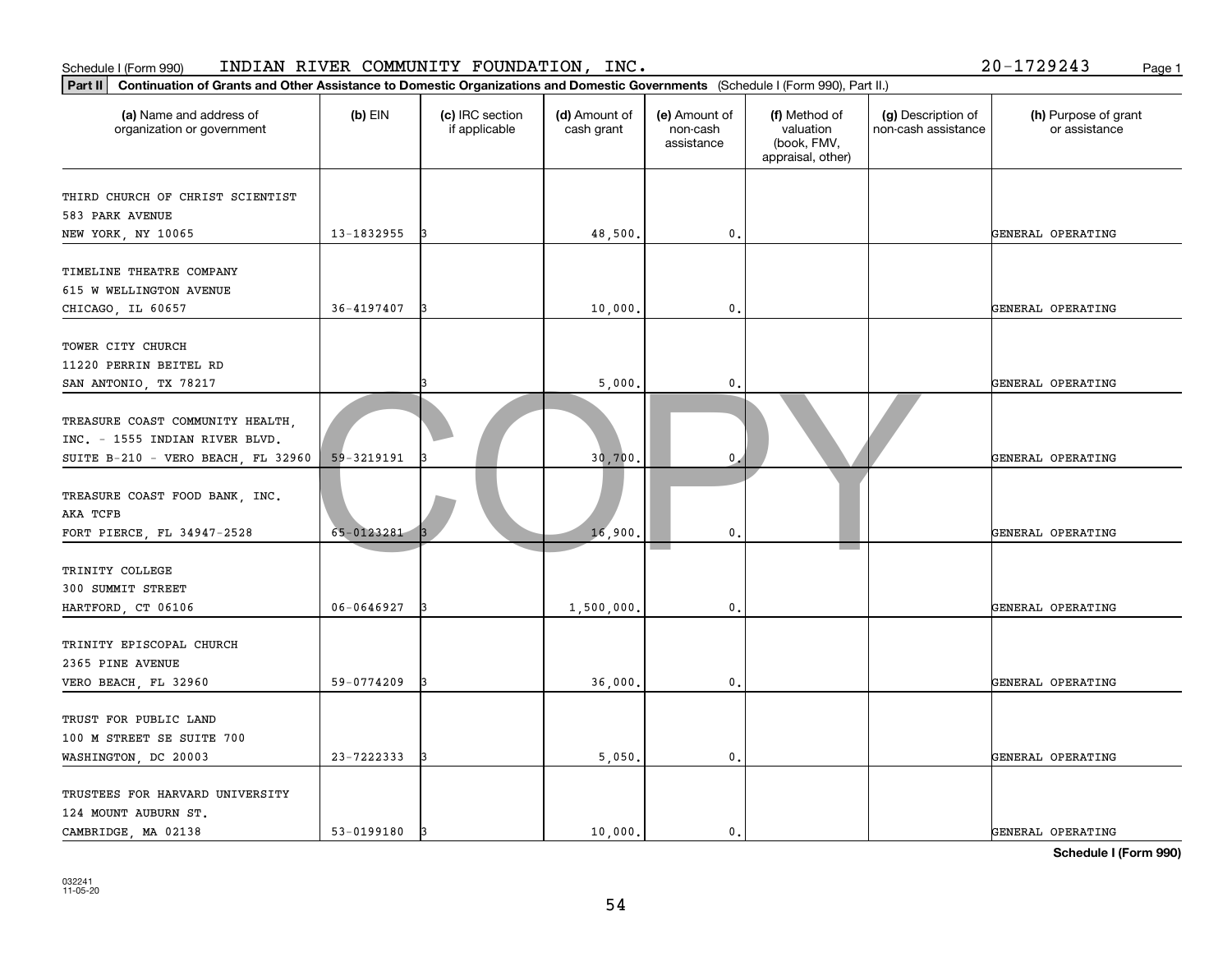Schedule I (Form 990) INDIAN RIVER COMMUNITY FOUNDATION, INC. 20-1729243

**Part II** **Continuation of Grants and Other Assistance to Domestic Organizations and Domestic Governments** (Schedule I (Form 990), Part II.)

| (a) Name and address of organization or government | (b) EIN | (c) IRC section if applicable | (d) Amount of cash grant | (e) Amount of non-cash assistance | (f) Method of valuation (book, FMV, appraisal, other) | (g) Description of non-cash assistance | (h) Purpose of grant or assistance |
|---|---|---|---|---|---|---|---|
| THIRD CHURCH OF CHRIST SCIENTIST 583 PARK AVENUE NEW YORK, NY 10065 | 13-1832955 | 3 | 48,500. | 0. | | | GENERAL OPERATING |
| TIMELINE THEATRE COMPANY 615 W WELLINGTON AVENUE CHICAGO, IL 60657 | 36-4197407 | 3 | 10,000. | 0. | | | GENERAL OPERATING |
| TOWER CITY CHURCH 11220 PERRIN BEITEL RD SAN ANTONIO, TX 78217 | | 3 | 5,000. | 0. | | | GENERAL OPERATING |
| TREASURE COAST COMMUNITY HEALTH, INC. - 1555 INDIAN RIVER BLVD. SUITE B-210 - VERO BEACH, FL 32960 | 59-3219191 | 3 | 30,700. | 0. | | | GENERAL OPERATING |
| TREASURE COAST FOOD BANK, INC. AKA TCFB FORT PIERCE, FL 34947-2528 | 65-0123281 | 3 | 16,900. | 0. | | | GENERAL OPERATING |
| TRINITY COLLEGE 300 SUMMIT STREET HARTFORD, CT 06106 | 06-0646927 | 3 | 1,500,000. | 0. | | | GENERAL OPERATING |
| TRINITY EPISCOPAL CHURCH 2365 PINE AVENUE VERO BEACH, FL 32960 | 59-0774209 | 3 | 36,000. | 0. | | | GENERAL OPERATING |
| TRUST FOR PUBLIC LAND 100 M STREET SE SUITE 700 WASHINGTON, DC 20003 | 23-7222333 | 3 | 5,050. | 0. | | | GENERAL OPERATING |
| TRUSTEES FOR HARVARD UNIVERSITY 124 MOUNT AUBURN ST. CAMBRIDGE, MA 02138 | 53-0199180 | 3 | 10,000. | 0. | | | GENERAL OPERATING |

**Schedule I (Form 990)**

032241 11-05-20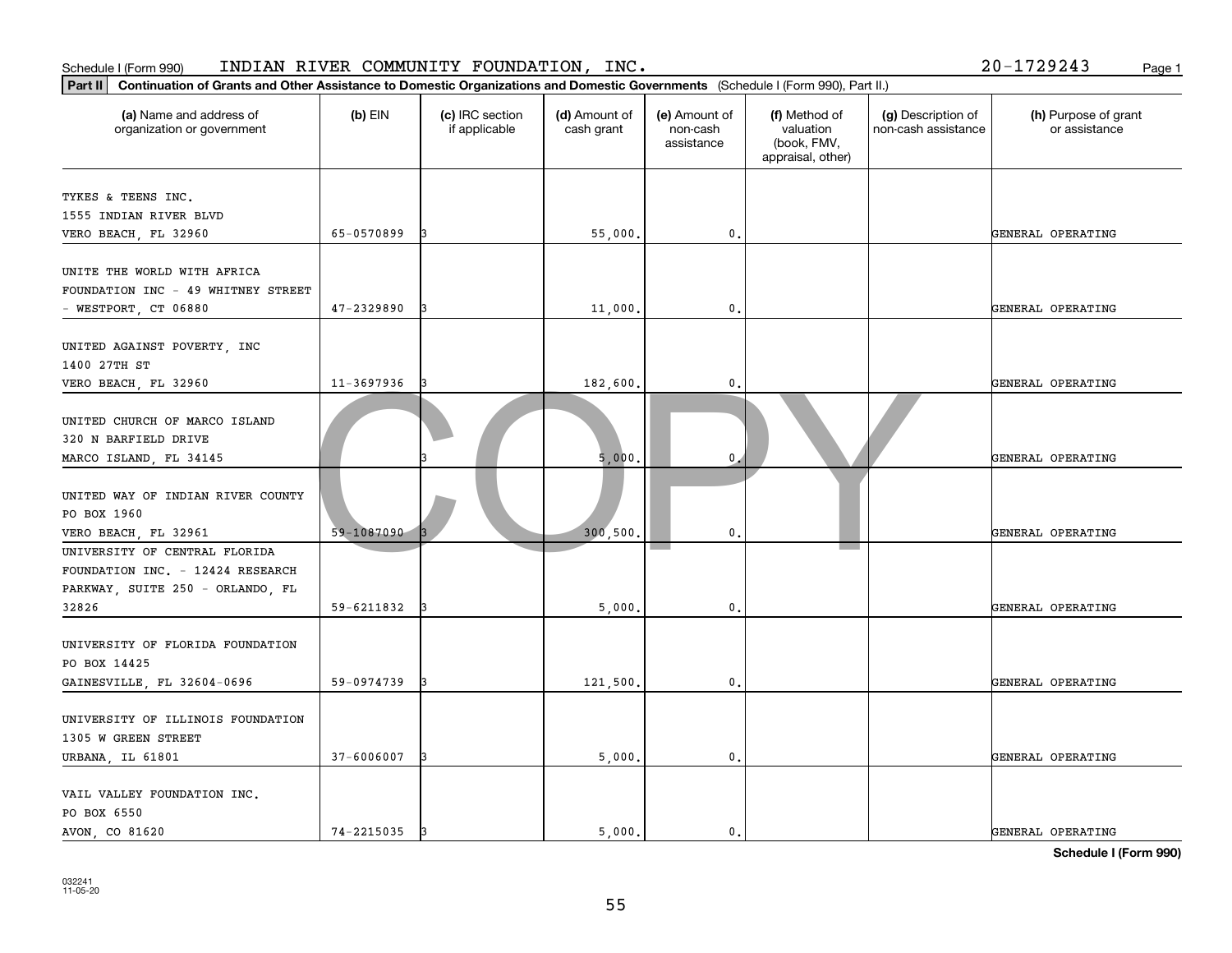Schedule I (Form 990) INDIAN RIVER COMMUNITY FOUNDATION, INC. 20-1729243

**Part II** **Continuation of Grants and Other Assistance to Domestic Organizations and Domestic Governments** (Schedule I (Form 990), Part II.)

| (a) Name and address of organization or government | (b) EIN | (c) IRC section if applicable | (d) Amount of cash grant | (e) Amount of non-cash assistance | (f) Method of valuation (book, FMV, appraisal, other) | (g) Description of non-cash assistance | (h) Purpose of grant or assistance |
|---|---|---|---|---|---|---|---|
| TYKES & TEENS INC. 1555 INDIAN RIVER BLVD VERO BEACH, FL 32960 | 65-0570899 | 3 | 55,000. | 0. | | | GENERAL OPERATING |
| UNITE THE WORLD WITH AFRICA FOUNDATION INC - 49 WHITNEY STREET - WESTPORT, CT 06880 | 47-2329890 | 3 | 11,000. | 0. | | | GENERAL OPERATING |
| UNITED AGAINST POVERTY, INC 1400 27TH ST VERO BEACH, FL 32960 | 11-3697936 | 3 | 182,600. | 0. | | | GENERAL OPERATING |
| UNITED CHURCH OF MARCO ISLAND 320 N BARFIELD DRIVE MARCO ISLAND, FL 34145 | | 3 | 5,000. | 0. | | | GENERAL OPERATING |
| UNITED WAY OF INDIAN RIVER COUNTY PO BOX 1960 VERO BEACH, FL 32961 | 59-1087090 | 3 | 300,500. | 0. | | | GENERAL OPERATING |
| UNIVERSITY OF CENTRAL FLORIDA FOUNDATION INC. - 12424 RESEARCH PARKWAY, SUITE 250 - ORLANDO, FL 32826 | 59-6211832 | 3 | 5,000. | 0. | | | GENERAL OPERATING |
| UNIVERSITY OF FLORIDA FOUNDATION PO BOX 14425 GAINESVILLE, FL 32604-0696 | 59-0974739 | 3 | 121,500. | 0. | | | GENERAL OPERATING |
| UNIVERSITY OF ILLINOIS FOUNDATION 1305 W GREEN STREET URBANA, IL 61801 | 37-6006007 | 3 | 5,000. | 0. | | | GENERAL OPERATING |
| VAIL VALLEY FOUNDATION INC. PO BOX 6550 AVON, CO 81620 | 74-2215035 | 3 | 5,000. | 0. | | | GENERAL OPERATING |

**Schedule I (Form 990)**

032241 11-05-20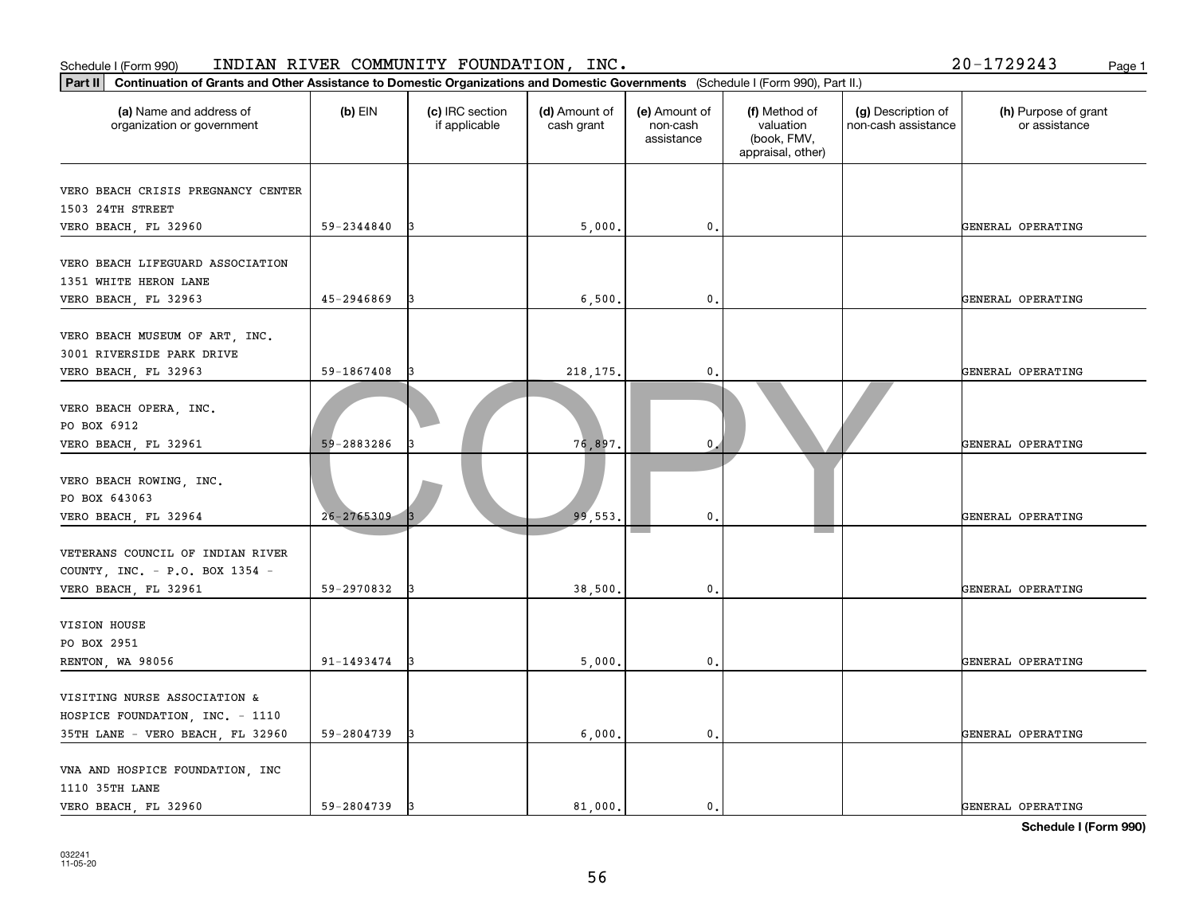Schedule I (Form 990) INDIAN RIVER COMMUNITY FOUNDATION, INC. 20-1729243

**Part II** **Continuation of Grants and Other Assistance to Domestic Organizations and Domestic Governments** (Schedule I (Form 990), Part II.)

| (a) Name and address of organization or government | (b) EIN | (c) IRC section if applicable | (d) Amount of cash grant | (e) Amount of non-cash assistance | (f) Method of valuation (book, FMV, appraisal, other) | (g) Description of non-cash assistance | (h) Purpose of grant or assistance |
|---|---|---|---|---|---|---|---|
| VERO BEACH CRISIS PREGNANCY CENTER 1503 24TH STREET VERO BEACH, FL 32960 | 59-2344840 | 3 | 5,000. | 0. | | | GENERAL OPERATING |
| VERO BEACH LIFEGUARD ASSOCIATION 1351 WHITE HERON LANE VERO BEACH, FL 32963 | 45-2946869 | 3 | 6,500. | 0. | | | GENERAL OPERATING |
| VERO BEACH MUSEUM OF ART, INC. 3001 RIVERSIDE PARK DRIVE VERO BEACH, FL 32963 | 59-1867408 | 3 | 218,175. | 0. | | | GENERAL OPERATING |
| VERO BEACH OPERA, INC. PO BOX 6912 VERO BEACH, FL 32961 | 59-2883286 | 3 | 76,897. | 0. | | | GENERAL OPERATING |
| VERO BEACH ROWING, INC. PO BOX 643063 VERO BEACH, FL 32964 | 26-2765309 | 3 | 99,553. | 0. | | | GENERAL OPERATING |
| VETERANS COUNCIL OF INDIAN RIVER COUNTY, INC. - P.O. BOX 1354 - VERO BEACH, FL 32961 | 59-2970832 | 3 | 38,500. | 0. | | | GENERAL OPERATING |
| VISION HOUSE PO BOX 2951 RENTON, WA 98056 | 91-1493474 | 3 | 5,000. | 0. | | | GENERAL OPERATING |
| VISITING NURSE ASSOCIATION & HOSPICE FOUNDATION, INC. - 1110 35TH LANE - VERO BEACH, FL 32960 | 59-2804739 | 3 | 6,000. | 0. | | | GENERAL OPERATING |
| VNA AND HOSPICE FOUNDATION, INC 1110 35TH LANE VERO BEACH, FL 32960 | 59-2804739 | 3 | 81,000. | 0. | | | GENERAL OPERATING |

**Schedule I (Form 990)**

032241 11-05-20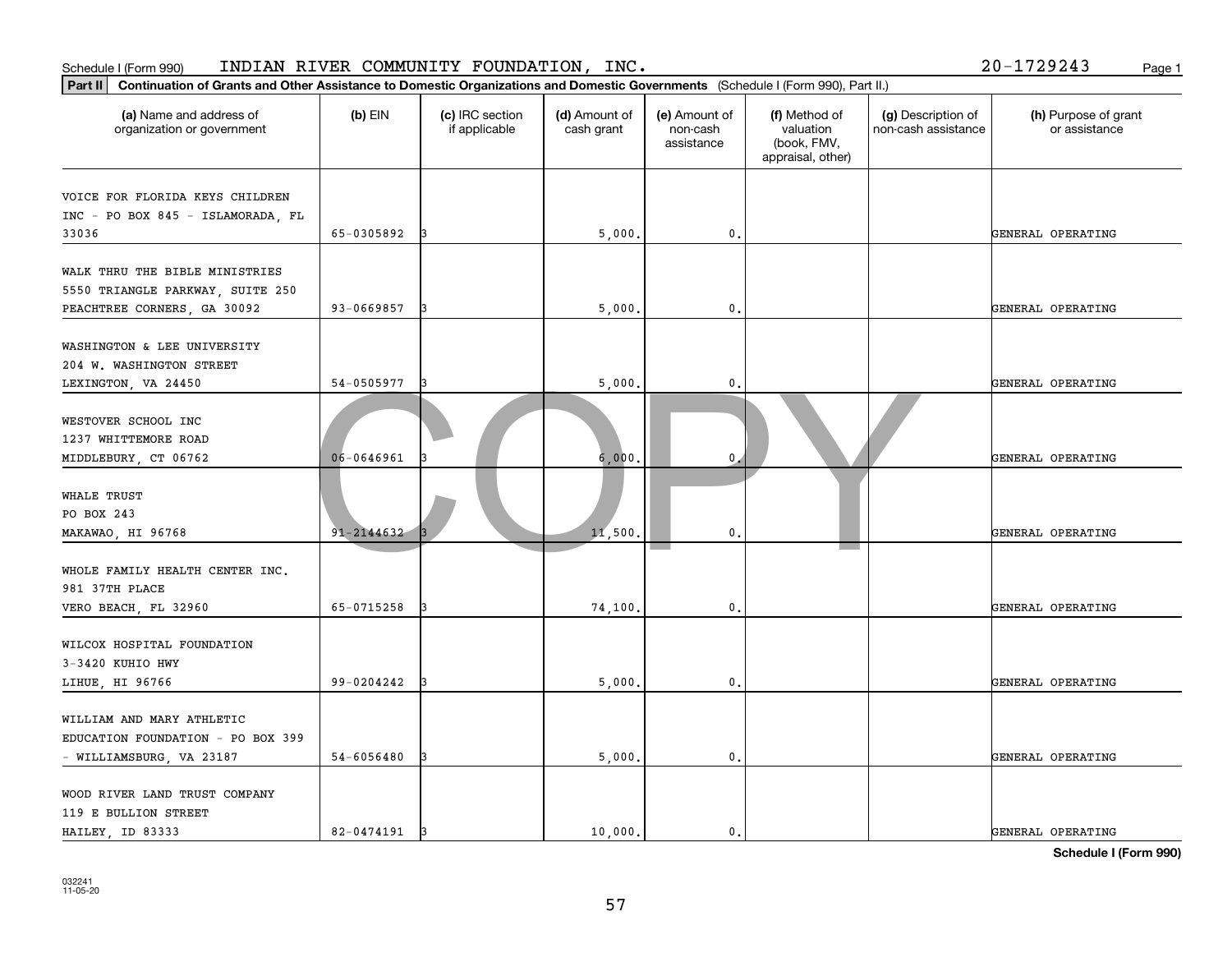Schedule I (Form 990) INDIAN RIVER COMMUNITY FOUNDATION, INC. 20-1729243

**Part II** **Continuation of Grants and Other Assistance to Domestic Organizations and Domestic Governments** (Schedule I (Form 990), Part II.)

| (a) Name and address of organization or government | (b) EIN | (c) IRC section if applicable | (d) Amount of cash grant | (e) Amount of non-cash assistance | (f) Method of valuation (book, FMV, appraisal, other) | (g) Description of non-cash assistance | (h) Purpose of grant or assistance |
|---|---|---|---|---|---|---|---|
| VOICE FOR FLORIDA KEYS CHILDREN INC - PO BOX 845 - ISLAMORADA, FL 33036 | 65-0305892 | 3 | 5,000. | 0. | | | GENERAL OPERATING |
| WALK THRU THE BIBLE MINISTRIES 5550 TRIANGLE PARKWAY, SUITE 250 PEACHTREE CORNERS, GA 30092 | 93-0669857 | 3 | 5,000. | 0. | | | GENERAL OPERATING |
| WASHINGTON & LEE UNIVERSITY 204 W. WASHINGTON STREET LEXINGTON, VA 24450 | 54-0505977 | 3 | 5,000. | 0. | | | GENERAL OPERATING |
| WESTOVER SCHOOL INC 1237 WHITTEMORE ROAD MIDDLEBURY, CT 06762 | 06-0646961 | 3 | 6,000. | 0. | | | GENERAL OPERATING |
| WHALE TRUST PO BOX 243 MAKAWAO, HI 96768 | 91-2144632 | 3 | 11,500. | 0. | | | GENERAL OPERATING |
| WHOLE FAMILY HEALTH CENTER INC. 981 37TH PLACE VERO BEACH, FL 32960 | 65-0715258 | 3 | 74,100. | 0. | | | GENERAL OPERATING |
| WILCOX HOSPITAL FOUNDATION 3-3420 KUHIO HWY LIHUE, HI 96766 | 99-0204242 | 3 | 5,000. | 0. | | | GENERAL OPERATING |
| WILLIAM AND MARY ATHLETIC EDUCATION FOUNDATION - PO BOX 399 - WILLIAMSBURG, VA 23187 | 54-6056480 | 3 | 5,000. | 0. | | | GENERAL OPERATING |
| WOOD RIVER LAND TRUST COMPANY 119 E BULLION STREET HAILEY, ID 83333 | 82-0474191 | 3 | 10,000. | 0. | | | GENERAL OPERATING |

**Schedule I (Form 990)**

032241 11-05-20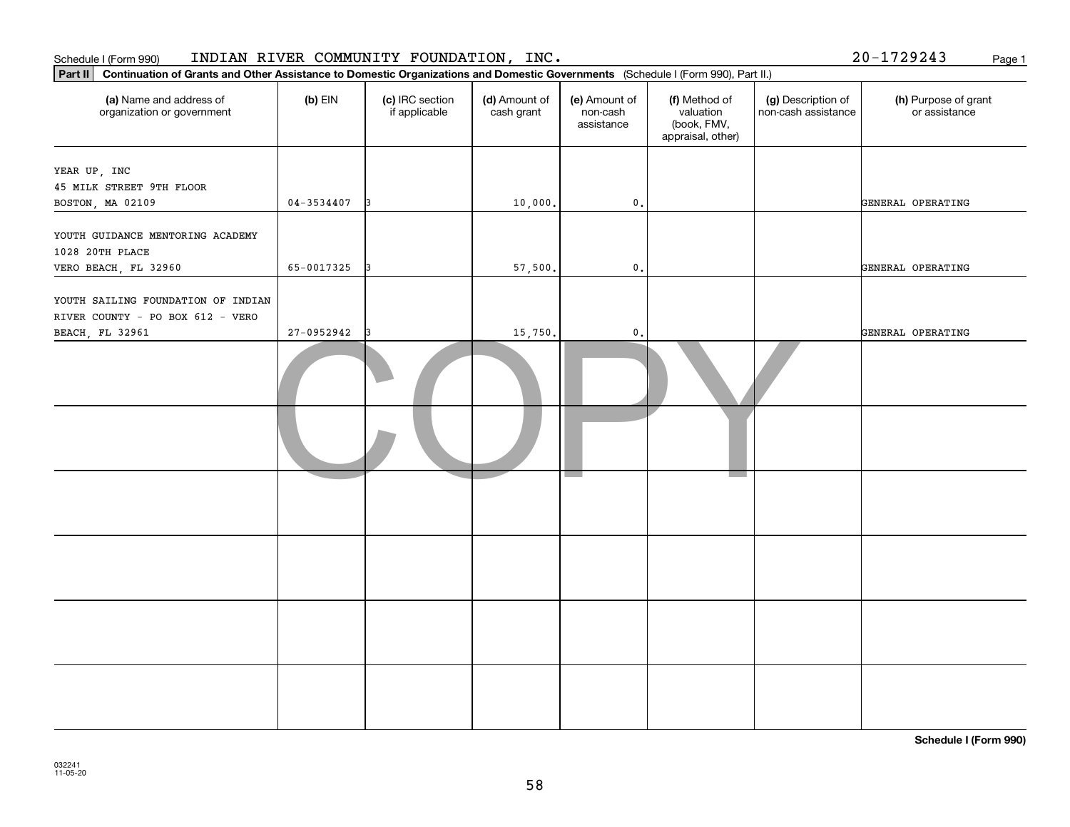Schedule I (Form 990) INDIAN RIVER COMMUNITY FOUNDATION, INC. 20-1729243 Page 1

**Part II** **Continuation of Grants and Other Assistance to Domestic Organizations and Domestic Governments** (Schedule I (Form 990), Part II.)

| (a) Name and address of organization or government | (b) EIN | (c) IRC section if applicable | (d) Amount of cash grant | (e) Amount of non-cash assistance | (f) Method of valuation (book, FMV, appraisal, other) | (g) Description of non-cash assistance | (h) Purpose of grant or assistance |
|---|---|---|---|---|---|---|---|
| YEAR UP, INC 45 MILK STREET 9TH FLOOR BOSTON, MA 02109 | 04-3534407 | 3 | 10,000. | 0. | | | GENERAL OPERATING |
| YOUTH GUIDANCE MENTORING ACADEMY 1028 20TH PLACE VERO BEACH, FL 32960 | 65-0017325 | 3 | 57,500. | 0. | | | GENERAL OPERATING |
| YOUTH SAILING FOUNDATION OF INDIAN RIVER COUNTY - PO BOX 612 - VERO BEACH, FL 32961 | 27-0952942 | 3 | 15,750. | 0. | | | GENERAL OPERATING |
| | | | | | | | |
| | | | | | | | |
| | | | | | | | |
| | | | | | | | |
| | | | | | | | |
| | | | | | | | |

COPY

**Schedule I (Form 990)**

032241 11-05-20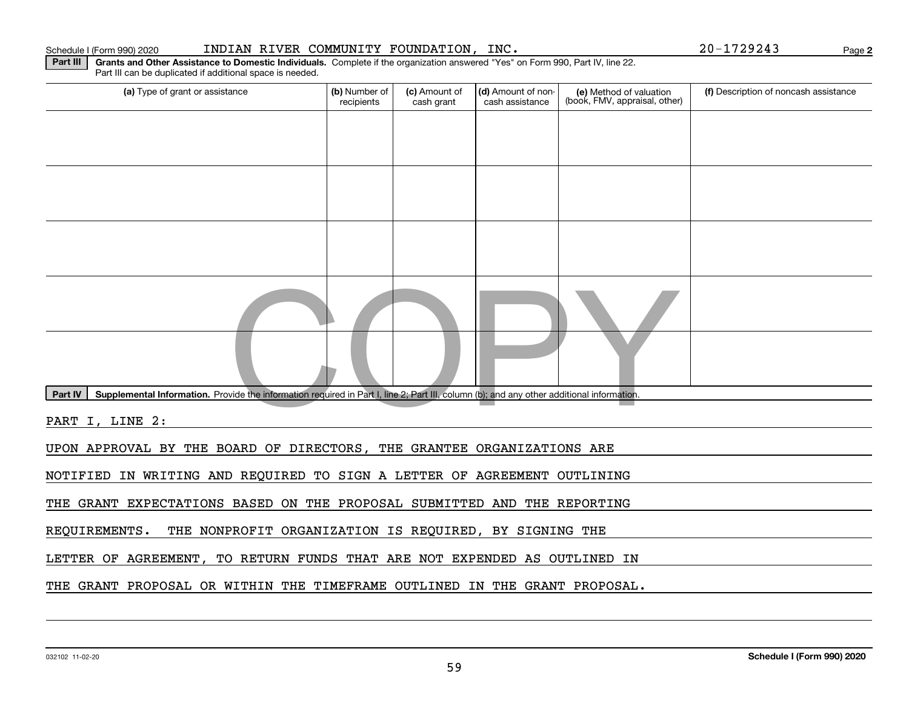Schedule I (Form 990) 2020 INDIAN RIVER COMMUNITY FOUNDATION, INC. 20-1729243

**Part III** **Grants and Other Assistance to Domestic Individuals.** Complete if the organization answered "Yes" on Form 990, Part IV, line 22. Part III can be duplicated if additional space is needed.

| (a) Type of grant or assistance | (b) Number of recipients | (c) Amount of cash grant | (d) Amount of non-cash assistance | (e) Method of valuation (book, FMV, appraisal, other) | (f) Description of noncash assistance |
|---|---|---|---|---|---|
| | | | | | |
| | | | | | |
| | | | | | |
| | | | | | |
| | | | | | |

**Part IV** **Supplemental Information.** Provide the information required in Part I, line 2; Part III, column (b); and any other additional information.

PART I, LINE 2:

UPON APPROVAL BY THE BOARD OF DIRECTORS, THE GRANTEE ORGANIZATIONS ARE NOTIFIED IN WRITING AND REQUIRED TO SIGN A LETTER OF AGREEMENT OUTLINING THE GRANT EXPECTATIONS BASED ON THE PROPOSAL SUBMITTED AND THE REPORTING REQUIREMENTS. THE NONPROFIT ORGANIZATION IS REQUIRED, BY SIGNING THE LETTER OF AGREEMENT, TO RETURN FUNDS THAT ARE NOT EXPENDED AS OUTLINED IN THE GRANT PROPOSAL OR WITHIN THE TIMEFRAME OUTLINED IN THE GRANT PROPOSAL.

032102 11-02-20 **Schedule I (Form 990) 2020**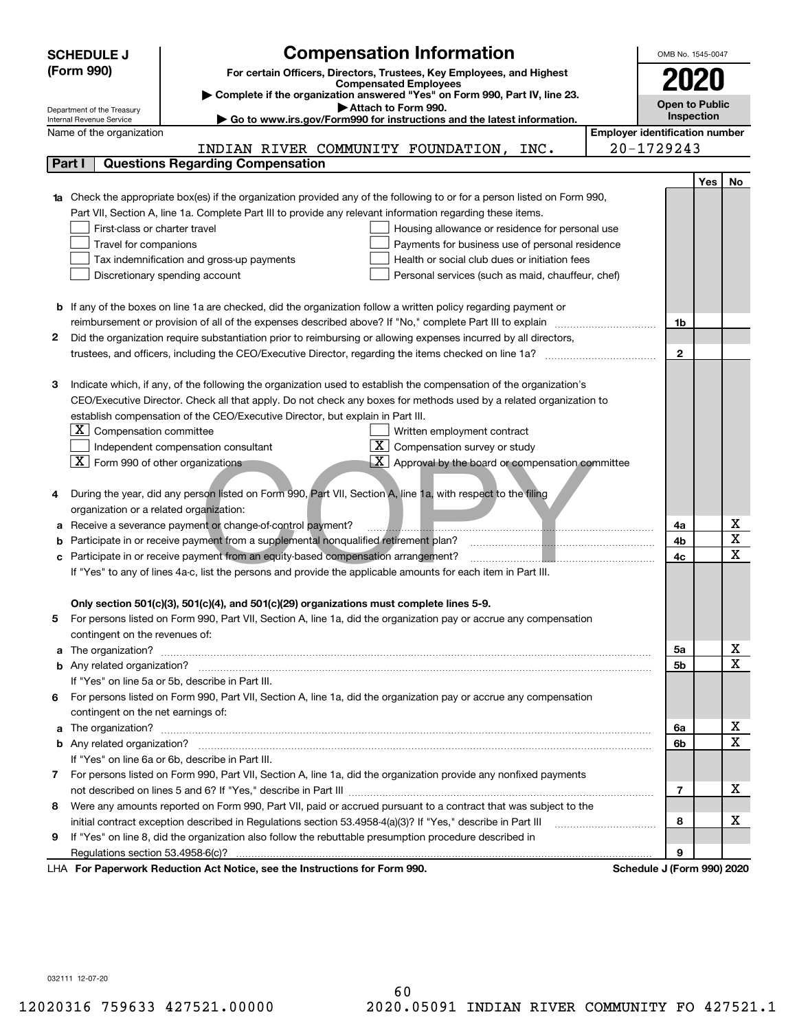# SCHEDULE J (Form 990)

## Compensation Information

**For certain Officers, Directors, Trustees, Key Employees, and Highest Compensated Employees**

▶ Complete if the organization answered "Yes" on Form 990, Part IV, line 23.

▶ Attach to Form 990.

▶ Go to www.irs.gov/Form990 for instructions and the latest information.

OMB No. 1545-0047

**2020**

**Open to Public Inspection**

Department of the Treasury
Internal Revenue Service

Name of the organization: INDIAN RIVER COMMUNITY FOUNDATION, INC.

Employer identification number: 20-1729243

## Part I Questions Regarding Compensation

| | | | Yes | No |
|---|---|---|---|---|
| **1a** | Check the appropriate box(es) if the organization provided any of the following to or for a person listed on Form 990, Part VII, Section A, line 1a. Complete Part III to provide any relevant information regarding these items.<br>☐ First-class or charter travel ☐ Housing allowance or residence for personal use<br>☐ Travel for companions ☐ Payments for business use of personal residence<br>☐ Tax indemnification and gross-up payments ☐ Health or social club dues or initiation fees<br>☐ Discretionary spending account ☐ Personal services (such as maid, chauffeur, chef) | | | |
| **b** | If any of the boxes on line 1a are checked, did the organization follow a written policy regarding payment or reimbursement or provision of all of the expenses described above? If "No," complete Part III to explain | 1b | | |
| **2** | Did the organization require substantiation prior to reimbursing or allowing expenses incurred by all directors, trustees, and officers, including the CEO/Executive Director, regarding the items checked on line 1a? | 2 | | |
| **3** | Indicate which, if any, of the following the organization used to establish the compensation of the organization's CEO/Executive Director. Check all that apply. Do not check any boxes for methods used by a related organization to establish compensation of the CEO/Executive Director, but explain in Part III.<br>☒ Compensation committee ☐ Written employment contract<br>☐ Independent compensation consultant ☒ Compensation survey or study<br>☒ Form 990 of other organizations ☒ Approval by the board or compensation committee | | | |
| **4** | During the year, did any person listed on Form 990, Part VII, Section A, line 1a, with respect to the filing organization or a related organization: | | | |
| **a** | Receive a severance payment or change-of-control payment? | 4a | | X |
| **b** | Participate in or receive payment from a supplemental nonqualified retirement plan? | 4b | | X |
| **c** | Participate in or receive payment from an equity-based compensation arrangement? | 4c | | X |
| | If "Yes" to any of lines 4a-c, list the persons and provide the applicable amounts for each item in Part III. | | | |
| | **Only section 501(c)(3), 501(c)(4), and 501(c)(29) organizations must complete lines 5-9.** | | | |
| **5** | For persons listed on Form 990, Part VII, Section A, line 1a, did the organization pay or accrue any compensation contingent on the revenues of: | | | |
| **a** | The organization? | 5a | | X |
| **b** | Any related organization? | 5b | | X |
| | If "Yes" on line 5a or 5b, describe in Part III. | | | |
| **6** | For persons listed on Form 990, Part VII, Section A, line 1a, did the organization pay or accrue any compensation contingent on the net earnings of: | | | |
| **a** | The organization? | 6a | | X |
| **b** | Any related organization? | 6b | | X |
| | If "Yes" on line 6a or 6b, describe in Part III. | | | |
| **7** | For persons listed on Form 990, Part VII, Section A, line 1a, did the organization provide any nonfixed payments not described on lines 5 and 6? If "Yes," describe in Part III | 7 | | X |
| **8** | Were any amounts reported on Form 990, Part VII, paid or accrued pursuant to a contract that was subject to the initial contract exception described in Regulations section 53.4958-4(a)(3)? If "Yes," describe in Part III | 8 | | X |
| **9** | If "Yes" on line 8, did the organization also follow the rebuttable presumption procedure described in Regulations section 53.4958-6(c)? | 9 | | |

LHA **For Paperwork Reduction Act Notice, see the Instructions for Form 990.** **Schedule J (Form 990) 2020**

032111 12-07-20

12020316 759633 427521.00000 2020.05091 INDIAN RIVER COMMUNITY FO 427521.1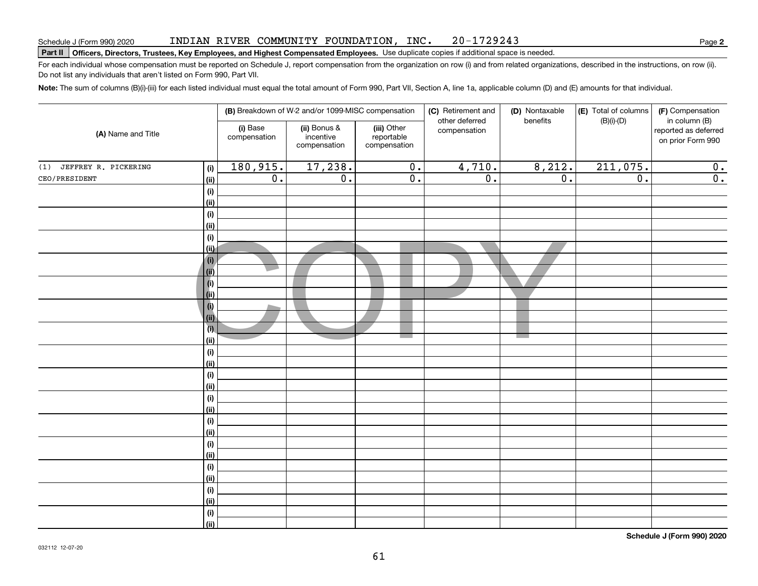Schedule J (Form 990) 2020 INDIAN RIVER COMMUNITY FOUNDATION, INC. 20-1729243 Page **2**

**Part II** **Officers, Directors, Trustees, Key Employees, and Highest Compensated Employees.** Use duplicate copies if additional space is needed.

For each individual whose compensation must be reported on Schedule J, report compensation from the organization on row (i) and from related organizations, described in the instructions, on row (ii). Do not list any individuals that aren't listed on Form 990, Part VII.

**Note:** The sum of columns (B)(i)-(iii) for each listed individual must equal the total amount of Form 990, Part VII, Section A, line 1a, applicable column (D) and (E) amounts for that individual.

| (A) Name and Title | | (B) Breakdown of W-2 and/or 1099-MISC compensation | | | (C) Retirement and other deferred compensation | (D) Nontaxable benefits | (E) Total of columns (B)(i)-(D) | (F) Compensation in column (B) reported as deferred on prior Form 990 |
|---|---|---|---|---|---|---|---|---|
| | | (i) Base compensation | (ii) Bonus & incentive compensation | (iii) Other reportable compensation | | | | |
| (1) JEFFREY R. PICKERING | (i) | 180,915. | 17,238. | 0. | 4,710. | 8,212. | 211,075. | 0. |
| CEO/PRESIDENT | (ii) | 0. | 0. | 0. | 0. | 0. | 0. | 0. |
| | (i) | | | | | | | |
| | (ii) | | | | | | | |
| | (i) | | | | | | | |
| | (ii) | | | | | | | |
| | (i) | | | | | | | |
| | (ii) | | | | | | | |
| | (i) | | | | | | | |
| | (ii) | | | | | | | |
| | (i) | | | | | | | |
| | (ii) | | | | | | | |
| | (i) | | | | | | | |
| | (ii) | | | | | | | |
| | (i) | | | | | | | |
| | (ii) | | | | | | | |
| | (i) | | | | | | | |
| | (ii) | | | | | | | |
| | (i) | | | | | | | |
| | (ii) | | | | | | | |
| | (i) | | | | | | | |
| | (ii) | | | | | | | |
| | (i) | | | | | | | |
| | (ii) | | | | | | | |
| | (i) | | | | | | | |
| | (ii) | | | | | | | |
| | (i) | | | | | | | |
| | (ii) | | | | | | | |
| | (i) | | | | | | | |
| | (ii) | | | | | | | |
| | (i) | | | | | | | |
| | (ii) | | | | | | | |

**Schedule J (Form 990) 2020**

032112 12-07-20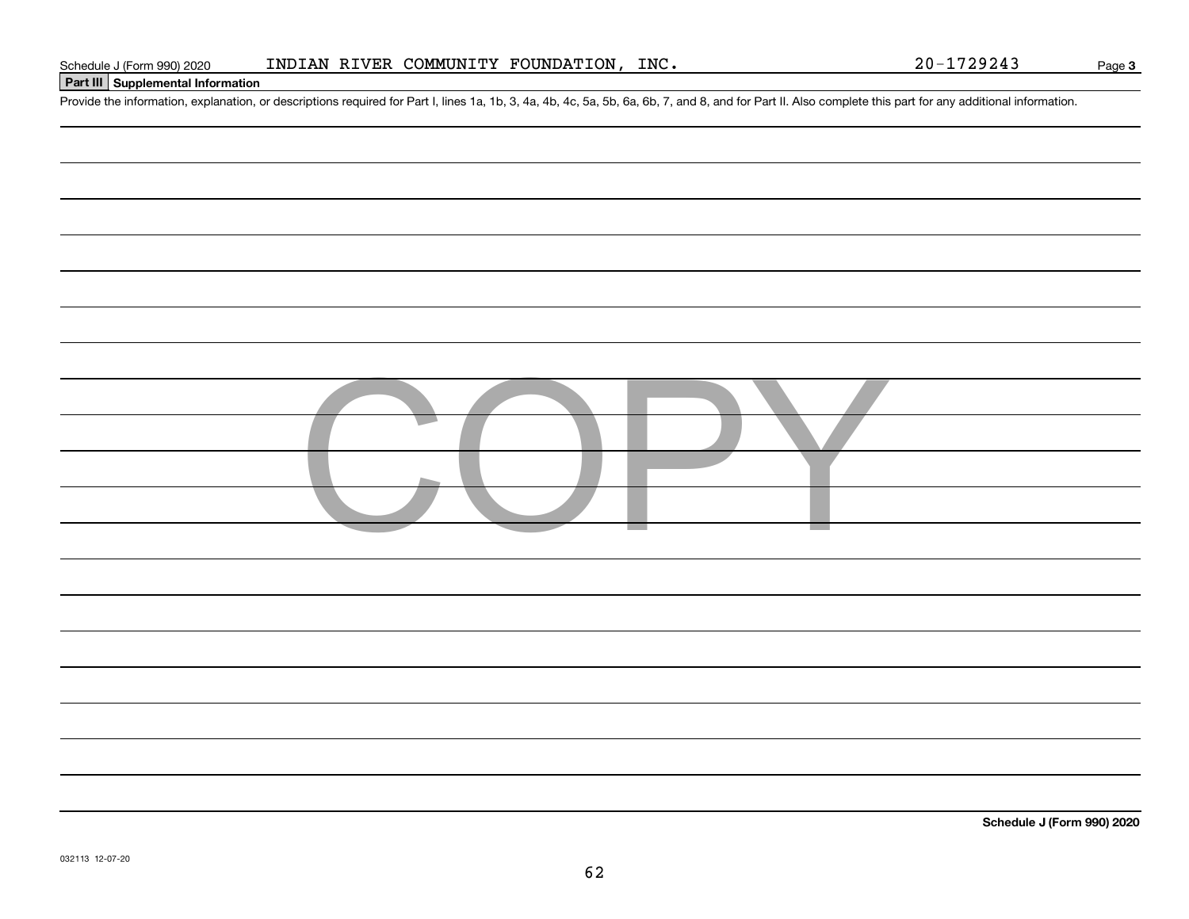Schedule J (Form 990) 2020 INDIAN RIVER COMMUNITY FOUNDATION, INC. 20-1729243 Page 3

**Part III Supplemental Information**

Provide the information, explanation, or descriptions required for Part I, lines 1a, 1b, 3, 4a, 4b, 4c, 5a, 5b, 6a, 6b, 7, and 8, and for Part II. Also complete this part for any additional information.

COPY

**Schedule J (Form 990) 2020**

032113 12-07-20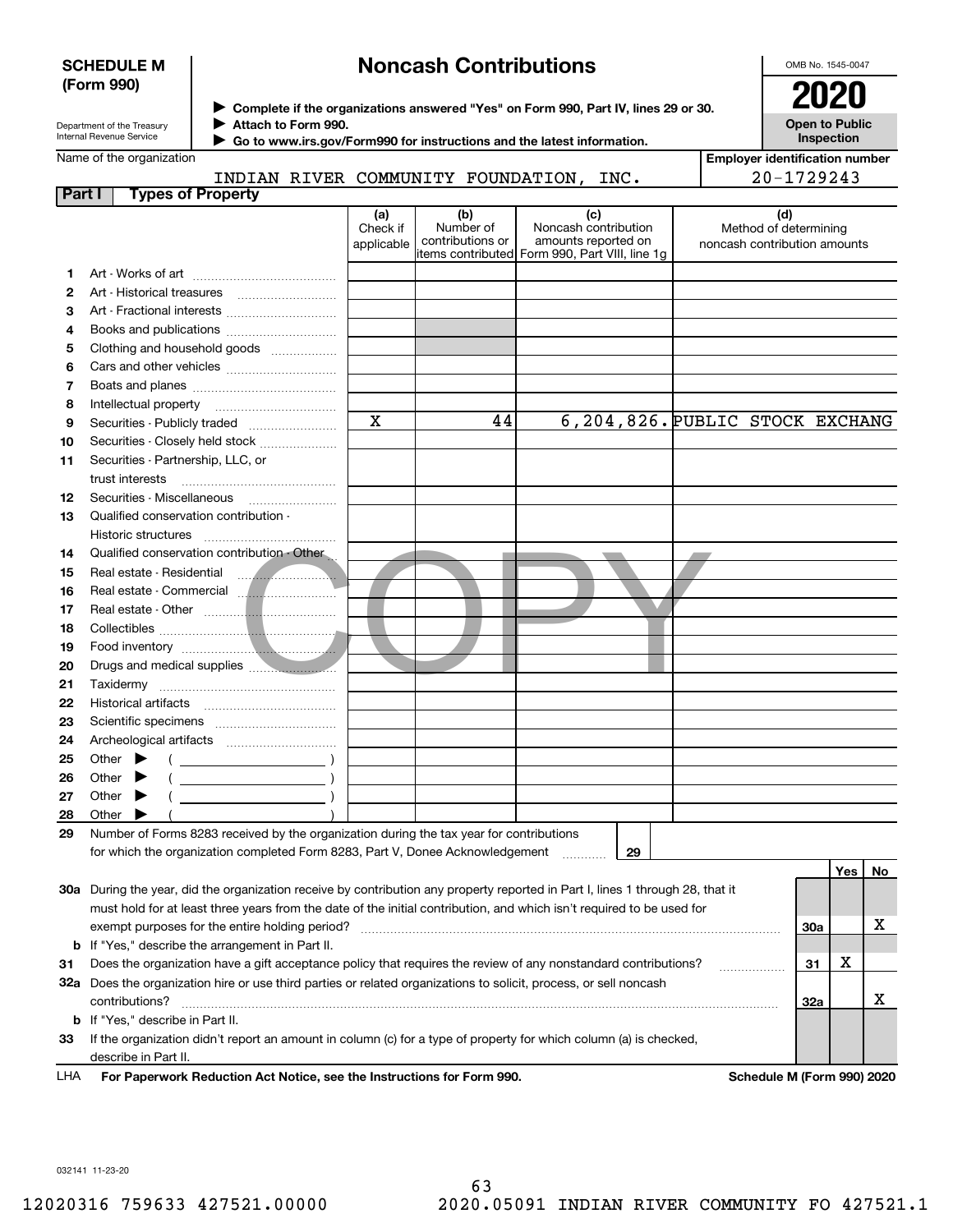**SCHEDULE M (Form 990)**

Department of the Treasury
Internal Revenue Service

# Noncash Contributions

▶ Complete if the organizations answered "Yes" on Form 990, Part IV, lines 29 or 30.
▶ Attach to Form 990.
▶ Go to www.irs.gov/Form990 for instructions and the latest information.

OMB No. 1545-0047

**2020**

**Open to Public Inspection**

Name of the organization: INDIAN RIVER COMMUNITY FOUNDATION, INC.

Employer identification number: 20-1729243

## Part I Types of Property

| | | (a) Check if applicable | (b) Number of contributions or items contributed | (c) Noncash contribution amounts reported on Form 990, Part VIII, line 1g | (d) Method of determining noncash contribution amounts |
|---|---|---|---|---|---|
| 1 | Art - Works of art | | | | |
| 2 | Art - Historical treasures | | | | |
| 3 | Art - Fractional interests | | | | |
| 4 | Books and publications | | | | |
| 5 | Clothing and household goods | | | | |
| 6 | Cars and other vehicles | | | | |
| 7 | Boats and planes | | | | |
| 8 | Intellectual property | | | | |
| 9 | Securities - Publicly traded | X | 44 | 6,204,826. | PUBLIC STOCK EXCHANG |
| 10 | Securities - Closely held stock | | | | |
| 11 | Securities - Partnership, LLC, or trust interests | | | | |
| 12 | Securities - Miscellaneous | | | | |
| 13 | Qualified conservation contribution - Historic structures | | | | |
| 14 | Qualified conservation contribution - Other | | | | |
| 15 | Real estate - Residential | | | | |
| 16 | Real estate - Commercial | | | | |
| 17 | Real estate - Other | | | | |
| 18 | Collectibles | | | | |
| 19 | Food inventory | | | | |
| 20 | Drugs and medical supplies | | | | |
| 21 | Taxidermy | | | | |
| 22 | Historical artifacts | | | | |
| 23 | Scientific specimens | | | | |
| 24 | Archeological artifacts | | | | |
| 25 | Other ▶ ( ) | | | | |
| 26 | Other ▶ ( ) | | | | |
| 27 | Other ▶ ( ) | | | | |
| 28 | Other ▶ ( ) | | | | |

29 Number of Forms 8283 received by the organization during the tax year for contributions for which the organization completed Form 8283, Part V, Donee Acknowledgement ..... 29

| | | | Yes | No |
|---|---|---|---|---|
| 30a | During the year, did the organization receive by contribution any property reported in Part I, lines 1 through 28, that it must hold for at least three years from the date of the initial contribution, and which isn't required to be used for exempt purposes for the entire holding period? | 30a | | X |
| b | If "Yes," describe the arrangement in Part II. | | | |
| 31 | Does the organization have a gift acceptance policy that requires the review of any nonstandard contributions? | 31 | X | |
| 32a | Does the organization hire or use third parties or related organizations to solicit, process, or sell noncash contributions? | 32a | | X |
| b | If "Yes," describe in Part II. | | | |
| 33 | If the organization didn't report an amount in column (c) for a type of property for which column (a) is checked, describe in Part II. | | | |

LHA For Paperwork Reduction Act Notice, see the Instructions for Form 990. Schedule M (Form 990) 2020

032141 11-23-20

12020316 759633 427521.00000 2020.05091 INDIAN RIVER COMMUNITY FO 427521.1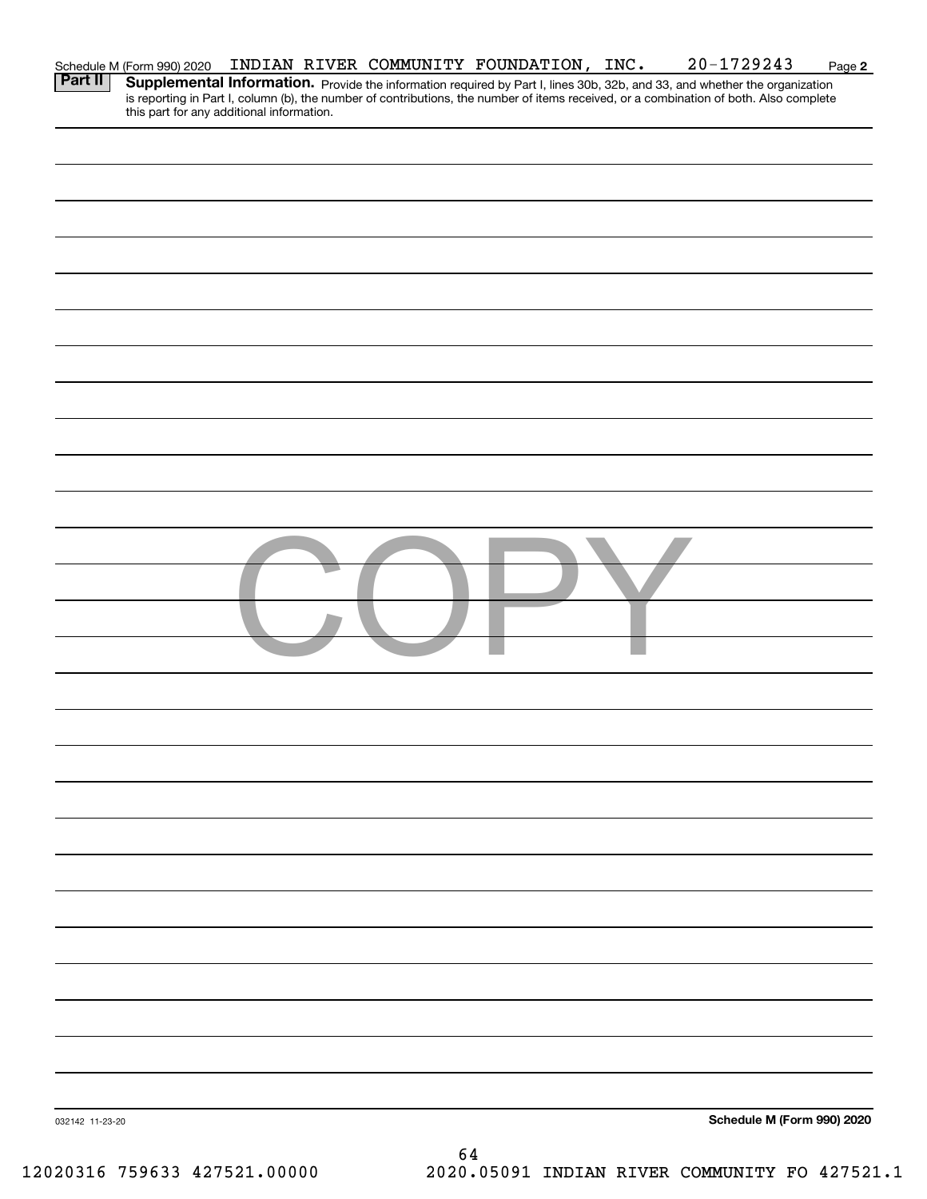Schedule M (Form 990) 2020 INDIAN RIVER COMMUNITY FOUNDATION, INC. 20-1729243 Page **2**

**Part II** **Supplemental Information.** Provide the information required by Part I, lines 30b, 32b, and 33, and whether the organization is reporting in Part I, column (b), the number of contributions, the number of items received, or a combination of both. Also complete this part for any additional information.

COPY

032142 11-23-20 **Schedule M (Form 990) 2020**

12020316 759633 427521.00000 2020.05091 INDIAN RIVER COMMUNITY FO 427521.1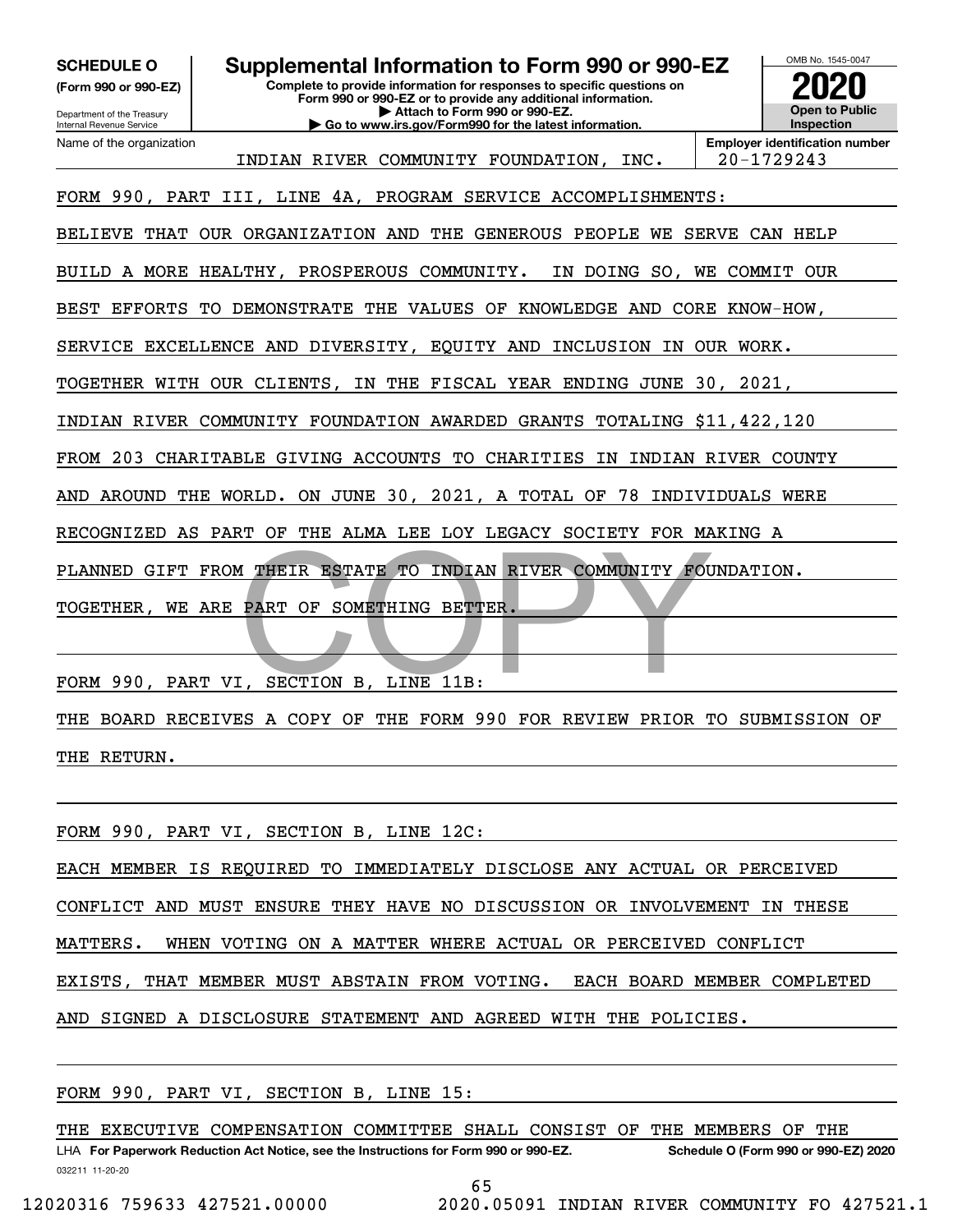**SCHEDULE O**
**(Form 990 or 990-EZ)**

Department of the Treasury
Internal Revenue Service

# Supplemental Information to Form 990 or 990-EZ

**Complete to provide information for responses to specific questions on Form 990 or 990-EZ or to provide any additional information.**
**▶ Attach to Form 990 or 990-EZ.**
**▶ Go to www.irs.gov/Form990 for the latest information.**

OMB No. 1545-0047
**2020**
**Open to Public Inspection**

| Name of the organization | Employer identification number |
|---|---|
| INDIAN RIVER COMMUNITY FOUNDATION, INC. | 20-1729243 |

FORM 990, PART III, LINE 4A, PROGRAM SERVICE ACCOMPLISHMENTS:

BELIEVE THAT OUR ORGANIZATION AND THE GENEROUS PEOPLE WE SERVE CAN HELP BUILD A MORE HEALTHY, PROSPEROUS COMMUNITY. IN DOING SO, WE COMMIT OUR BEST EFFORTS TO DEMONSTRATE THE VALUES OF KNOWLEDGE AND CORE KNOW-HOW, SERVICE EXCELLENCE AND DIVERSITY, EQUITY AND INCLUSION IN OUR WORK. TOGETHER WITH OUR CLIENTS, IN THE FISCAL YEAR ENDING JUNE 30, 2021, INDIAN RIVER COMMUNITY FOUNDATION AWARDED GRANTS TOTALING $11,422,120 FROM 203 CHARITABLE GIVING ACCOUNTS TO CHARITIES IN INDIAN RIVER COUNTY AND AROUND THE WORLD. ON JUNE 30, 2021, A TOTAL OF 78 INDIVIDUALS WERE RECOGNIZED AS PART OF THE ALMA LEE LOY LEGACY SOCIETY FOR MAKING A PLANNED GIFT FROM THEIR ESTATE TO INDIAN RIVER COMMUNITY FOUNDATION. TOGETHER, WE ARE PART OF SOMETHING BETTER.

FORM 990, PART VI, SECTION B, LINE 11B:

THE BOARD RECEIVES A COPY OF THE FORM 990 FOR REVIEW PRIOR TO SUBMISSION OF THE RETURN.

FORM 990, PART VI, SECTION B, LINE 12C:

EACH MEMBER IS REQUIRED TO IMMEDIATELY DISCLOSE ANY ACTUAL OR PERCEIVED CONFLICT AND MUST ENSURE THEY HAVE NO DISCUSSION OR INVOLVEMENT IN THESE MATTERS. WHEN VOTING ON A MATTER WHERE ACTUAL OR PERCEIVED CONFLICT EXISTS, THAT MEMBER MUST ABSTAIN FROM VOTING. EACH BOARD MEMBER COMPLETED AND SIGNED A DISCLOSURE STATEMENT AND AGREED WITH THE POLICIES.

FORM 990, PART VI, SECTION B, LINE 15:

THE EXECUTIVE COMPENSATION COMMITTEE SHALL CONSIST OF THE MEMBERS OF THE

LHA **For Paperwork Reduction Act Notice, see the Instructions for Form 990 or 990-EZ.** **Schedule O (Form 990 or 990-EZ) 2020**
032211 11-20-20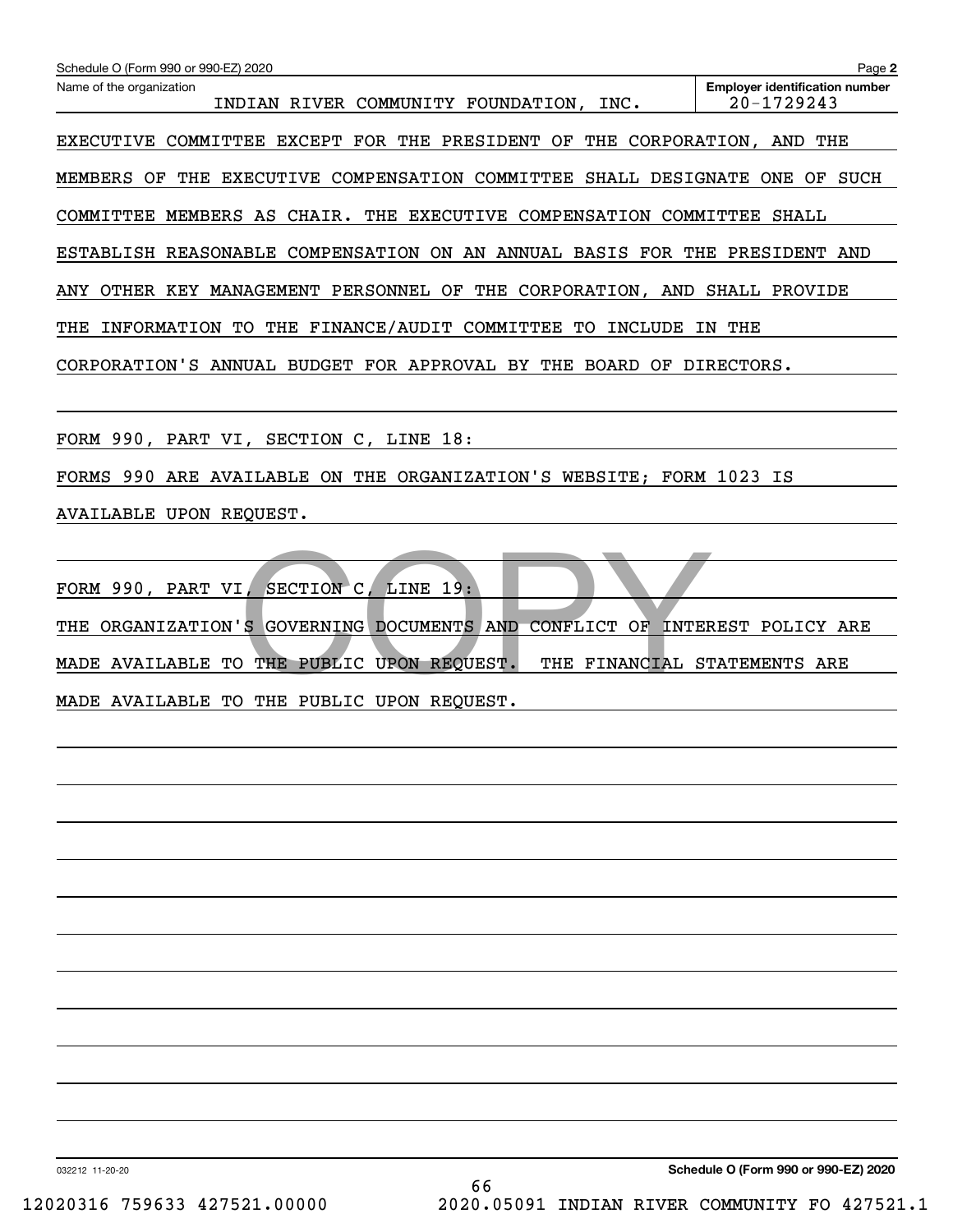Schedule O (Form 990 or 990-EZ) 2020

Name of the organization: INDIAN RIVER COMMUNITY FOUNDATION, INC.

Employer identification number: 20-1729243

EXECUTIVE COMMITTEE EXCEPT FOR THE PRESIDENT OF THE CORPORATION, AND THE MEMBERS OF THE EXECUTIVE COMPENSATION COMMITTEE SHALL DESIGNATE ONE OF SUCH COMMITTEE MEMBERS AS CHAIR. THE EXECUTIVE COMPENSATION COMMITTEE SHALL ESTABLISH REASONABLE COMPENSATION ON AN ANNUAL BASIS FOR THE PRESIDENT AND ANY OTHER KEY MANAGEMENT PERSONNEL OF THE CORPORATION, AND SHALL PROVIDE THE INFORMATION TO THE FINANCE/AUDIT COMMITTEE TO INCLUDE IN THE CORPORATION'S ANNUAL BUDGET FOR APPROVAL BY THE BOARD OF DIRECTORS.

FORM 990, PART VI, SECTION C, LINE 18:

FORMS 990 ARE AVAILABLE ON THE ORGANIZATION'S WEBSITE; FORM 1023 IS AVAILABLE UPON REQUEST.

FORM 990, PART VI, SECTION C, LINE 19:

THE ORGANIZATION'S GOVERNING DOCUMENTS AND CONFLICT OF INTEREST POLICY ARE MADE AVAILABLE TO THE PUBLIC UPON REQUEST. THE FINANCIAL STATEMENTS ARE MADE AVAILABLE TO THE PUBLIC UPON REQUEST.

032212 11-20-20

Schedule O (Form 990 or 990-EZ) 2020

12020316 759633 427521.00000 2020.05091 INDIAN RIVER COMMUNITY FO 427521.1